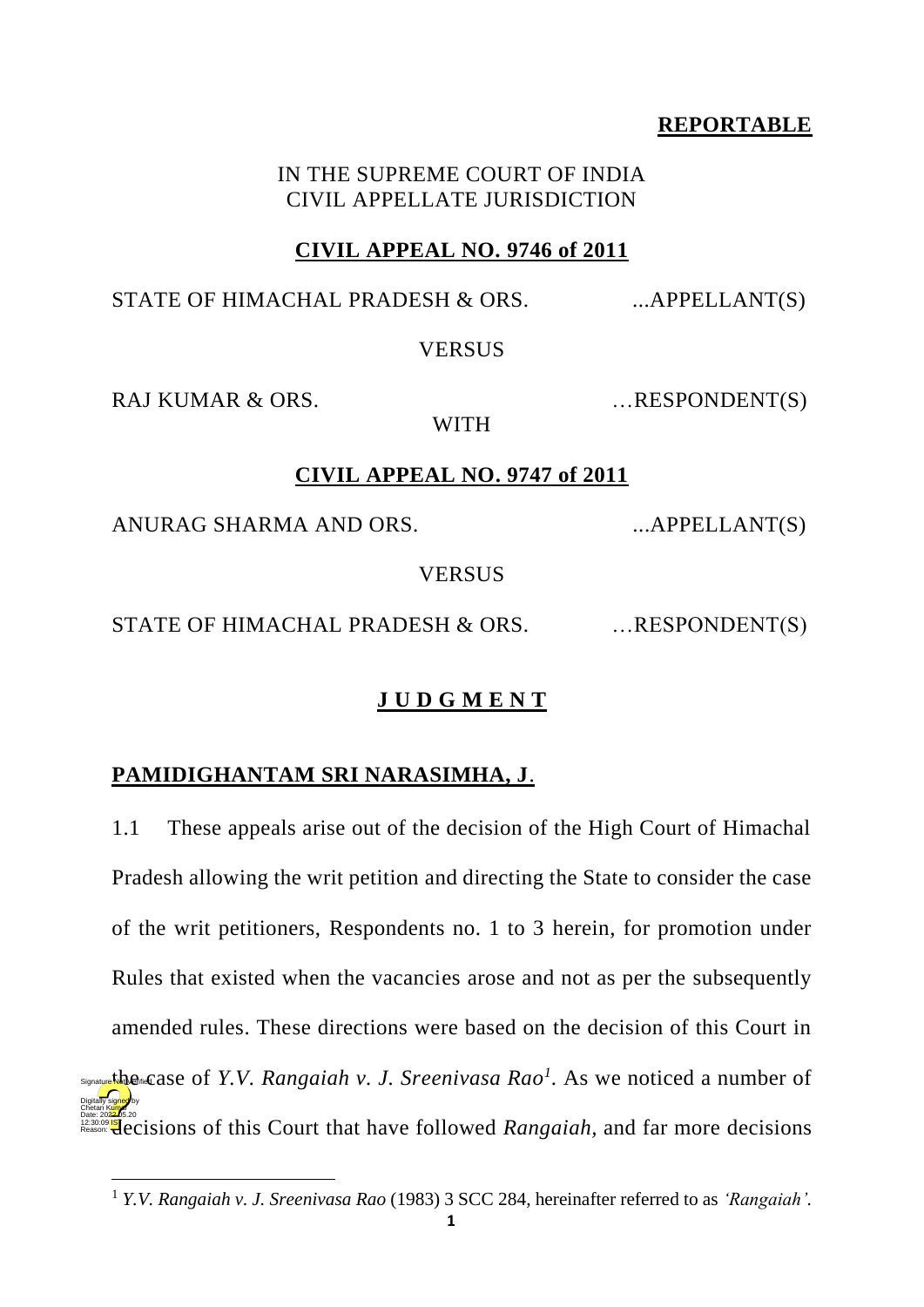**REPORTABLE**

IN THE SUPREME COURT OF INDIA
CIVIL APPELLATE JURISDICTION

**CIVIL APPEAL NO. 9746 of 2011**

STATE OF HIMACHAL PRADESH & ORS. ...APPELLANT(S)

VERSUS

RAJ KUMAR & ORS. …RESPONDENT(S)

WITH

**CIVIL APPEAL NO. 9747 of 2011**

ANURAG SHARMA AND ORS. ...APPELLANT(S)

VERSUS

STATE OF HIMACHAL PRADESH & ORS. …RESPONDENT(S)

**J U D G M E N T**

**PAMIDIGHANTAM SRI NARASIMHA, J**.

1.1 These appeals arise out of the decision of the High Court of Himachal Pradesh allowing the writ petition and directing the State to consider the case of the writ petitioners, Respondents no. 1 to 3 herein, for promotion under Rules that existed when the vacancies arose and not as per the subsequently amended rules. These directions were based on the decision of this Court in the case of *Y.V. Rangaiah v. J. Sreenivasa Rao*[1]. As we noticed a number of decisions of this Court that have followed *Rangaiah*, and far more decisions

[1] *Y.V. Rangaiah v. J. Sreenivasa Rao* (1983) 3 SCC 284, hereinafter referred to as *'Rangaiah'*.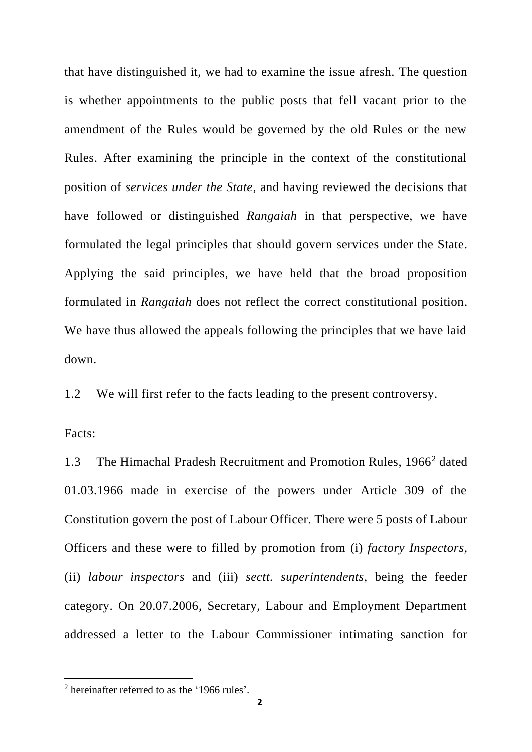that have distinguished it, we had to examine the issue afresh. The question is whether appointments to the public posts that fell vacant prior to the amendment of the Rules would be governed by the old Rules or the new Rules. After examining the principle in the context of the constitutional position of *services under the State*, and having reviewed the decisions that have followed or distinguished *Rangaiah* in that perspective, we have formulated the legal principles that should govern services under the State. Applying the said principles, we have held that the broad proposition formulated in *Rangaiah* does not reflect the correct constitutional position. We have thus allowed the appeals following the principles that we have laid down.

1.2 We will first refer to the facts leading to the present controversy.

Facts:

1.3 The Himachal Pradesh Recruitment and Promotion Rules, 1966[2] dated 01.03.1966 made in exercise of the powers under Article 309 of the Constitution govern the post of Labour Officer. There were 5 posts of Labour Officers and these were to filled by promotion from (i) *factory Inspectors*, (ii) *labour inspectors* and (iii) *sectt. superintendents*, being the feeder category. On 20.07.2006, Secretary, Labour and Employment Department addressed a letter to the Labour Commissioner intimating sanction for

[2] hereinafter referred to as the '1966 rules'.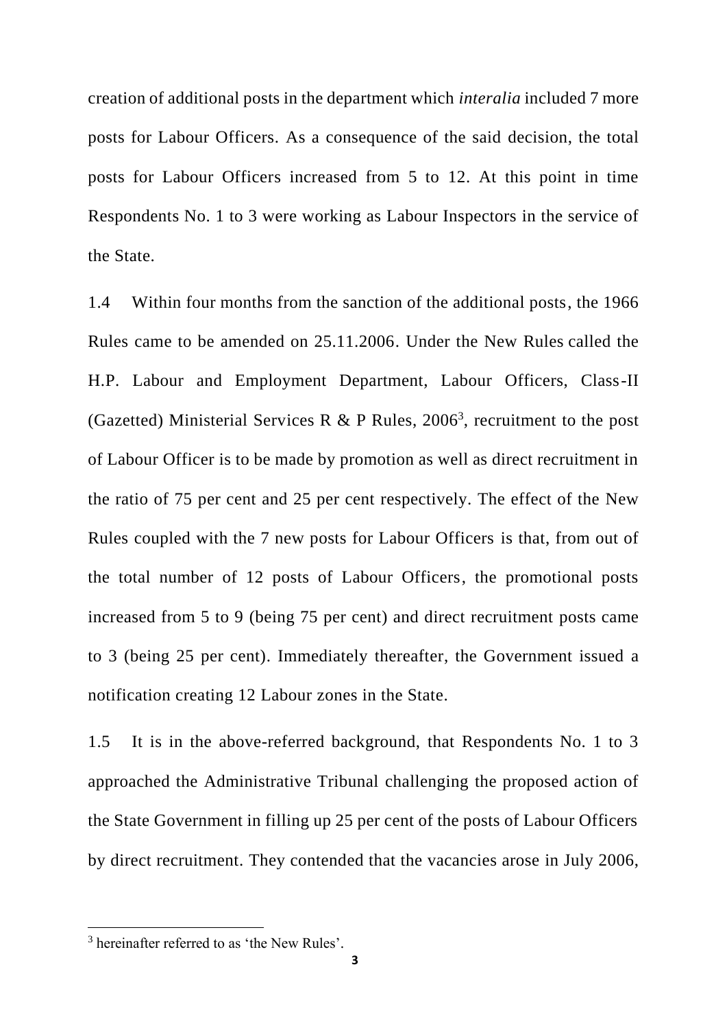creation of additional posts in the department which *interalia* included 7 more posts for Labour Officers. As a consequence of the said decision, the total posts for Labour Officers increased from 5 to 12. At this point in time Respondents No. 1 to 3 were working as Labour Inspectors in the service of the State.

1.4 Within four months from the sanction of the additional posts, the 1966 Rules came to be amended on 25.11.2006. Under the New Rules called the H.P. Labour and Employment Department, Labour Officers, Class-II (Gazetted) Ministerial Services R & P Rules, 2006[3], recruitment to the post of Labour Officer is to be made by promotion as well as direct recruitment in the ratio of 75 per cent and 25 per cent respectively. The effect of the New Rules coupled with the 7 new posts for Labour Officers is that, from out of the total number of 12 posts of Labour Officers, the promotional posts increased from 5 to 9 (being 75 per cent) and direct recruitment posts came to 3 (being 25 per cent). Immediately thereafter, the Government issued a notification creating 12 Labour zones in the State.

1.5 It is in the above-referred background, that Respondents No. 1 to 3 approached the Administrative Tribunal challenging the proposed action of the State Government in filling up 25 per cent of the posts of Labour Officers by direct recruitment. They contended that the vacancies arose in July 2006,

---

[3] hereinafter referred to as 'the New Rules'.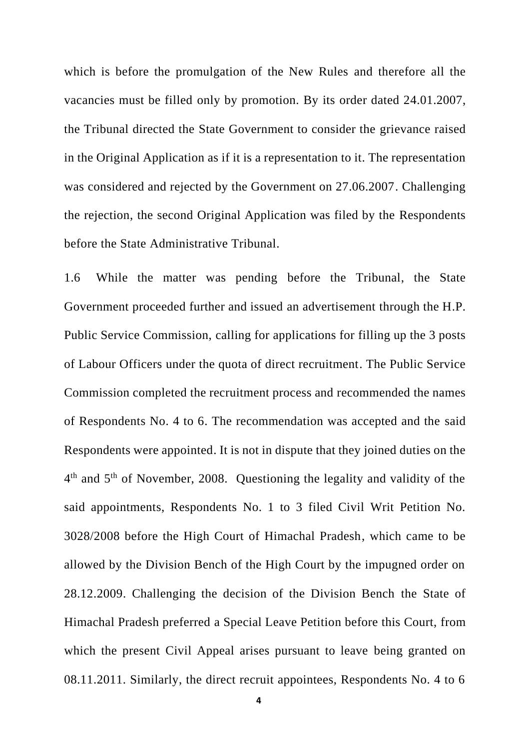which is before the promulgation of the New Rules and therefore all the vacancies must be filled only by promotion. By its order dated 24.01.2007, the Tribunal directed the State Government to consider the grievance raised in the Original Application as if it is a representation to it. The representation was considered and rejected by the Government on 27.06.2007. Challenging the rejection, the second Original Application was filed by the Respondents before the State Administrative Tribunal.

1.6 While the matter was pending before the Tribunal, the State Government proceeded further and issued an advertisement through the H.P. Public Service Commission, calling for applications for filling up the 3 posts of Labour Officers under the quota of direct recruitment. The Public Service Commission completed the recruitment process and recommended the names of Respondents No. 4 to 6. The recommendation was accepted and the said Respondents were appointed. It is not in dispute that they joined duties on the 4th and 5th of November, 2008. Questioning the legality and validity of the said appointments, Respondents No. 1 to 3 filed Civil Writ Petition No. 3028/2008 before the High Court of Himachal Pradesh, which came to be allowed by the Division Bench of the High Court by the impugned order on 28.12.2009. Challenging the decision of the Division Bench the State of Himachal Pradesh preferred a Special Leave Petition before this Court, from which the present Civil Appeal arises pursuant to leave being granted on 08.11.2011. Similarly, the direct recruit appointees, Respondents No. 4 to 6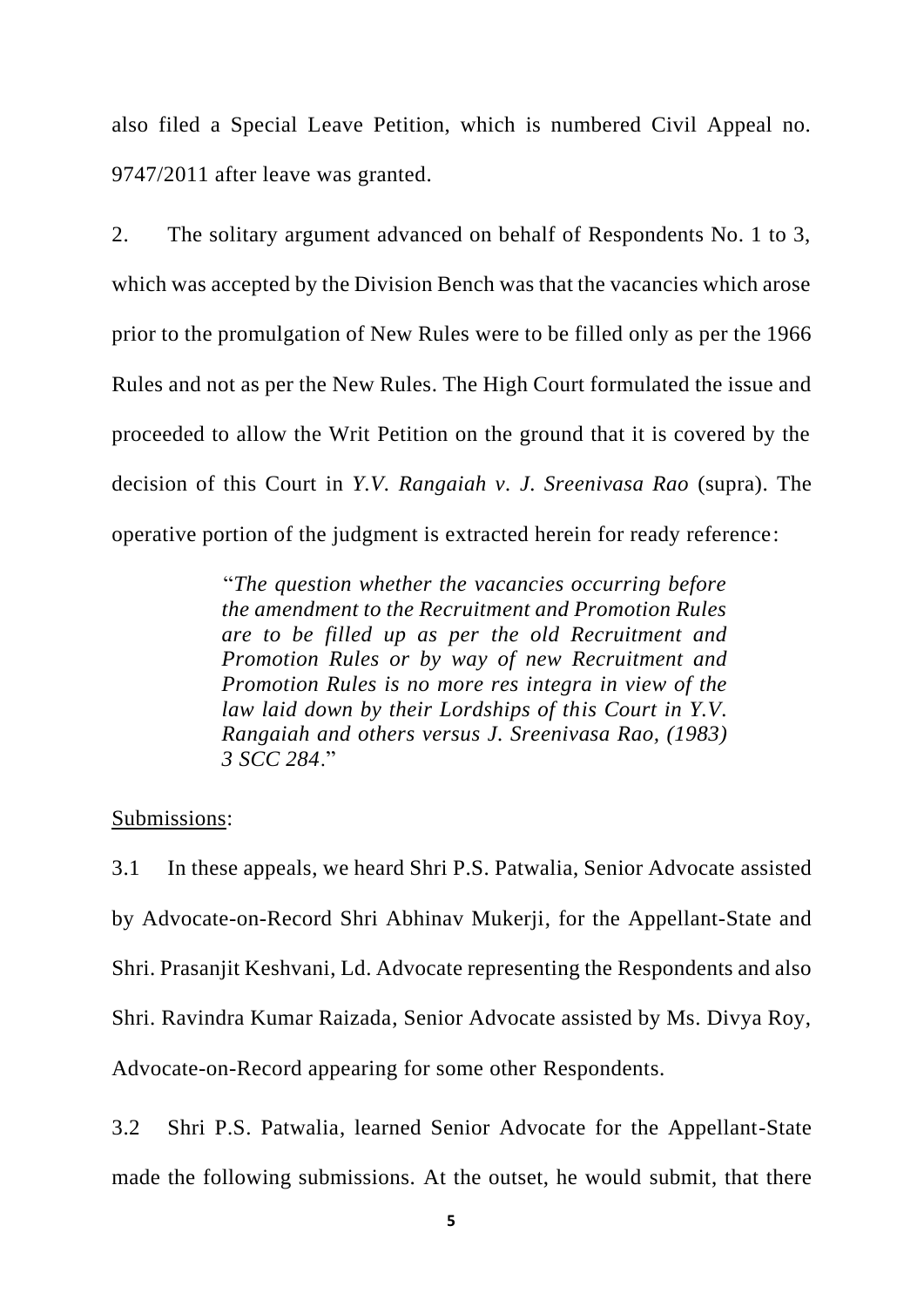also filed a Special Leave Petition, which is numbered Civil Appeal no. 9747/2011 after leave was granted.

2. The solitary argument advanced on behalf of Respondents No. 1 to 3, which was accepted by the Division Bench was that the vacancies which arose prior to the promulgation of New Rules were to be filled only as per the 1966 Rules and not as per the New Rules. The High Court formulated the issue and proceeded to allow the Writ Petition on the ground that it is covered by the decision of this Court in *Y.V. Rangaiah v. J. Sreenivasa Rao* (supra). The operative portion of the judgment is extracted herein for ready reference:

> "*The question whether the vacancies occurring before the amendment to the Recruitment and Promotion Rules are to be filled up as per the old Recruitment and Promotion Rules or by way of new Recruitment and Promotion Rules is no more res integra in view of the law laid down by their Lordships of this Court in Y.V. Rangaiah and others versus J. Sreenivasa Rao, (1983) 3 SCC 284*."

<u>Submissions</u>:

3.1 In these appeals, we heard Shri P.S. Patwalia, Senior Advocate assisted by Advocate-on-Record Shri Abhinav Mukerji, for the Appellant-State and Shri. Prasanjit Keshvani, Ld. Advocate representing the Respondents and also Shri. Ravindra Kumar Raizada, Senior Advocate assisted by Ms. Divya Roy, Advocate-on-Record appearing for some other Respondents.

3.2 Shri P.S. Patwalia, learned Senior Advocate for the Appellant-State made the following submissions. At the outset, he would submit, that there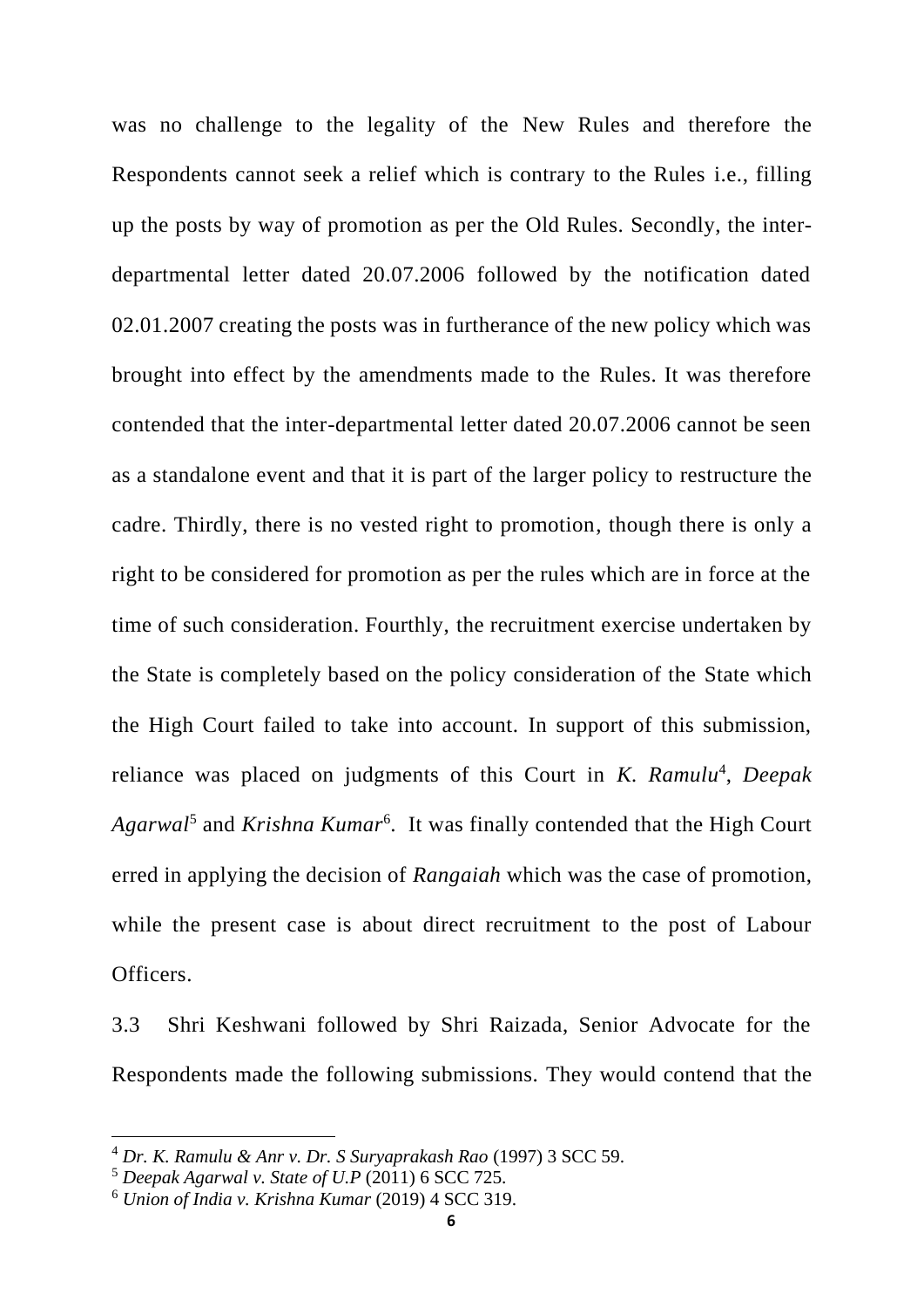was no challenge to the legality of the New Rules and therefore the Respondents cannot seek a relief which is contrary to the Rules i.e., filling up the posts by way of promotion as per the Old Rules. Secondly, the inter-departmental letter dated 20.07.2006 followed by the notification dated 02.01.2007 creating the posts was in furtherance of the new policy which was brought into effect by the amendments made to the Rules. It was therefore contended that the inter-departmental letter dated 20.07.2006 cannot be seen as a standalone event and that it is part of the larger policy to restructure the cadre. Thirdly, there is no vested right to promotion, though there is only a right to be considered for promotion as per the rules which are in force at the time of such consideration. Fourthly, the recruitment exercise undertaken by the State is completely based on the policy consideration of the State which the High Court failed to take into account. In support of this submission, reliance was placed on judgments of this Court in *K. Ramulu*[4], *Deepak Agarwal*[5] and *Krishna Kumar*[6]. It was finally contended that the High Court erred in applying the decision of *Rangaiah* which was the case of promotion, while the present case is about direct recruitment to the post of Labour Officers.

3.3 Shri Keshwani followed by Shri Raizada, Senior Advocate for the Respondents made the following submissions. They would contend that the

---

[4] *Dr. K. Ramulu & Anr v. Dr. S Suryaprakash Rao* (1997) 3 SCC 59.

[5] *Deepak Agarwal v. State of U.P* (2011) 6 SCC 725.

[6] *Union of India v. Krishna Kumar* (2019) 4 SCC 319.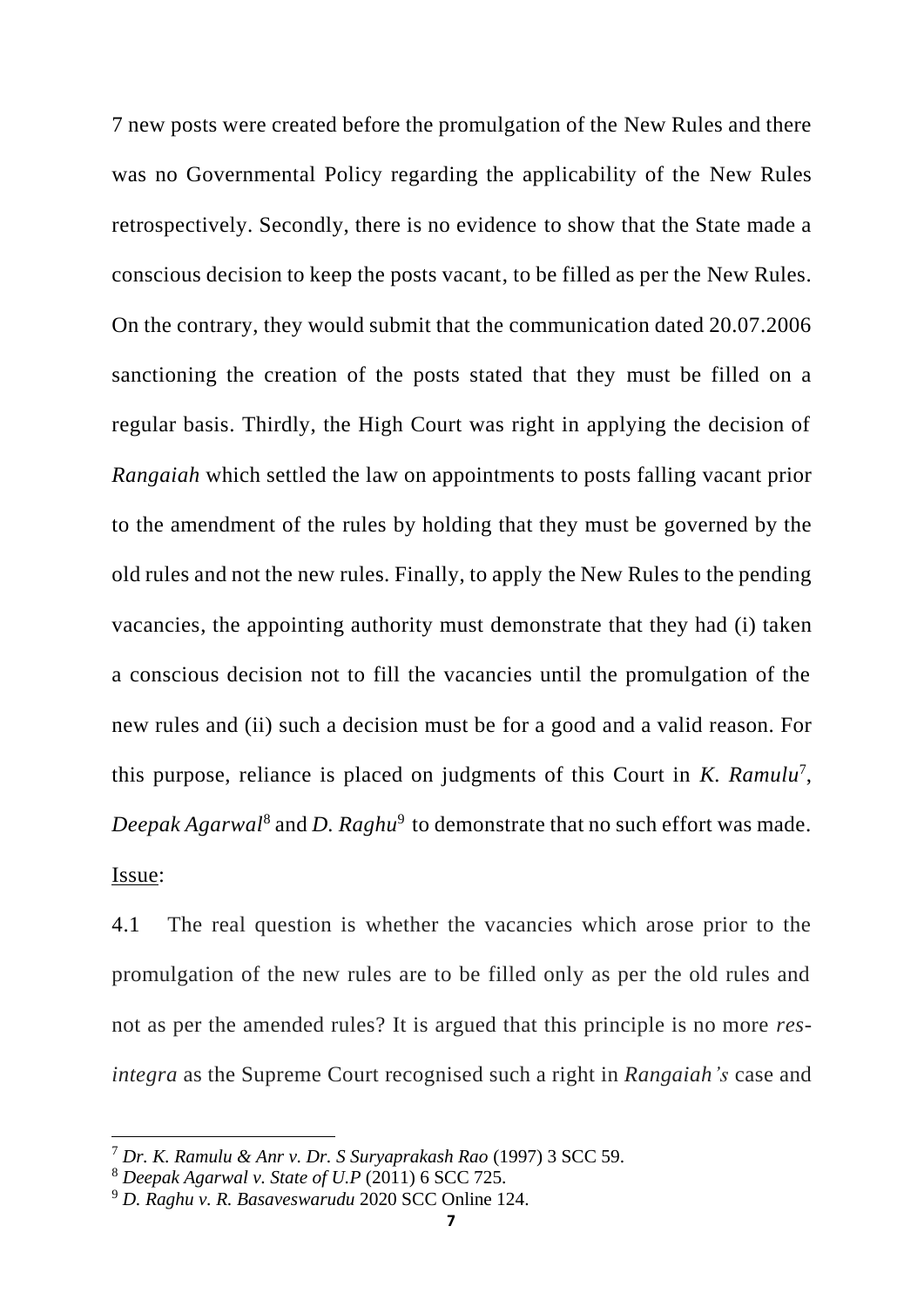7 new posts were created before the promulgation of the New Rules and there was no Governmental Policy regarding the applicability of the New Rules retrospectively. Secondly, there is no evidence to show that the State made a conscious decision to keep the posts vacant, to be filled as per the New Rules. On the contrary, they would submit that the communication dated 20.07.2006 sanctioning the creation of the posts stated that they must be filled on a regular basis. Thirdly, the High Court was right in applying the decision of *Rangaiah* which settled the law on appointments to posts falling vacant prior to the amendment of the rules by holding that they must be governed by the old rules and not the new rules. Finally, to apply the New Rules to the pending vacancies, the appointing authority must demonstrate that they had (i) taken a conscious decision not to fill the vacancies until the promulgation of the new rules and (ii) such a decision must be for a good and a valid reason. For this purpose, reliance is placed on judgments of this Court in *K. Ramulu*[7], *Deepak Agarwal*[8] and *D. Raghu*[9] to demonstrate that no such effort was made.

<u>Issue</u>:

4.1 The real question is whether the vacancies which arose prior to the promulgation of the new rules are to be filled only as per the old rules and not as per the amended rules? It is argued that this principle is no more *res-integra* as the Supreme Court recognised such a right in *Rangaiah's* case and

---

[7] *Dr. K. Ramulu & Anr v. Dr. S Suryaprakash Rao* (1997) 3 SCC 59.

[8] *Deepak Agarwal v. State of U.P* (2011) 6 SCC 725.

[9] *D. Raghu v. R. Basaveswarudu* 2020 SCC Online 124.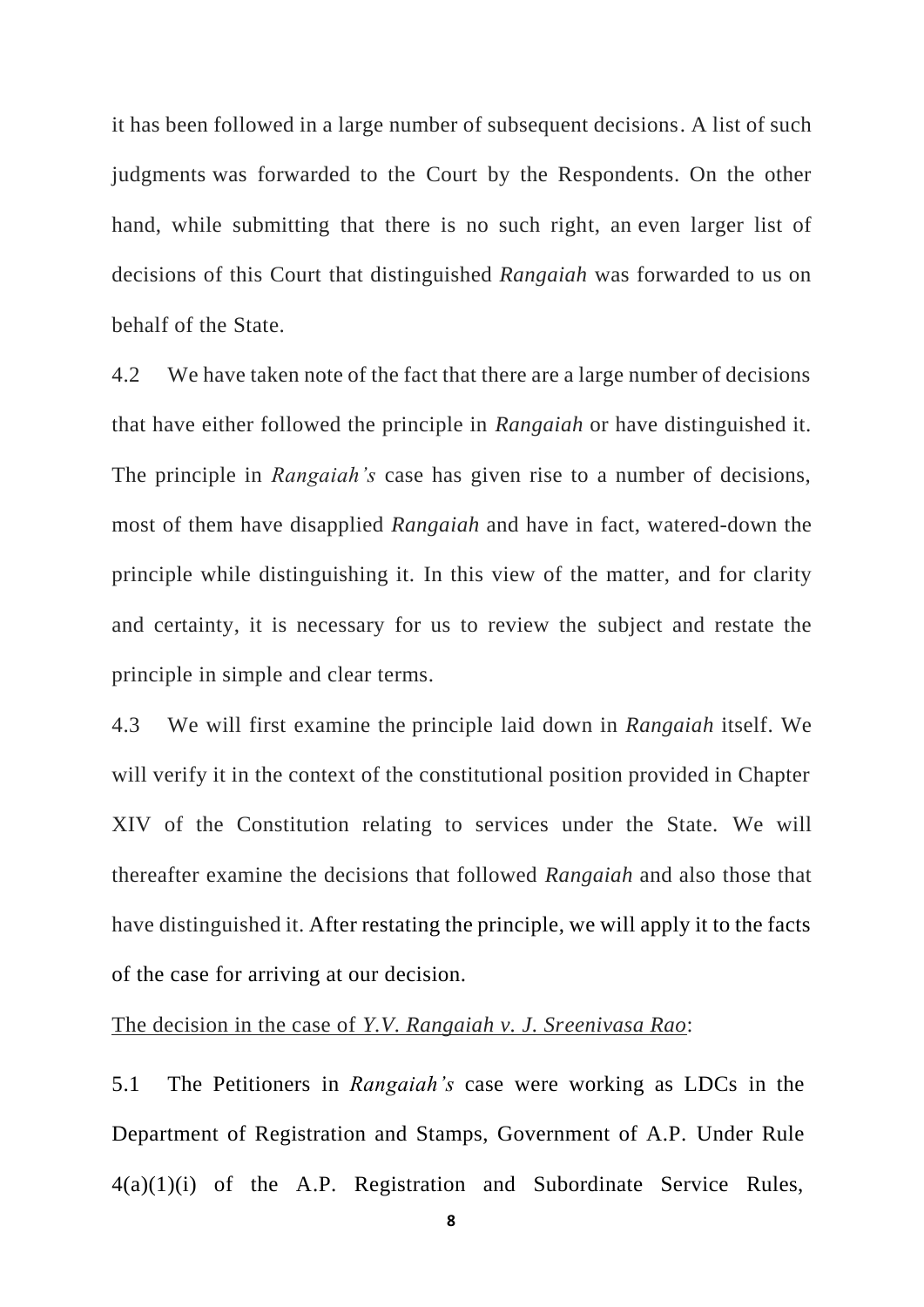it has been followed in a large number of subsequent decisions. A list of such judgments was forwarded to the Court by the Respondents. On the other hand, while submitting that there is no such right, an even larger list of decisions of this Court that distinguished *Rangaiah* was forwarded to us on behalf of the State.

4.2 We have taken note of the fact that there are a large number of decisions that have either followed the principle in *Rangaiah* or have distinguished it. The principle in *Rangaiah's* case has given rise to a number of decisions, most of them have disapplied *Rangaiah* and have in fact, watered-down the principle while distinguishing it. In this view of the matter, and for clarity and certainty, it is necessary for us to review the subject and restate the principle in simple and clear terms.

4.3 We will first examine the principle laid down in *Rangaiah* itself. We will verify it in the context of the constitutional position provided in Chapter XIV of the Constitution relating to services under the State. We will thereafter examine the decisions that followed *Rangaiah* and also those that have distinguished it. After restating the principle, we will apply it to the facts of the case for arriving at our decision.

<u>The decision in the case of *Y.V. Rangaiah v. J. Sreenivasa Rao*</u>:

5.1 The Petitioners in *Rangaiah's* case were working as LDCs in the Department of Registration and Stamps, Government of A.P. Under Rule 4(a)(1)(i) of the A.P. Registration and Subordinate Service Rules,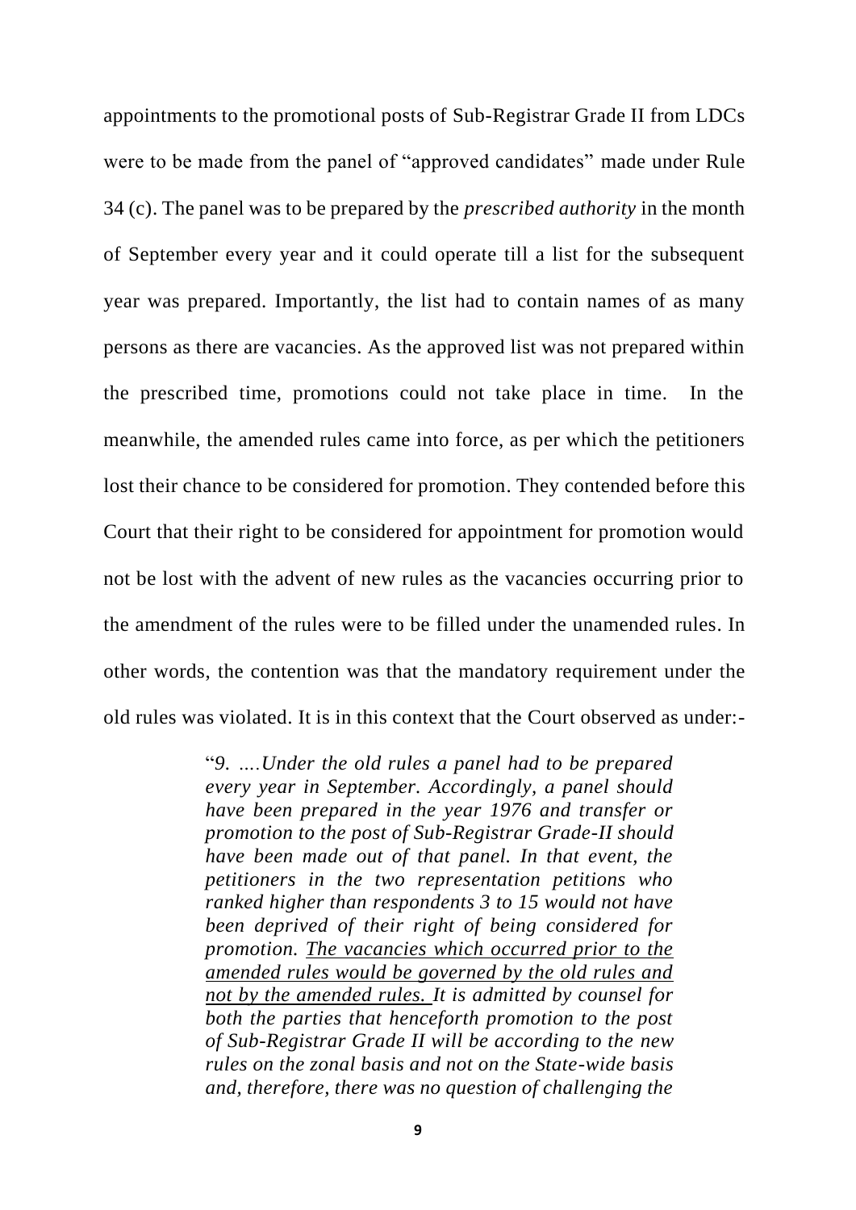appointments to the promotional posts of Sub-Registrar Grade II from LDCs were to be made from the panel of "approved candidates" made under Rule 34 (c). The panel was to be prepared by the *prescribed authority* in the month of September every year and it could operate till a list for the subsequent year was prepared. Importantly, the list had to contain names of as many persons as there are vacancies. As the approved list was not prepared within the prescribed time, promotions could not take place in time. In the meanwhile, the amended rules came into force, as per which the petitioners lost their chance to be considered for promotion. They contended before this Court that their right to be considered for appointment for promotion would not be lost with the advent of new rules as the vacancies occurring prior to the amendment of the rules were to be filled under the unamended rules. In other words, the contention was that the mandatory requirement under the old rules was violated. It is in this context that the Court observed as under:-

> "*9. ….Under the old rules a panel had to be prepared every year in September. Accordingly, a panel should have been prepared in the year 1976 and transfer or promotion to the post of Sub-Registrar Grade-II should have been made out of that panel. In that event, the petitioners in the two representation petitions who ranked higher than respondents 3 to 15 would not have been deprived of their right of being considered for promotion. <u>The vacancies which occurred prior to the amended rules would be governed by the old rules and not by the amended rules.</u> It is admitted by counsel for both the parties that henceforth promotion to the post of Sub-Registrar Grade II will be according to the new rules on the zonal basis and not on the State-wide basis and, therefore, there was no question of challenging the*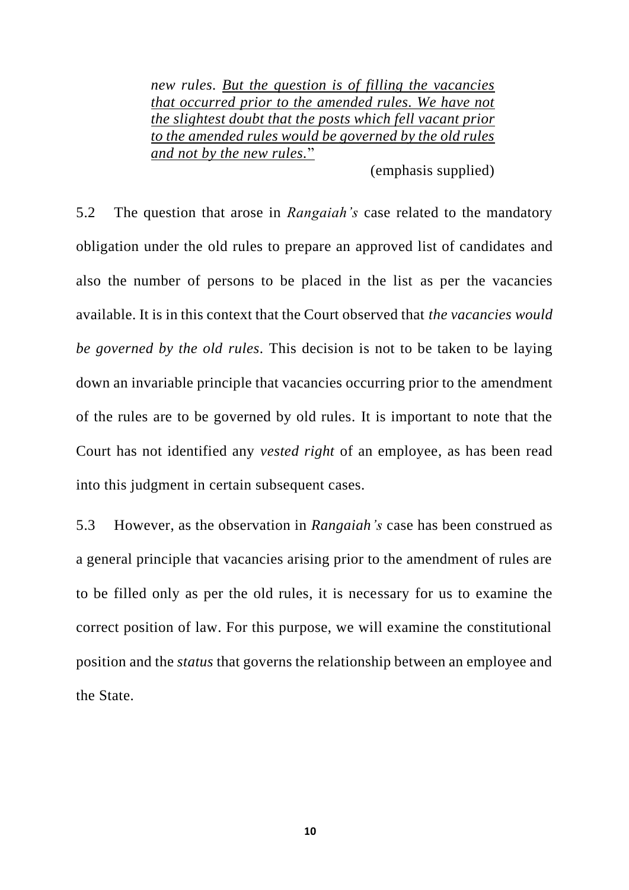> *new rules. <u>But the question is of filling the vacancies that occurred prior to the amended rules. We have not the slightest doubt that the posts which fell vacant prior to the amended rules would be governed by the old rules and not by the new rules.</u>*"
>
> (emphasis supplied)

5.2 The question that arose in *Rangaiah's* case related to the mandatory obligation under the old rules to prepare an approved list of candidates and also the number of persons to be placed in the list as per the vacancies available. It is in this context that the Court observed that *the vacancies would be governed by the old rules*. This decision is not to be taken to be laying down an invariable principle that vacancies occurring prior to the amendment of the rules are to be governed by old rules. It is important to note that the Court has not identified any *vested right* of an employee, as has been read into this judgment in certain subsequent cases.

5.3 However, as the observation in *Rangaiah's* case has been construed as a general principle that vacancies arising prior to the amendment of rules are to be filled only as per the old rules, it is necessary for us to examine the correct position of law. For this purpose, we will examine the constitutional position and the *status* that governs the relationship between an employee and the State.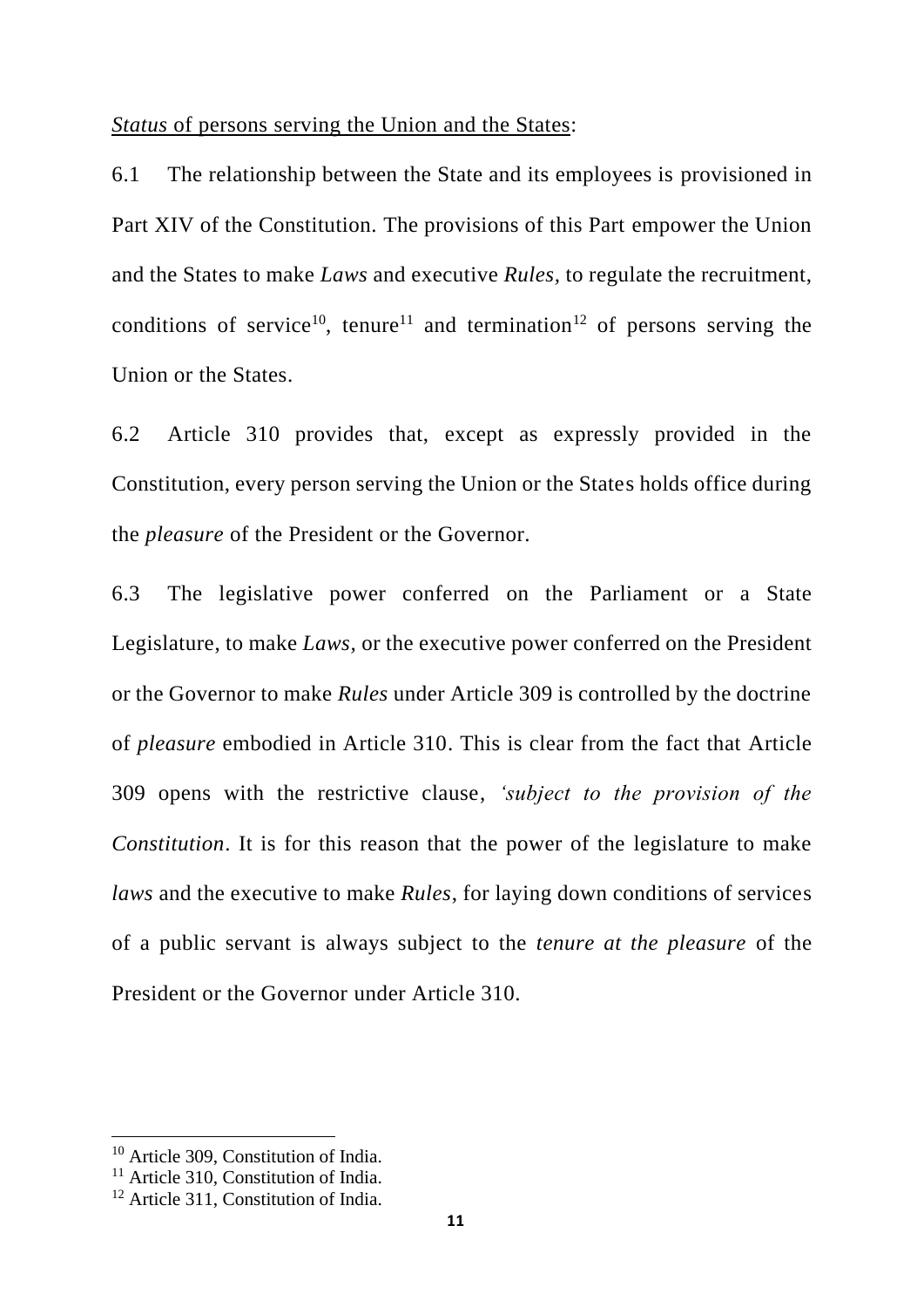<u>*Status* of persons serving the Union and the States</u>:

6.1 The relationship between the State and its employees is provisioned in Part XIV of the Constitution. The provisions of this Part empower the Union and the States to make *Laws* and executive *Rules,* to regulate the recruitment, conditions of service[10], tenure[11] and termination[12] of persons serving the Union or the States.

6.2 Article 310 provides that, except as expressly provided in the Constitution, every person serving the Union or the States holds office during the *pleasure* of the President or the Governor.

6.3 The legislative power conferred on the Parliament or a State Legislature, to make *Laws*, or the executive power conferred on the President or the Governor to make *Rules* under Article 309 is controlled by the doctrine of *pleasure* embodied in Article 310. This is clear from the fact that Article 309 opens with the restrictive clause, *'subject to the provision of the Constitution*. It is for this reason that the power of the legislature to make *laws* and the executive to make *Rules*, for laying down conditions of services of a public servant is always subject to the *tenure at the pleasure* of the President or the Governor under Article 310.

---

[10] Article 309, Constitution of India.

[11] Article 310, Constitution of India.

[12] Article 311, Constitution of India.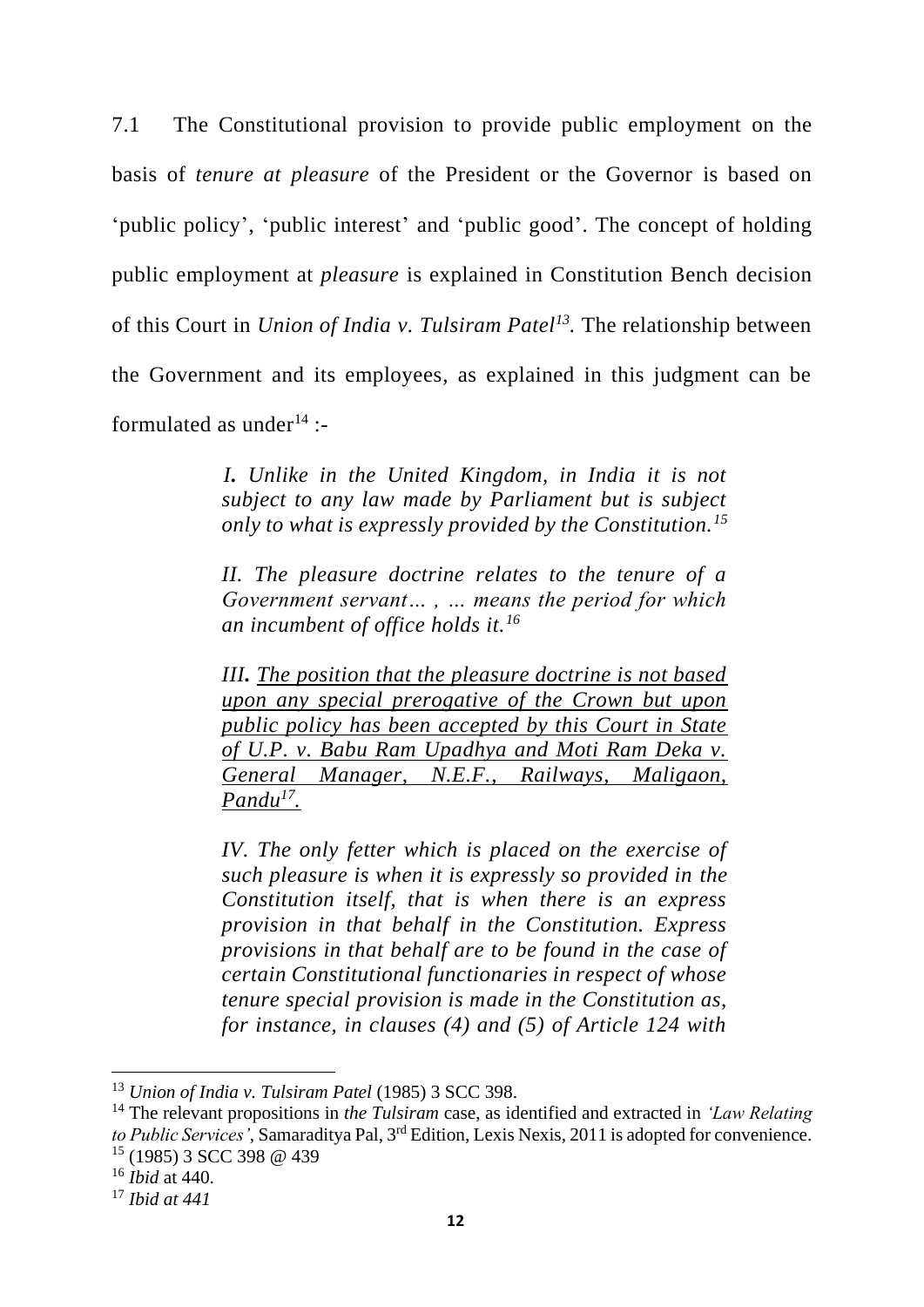7.1 The Constitutional provision to provide public employment on the basis of *tenure at pleasure* of the President or the Governor is based on 'public policy', 'public interest' and 'public good'. The concept of holding public employment at *pleasure* is explained in Constitution Bench decision of this Court in *Union of India v. Tulsiram Patel*[13]. The relationship between the Government and its employees, as explained in this judgment can be formulated as under[14] :-

> ***I.*** *Unlike in the United Kingdom, in India it is not subject to any law made by Parliament but is subject only to what is expressly provided by the Constitution.*[15]
>
> *II. The pleasure doctrine relates to the tenure of a Government servant… , … means the period for which an incumbent of office holds it.*[16]
>
> ***III.*** <u>*The position that the pleasure doctrine is not based upon any special prerogative of the Crown but upon public policy has been accepted by this Court in State of U.P. v. Babu Ram Upadhya and Moti Ram Deka v. General Manager, N.E.F., Railways, Maligaon, Pandu*[17].</u>
>
> *IV. The only fetter which is placed on the exercise of such pleasure is when it is expressly so provided in the Constitution itself, that is when there is an express provision in that behalf in the Constitution. Express provisions in that behalf are to be found in the case of certain Constitutional functionaries in respect of whose tenure special provision is made in the Constitution as, for instance, in clauses (4) and (5) of Article 124 with*

---

[13] *Union of India v. Tulsiram Patel* (1985) 3 SCC 398.

[14] The relevant propositions in *the Tulsiram* case, as identified and extracted in *'Law Relating to Public Services'*, Samaraditya Pal, 3rd Edition, Lexis Nexis, 2011 is adopted for convenience.

[15] (1985) 3 SCC 398 @ 439

[16] *Ibid* at 440.

[17] *Ibid at 441*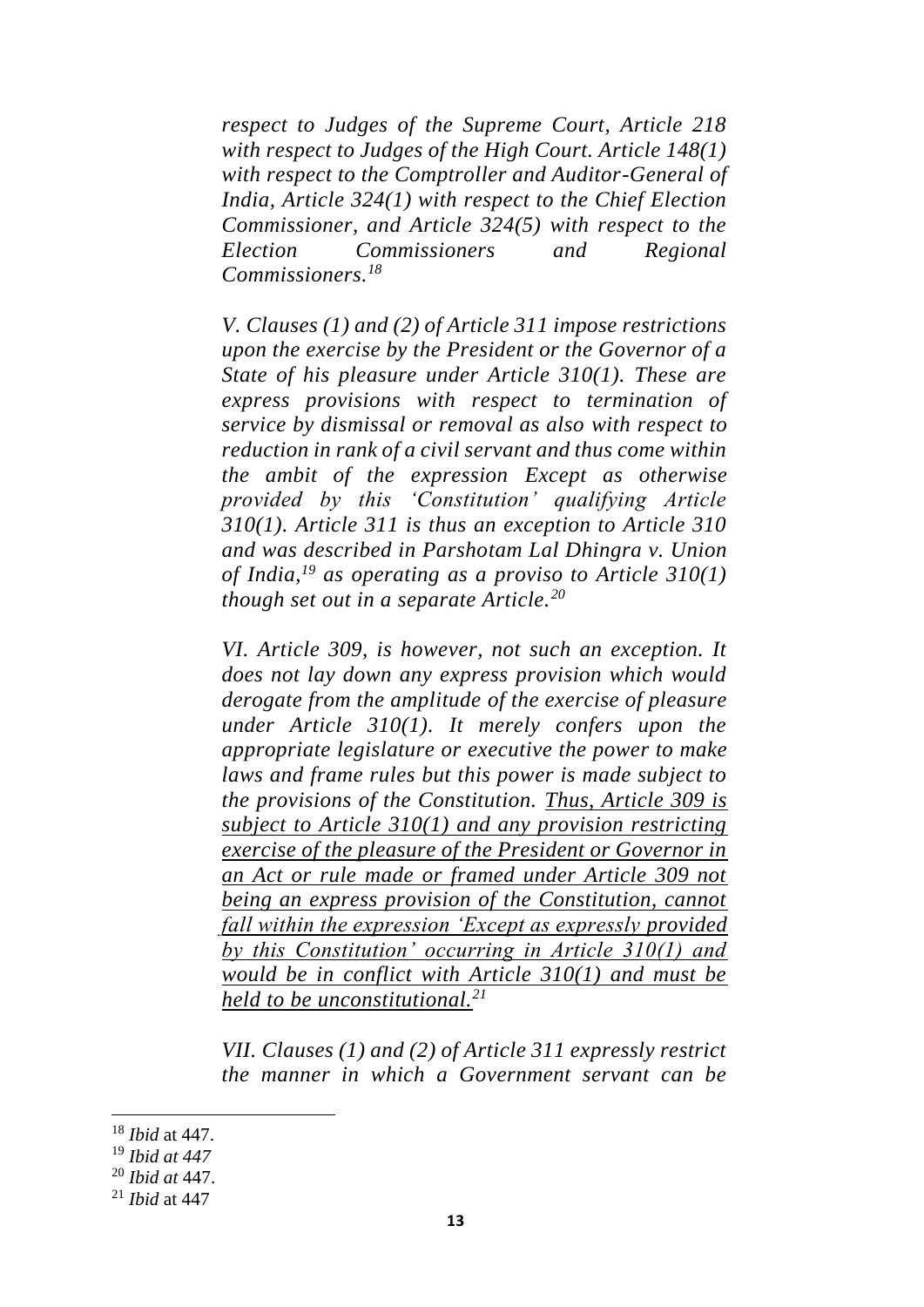*respect to Judges of the Supreme Court, Article 218 with respect to Judges of the High Court. Article 148(1) with respect to the Comptroller and Auditor-General of India, Article 324(1) with respect to the Chief Election Commissioner, and Article 324(5) with respect to the Election Commissioners and Regional Commissioners.*[18]

*V. Clauses (1) and (2) of Article 311 impose restrictions upon the exercise by the President or the Governor of a State of his pleasure under Article 310(1). These are express provisions with respect to termination of service by dismissal or removal as also with respect to reduction in rank of a civil servant and thus come within the ambit of the expression Except as otherwise provided by this 'Constitution' qualifying Article 310(1). Article 311 is thus an exception to Article 310 and was described in Parshotam Lal Dhingra v. Union of India,*[19] *as operating as a proviso to Article 310(1) though set out in a separate Article.*[20]

*VI. Article 309, is however, not such an exception. It does not lay down any express provision which would derogate from the amplitude of the exercise of pleasure under Article 310(1). It merely confers upon the appropriate legislature or executive the power to make laws and frame rules but this power is made subject to the provisions of the Constitution. <u>Thus, Article 309 is subject to Article 310(1) and any provision restricting exercise of the pleasure of the President or Governor in an Act or rule made or framed under Article 309 not being an express provision of the Constitution, cannot fall within the expression 'Except as expressly provided by this Constitution' occurring in Article 310(1) and would be in conflict with Article 310(1) and must be held to be unconstitutional.</u>*[21]

*VII. Clauses (1) and (2) of Article 311 expressly restrict the manner in which a Government servant can be*

---

[18] *Ibid* at 447.

[19] *Ibid at 447*

[20] *Ibid at* 447.

[21] *Ibid* at 447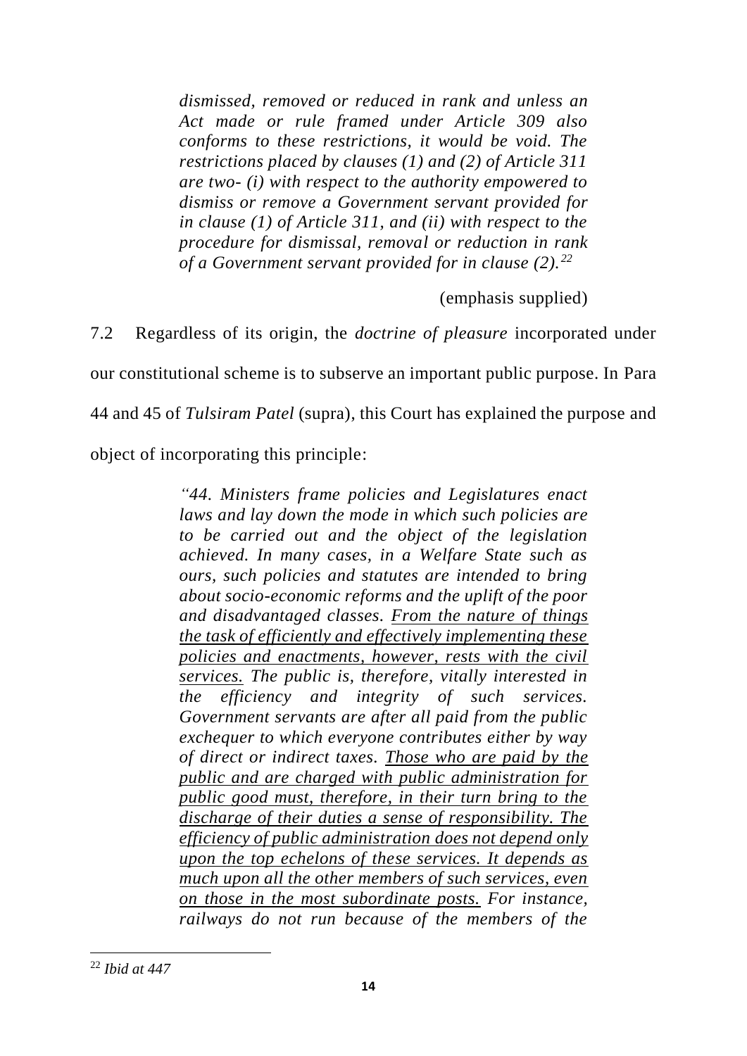> *dismissed, removed or reduced in rank and unless an Act made or rule framed under Article 309 also conforms to these restrictions, it would be void. The restrictions placed by clauses (1) and (2) of Article 311 are two- (i) with respect to the authority empowered to dismiss or remove a Government servant provided for in clause (1) of Article 311, and (ii) with respect to the procedure for dismissal, removal or reduction in rank of a Government servant provided for in clause (2).*[22]

(emphasis supplied)

7.2 Regardless of its origin, the *doctrine of pleasure* incorporated under our constitutional scheme is to subserve an important public purpose. In Para 44 and 45 of *Tulsiram Patel* (supra), this Court has explained the purpose and object of incorporating this principle:

> *"44. Ministers frame policies and Legislatures enact laws and lay down the mode in which such policies are to be carried out and the object of the legislation achieved. In many cases, in a Welfare State such as ours, such policies and statutes are intended to bring about socio-economic reforms and the uplift of the poor and disadvantaged classes. <u>From the nature of things the task of efficiently and effectively implementing these policies and enactments, however, rests with the civil services.</u> The public is, therefore, vitally interested in the efficiency and integrity of such services. Government servants are after all paid from the public exchequer to which everyone contributes either by way of direct or indirect taxes. <u>Those who are paid by the public and are charged with public administration for public good must, therefore, in their turn bring to the discharge of their duties a sense of responsibility. The efficiency of public administration does not depend only upon the top echelons of these services. It depends as much upon all the other members of such services, even on those in the most subordinate posts.</u> For instance, railways do not run because of the members of the*

[22] *Ibid at 447*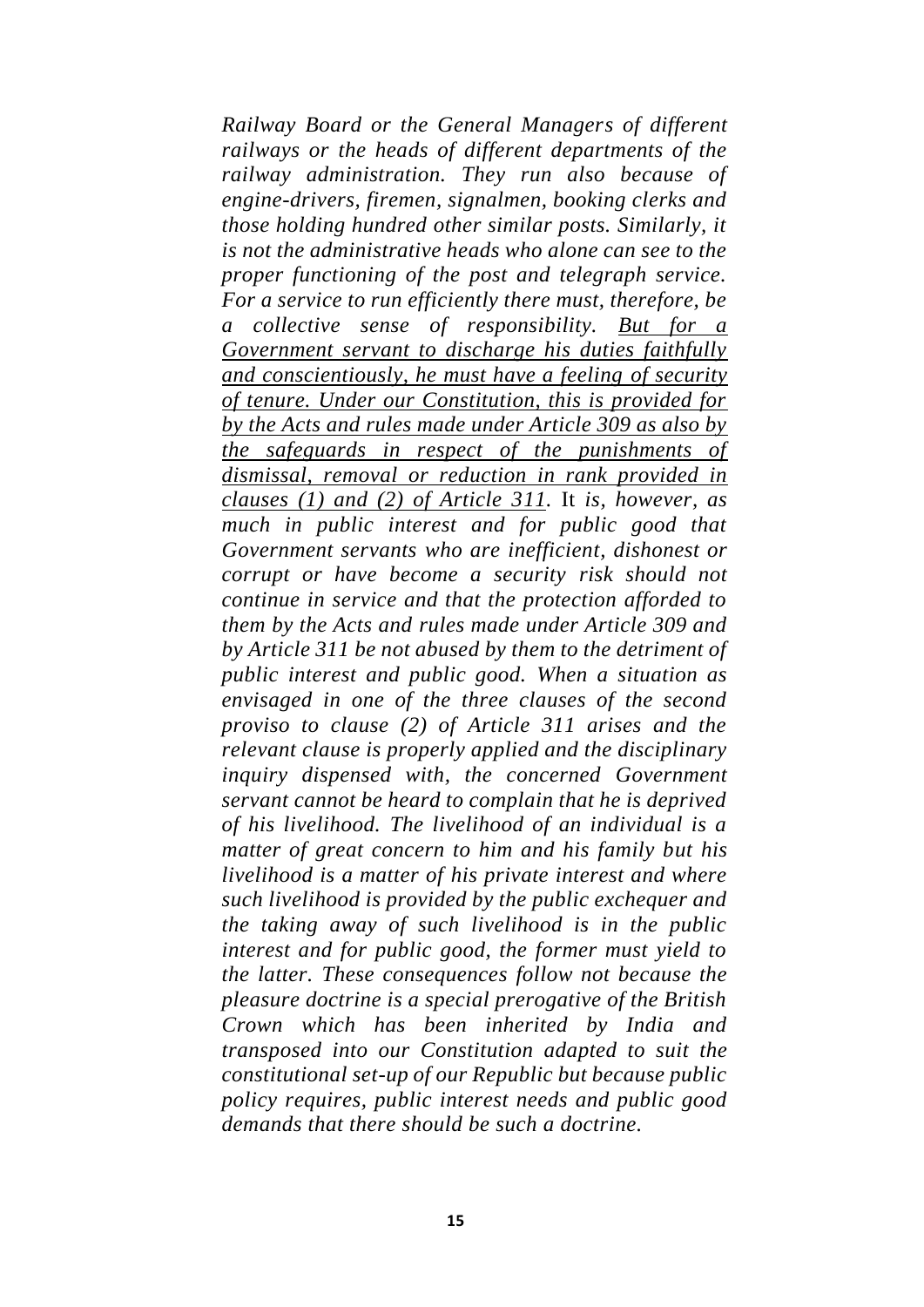*Railway Board or the General Managers of different railways or the heads of different departments of the railway administration. They run also because of engine-drivers, firemen, signalmen, booking clerks and those holding hundred other similar posts. Similarly, it is not the administrative heads who alone can see to the proper functioning of the post and telegraph service. For a service to run efficiently there must, therefore, be a collective sense of responsibility. <u>But for a Government servant to discharge his duties faithfully and conscientiously, he must have a feeling of security of tenure. Under our Constitution, this is provided for by the Acts and rules made under Article 309 as also by the safeguards in respect of the punishments of dismissal, removal or reduction in rank provided in clauses (1) and (2) of Article 311</u>.* It *is, however, as much in public interest and for public good that Government servants who are inefficient, dishonest or corrupt or have become a security risk should not continue in service and that the protection afforded to them by the Acts and rules made under Article 309 and by Article 311 be not abused by them to the detriment of public interest and public good. When a situation as envisaged in one of the three clauses of the second proviso to clause (2) of Article 311 arises and the relevant clause is properly applied and the disciplinary inquiry dispensed with, the concerned Government servant cannot be heard to complain that he is deprived of his livelihood. The livelihood of an individual is a matter of great concern to him and his family but his livelihood is a matter of his private interest and where such livelihood is provided by the public exchequer and the taking away of such livelihood is in the public interest and for public good, the former must yield to the latter. These consequences follow not because the pleasure doctrine is a special prerogative of the British Crown which has been inherited by India and transposed into our Constitution adapted to suit the constitutional set-up of our Republic but because public policy requires, public interest needs and public good demands that there should be such a doctrine.*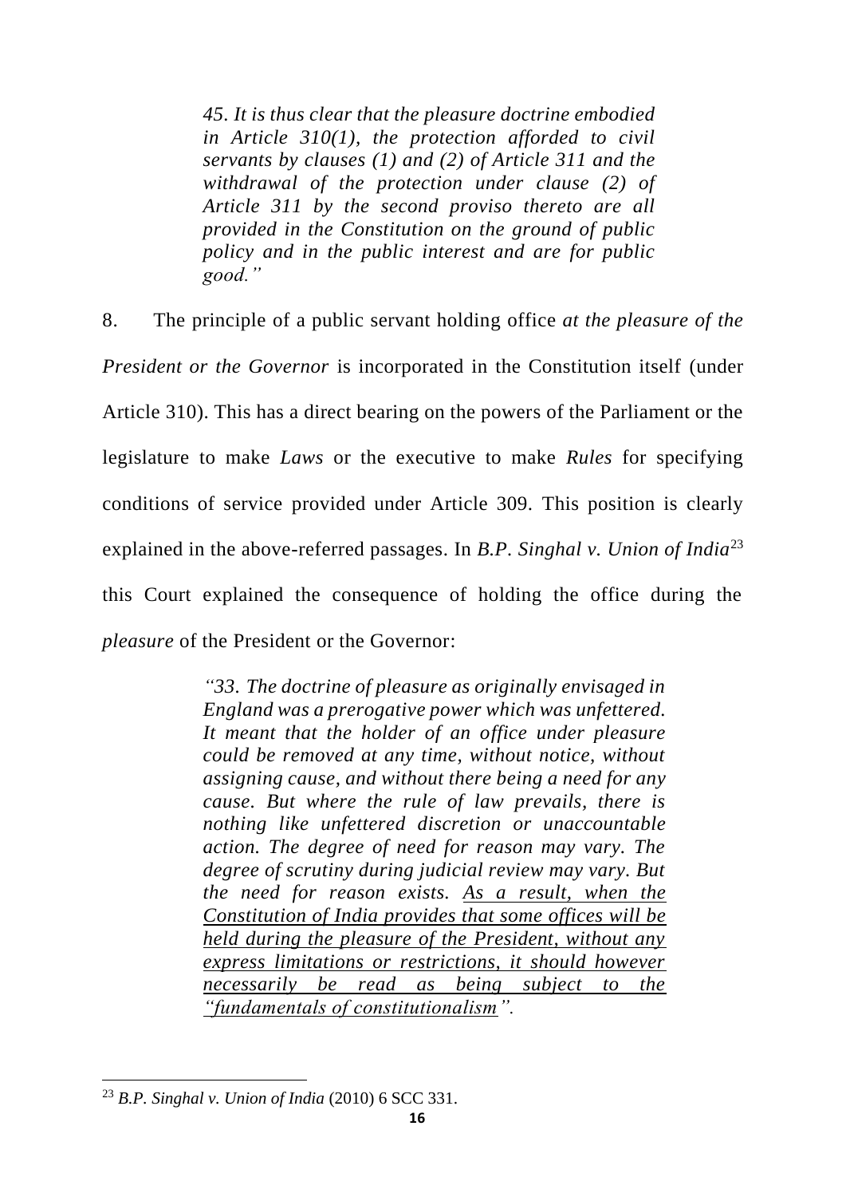> *45. It is thus clear that the pleasure doctrine embodied in Article 310(1), the protection afforded to civil servants by clauses (1) and (2) of Article 311 and the withdrawal of the protection under clause (2) of Article 311 by the second proviso thereto are all provided in the Constitution on the ground of public policy and in the public interest and are for public good."*

8. The principle of a public servant holding office *at the pleasure of the President or the Governor* is incorporated in the Constitution itself (under Article 310). This has a direct bearing on the powers of the Parliament or the legislature to make *Laws* or the executive to make *Rules* for specifying conditions of service provided under Article 309. This position is clearly explained in the above-referred passages. In *B.P. Singhal v. Union of India*[23] this Court explained the consequence of holding the office during the *pleasure* of the President or the Governor:

> *"33. The doctrine of pleasure as originally envisaged in England was a prerogative power which was unfettered. It meant that the holder of an office under pleasure could be removed at any time, without notice, without assigning cause, and without there being a need for any cause. But where the rule of law prevails, there is nothing like unfettered discretion or unaccountable action. The degree of need for reason may vary. The degree of scrutiny during judicial review may vary. But the need for reason exists. <u>As a result, when the Constitution of India provides that some offices will be held during the pleasure of the President, without any express limitations or restrictions, it should however necessarily be read as being subject to the "fundamentals of constitutionalism</u>".*

---

[23] *B.P. Singhal v. Union of India* (2010) 6 SCC 331.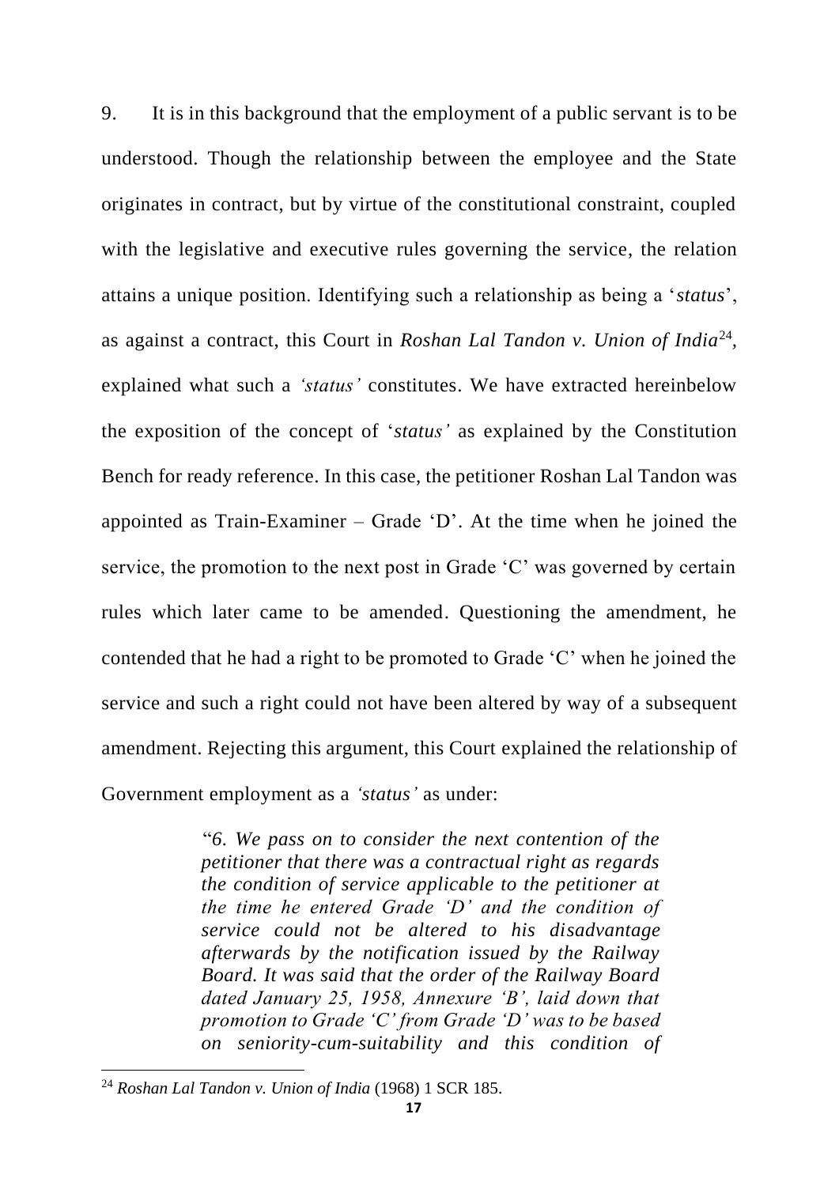9. It is in this background that the employment of a public servant is to be understood. Though the relationship between the employee and the State originates in contract, but by virtue of the constitutional constraint, coupled with the legislative and executive rules governing the service, the relation attains a unique position. Identifying such a relationship as being a '*status*', as against a contract, this Court in *Roshan Lal Tandon v. Union of India*[24], explained what such a *'status'* constitutes. We have extracted hereinbelow the exposition of the concept of '*status'* as explained by the Constitution Bench for ready reference. In this case, the petitioner Roshan Lal Tandon was appointed as Train-Examiner – Grade 'D'. At the time when he joined the service, the promotion to the next post in Grade 'C' was governed by certain rules which later came to be amended. Questioning the amendment, he contended that he had a right to be promoted to Grade 'C' when he joined the service and such a right could not have been altered by way of a subsequent amendment. Rejecting this argument, this Court explained the relationship of Government employment as a *'status'* as under:

> "*6. We pass on to consider the next contention of the petitioner that there was a contractual right as regards the condition of service applicable to the petitioner at the time he entered Grade 'D' and the condition of service could not be altered to his disadvantage afterwards by the notification issued by the Railway Board. It was said that the order of the Railway Board dated January 25, 1958, Annexure 'B', laid down that promotion to Grade 'C' from Grade 'D' was to be based on seniority-cum-suitability and this condition of*

---

[24] *Roshan Lal Tandon v. Union of India* (1968) 1 SCR 185.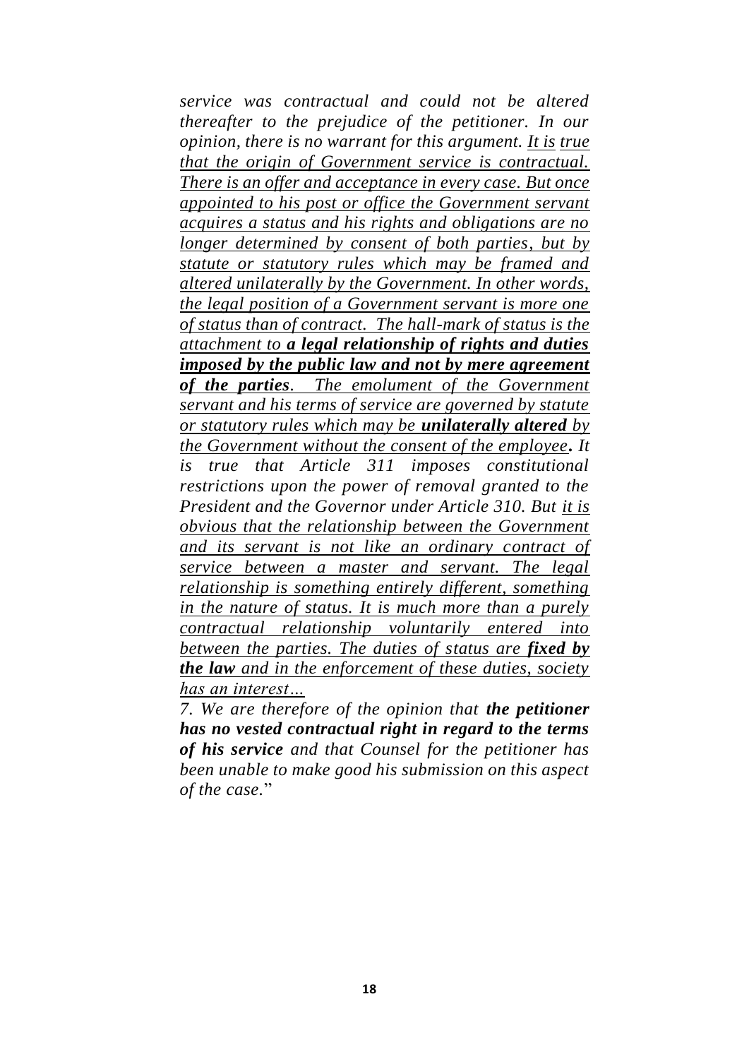*service was contractual and could not be altered thereafter to the prejudice of the petitioner. In our opinion, there is no warrant for this argument. <u>It is true that the origin of Government service is contractual. There is an offer and acceptance in every case. But once appointed to his post or office the Government servant acquires a status and his rights and obligations are no longer determined by consent of both parties, but by statute or statutory rules which may be framed and altered unilaterally by the Government. In other words, the legal position of a Government servant is more one of status than of contract. The hall-mark of status is the attachment to **a legal relationship of rights and duties imposed by the public law and not by mere agreement of the parties**. The emolument of the Government servant and his terms of service are governed by statute or statutory rules which may be **unilaterally altered** by the Government without the consent of the employee</u>**.** It is true that Article 311 imposes constitutional restrictions upon the power of removal granted to the President and the Governor under Article 310. But <u>it is obvious that the relationship between the Government and its servant is not like an ordinary contract of service between a master and servant. The legal relationship is something entirely different, something in the nature of status. It is much more than a purely contractual relationship voluntarily entered into between the parties. The duties of status are **fixed by the law** and in the enforcement of these duties, society has an interest…</u>*

*7. We are therefore of the opinion that **the petitioner has no vested contractual right in regard to the terms of his service** and that Counsel for the petitioner has been unable to make good his submission on this aspect of the case.*"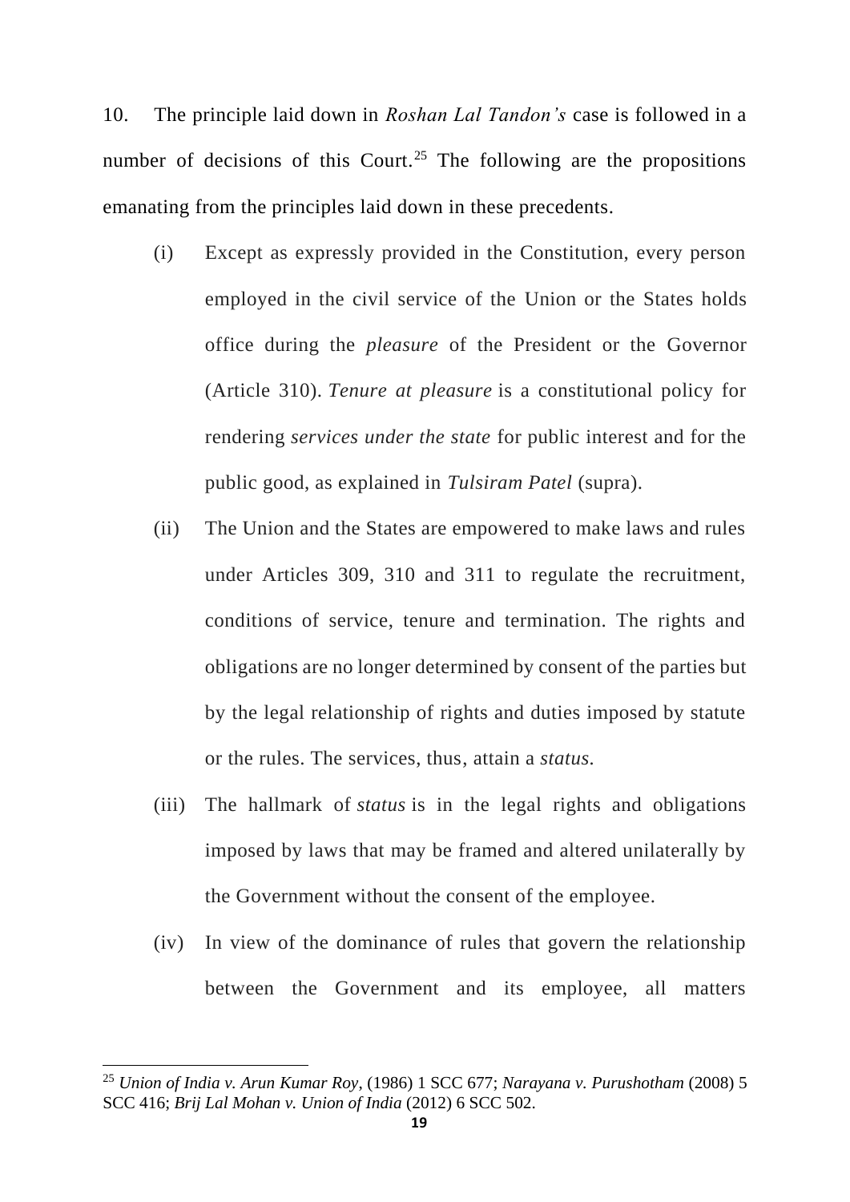10. The principle laid down in *Roshan Lal Tandon's* case is followed in a number of decisions of this Court.[25] The following are the propositions emanating from the principles laid down in these precedents.

(i) Except as expressly provided in the Constitution, every person employed in the civil service of the Union or the States holds office during the *pleasure* of the President or the Governor (Article 310). *Tenure at pleasure* is a constitutional policy for rendering *services under the state* for public interest and for the public good, as explained in *Tulsiram Patel* (supra).

(ii) The Union and the States are empowered to make laws and rules under Articles 309, 310 and 311 to regulate the recruitment, conditions of service, tenure and termination. The rights and obligations are no longer determined by consent of the parties but by the legal relationship of rights and duties imposed by statute or the rules. The services, thus, attain a *status*.

(iii) The hallmark of *status* is in the legal rights and obligations imposed by laws that may be framed and altered unilaterally by the Government without the consent of the employee.

(iv) In view of the dominance of rules that govern the relationship between the Government and its employee, all matters

---

[25] *Union of India v. Arun Kumar Roy*, (1986) 1 SCC 677; *Narayana v. Purushotham* (2008) 5 SCC 416; *Brij Lal Mohan v. Union of India* (2012) 6 SCC 502.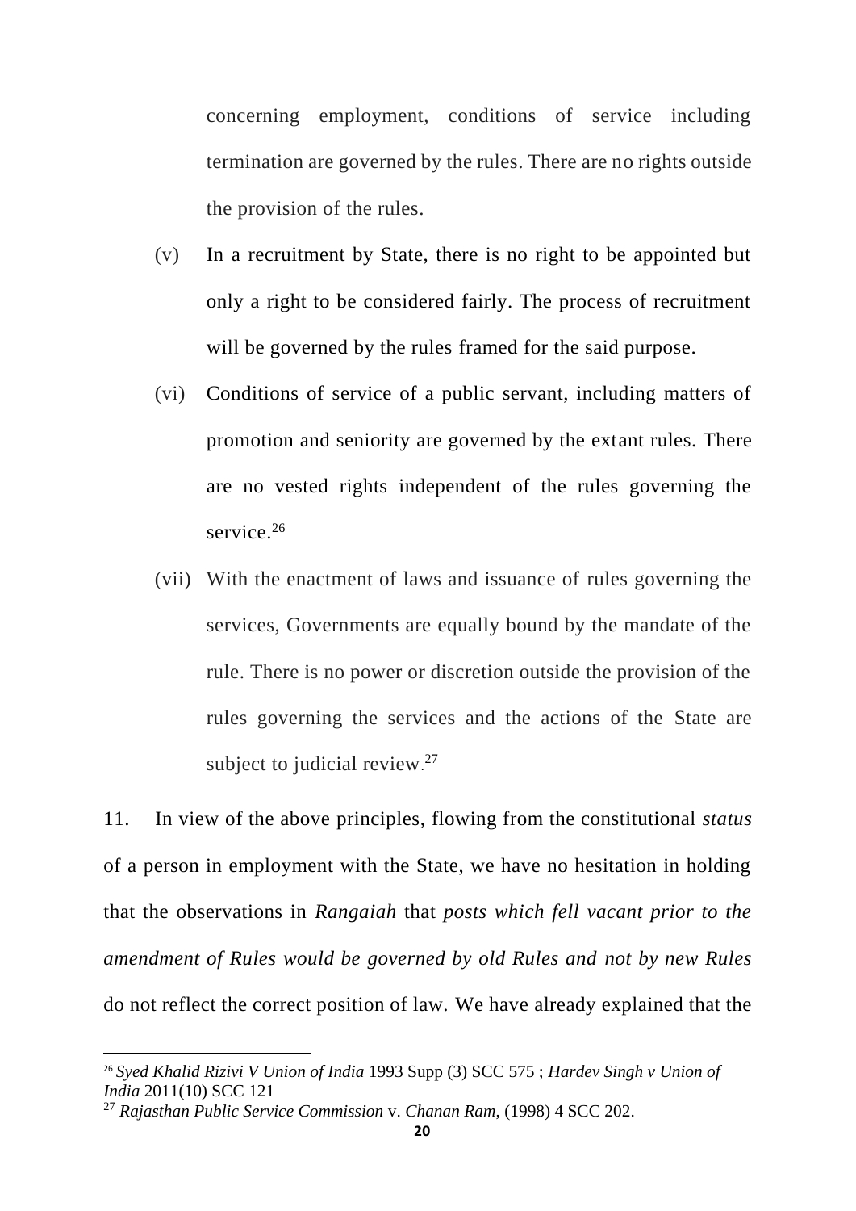concerning employment, conditions of service including termination are governed by the rules. There are no rights outside the provision of the rules.

(v) In a recruitment by State, there is no right to be appointed but only a right to be considered fairly. The process of recruitment will be governed by the rules framed for the said purpose.

(vi) Conditions of service of a public servant, including matters of promotion and seniority are governed by the extant rules. There are no vested rights independent of the rules governing the service.[26]

(vii) With the enactment of laws and issuance of rules governing the services, Governments are equally bound by the mandate of the rule. There is no power or discretion outside the provision of the rules governing the services and the actions of the State are subject to judicial review.[27]

11. In view of the above principles, flowing from the constitutional *status* of a person in employment with the State, we have no hesitation in holding that the observations in *Rangaiah* that *posts which fell vacant prior to the amendment of Rules would be governed by old Rules and not by new Rules* do not reflect the correct position of law. We have already explained that the

---

[26] *Syed Khalid Rizivi V Union of India* 1993 Supp (3) SCC 575 ; *Hardev Singh v Union of India* 2011(10) SCC 121

[27] *Rajasthan Public Service Commission* v. *Chanan Ram*, (1998) 4 SCC 202.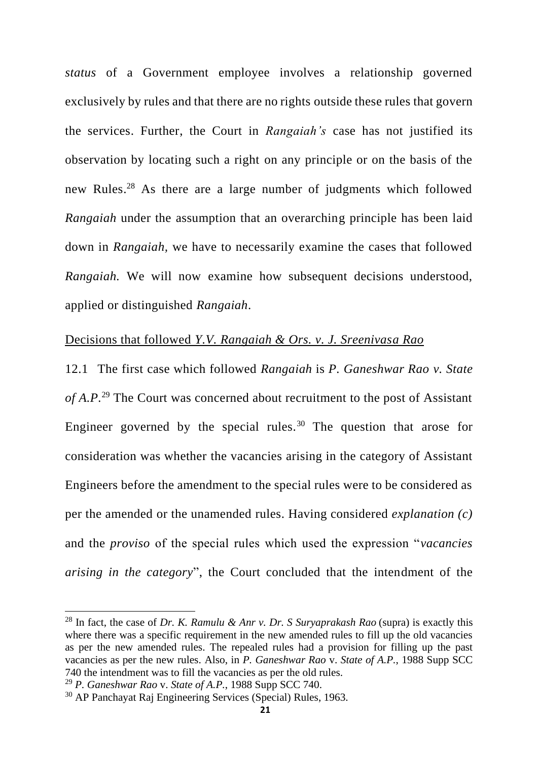*status* of a Government employee involves a relationship governed exclusively by rules and that there are no rights outside these rules that govern the services. Further, the Court in *Rangaiah's* case has not justified its observation by locating such a right on any principle or on the basis of the new Rules.[28] As there are a large number of judgments which followed *Rangaiah* under the assumption that an overarching principle has been laid down in *Rangaiah,* we have to necessarily examine the cases that followed *Rangaiah.* We will now examine how subsequent decisions understood, applied or distinguished *Rangaiah*.

<u>Decisions that followed *Y.V. Rangaiah & Ors. v. J. Sreenivasa Rao*</u>

12.1 The first case which followed *Rangaiah* is *P. Ganeshwar Rao v. State of A.P.*[29] The Court was concerned about recruitment to the post of Assistant Engineer governed by the special rules.[30] The question that arose for consideration was whether the vacancies arising in the category of Assistant Engineers before the amendment to the special rules were to be considered as per the amended or the unamended rules. Having considered *explanation (c)* and the *proviso* of the special rules which used the expression "*vacancies arising in the category*", the Court concluded that the intendment of the

---

[28] In fact, the case of *Dr. K. Ramulu & Anr v. Dr. S Suryaprakash Rao* (supra) is exactly this where there was a specific requirement in the new amended rules to fill up the old vacancies as per the new amended rules. The repealed rules had a provision for filling up the past vacancies as per the new rules. Also, in *P. Ganeshwar Rao* v. *State of A.P.*, 1988 Supp SCC 740 the intendment was to fill the vacancies as per the old rules.

[29] *P. Ganeshwar Rao* v. *State of A.P.*, 1988 Supp SCC 740.

[30] AP Panchayat Raj Engineering Services (Special) Rules, 1963.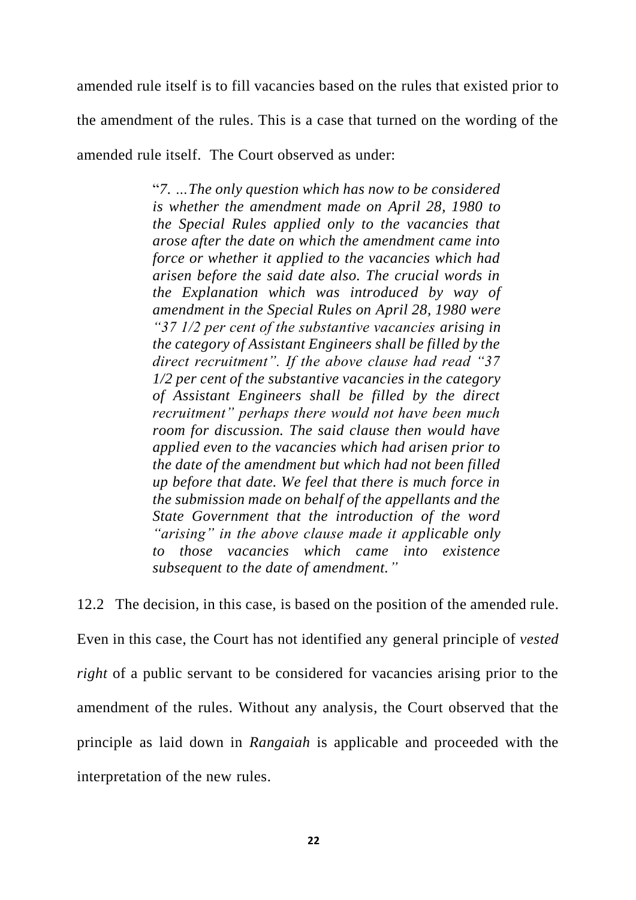amended rule itself is to fill vacancies based on the rules that existed prior to the amendment of the rules. This is a case that turned on the wording of the amended rule itself. The Court observed as under:

> "*7. …The only question which has now to be considered is whether the amendment made on April 28, 1980 to the Special Rules applied only to the vacancies that arose after the date on which the amendment came into force or whether it applied to the vacancies which had arisen before the said date also. The crucial words in the Explanation which was introduced by way of amendment in the Special Rules on April 28, 1980 were "37 1/2 per cent of the substantive vacancies arising in the category of Assistant Engineers shall be filled by the direct recruitment". If the above clause had read "37 1/2 per cent of the substantive vacancies in the category of Assistant Engineers shall be filled by the direct recruitment" perhaps there would not have been much room for discussion. The said clause then would have applied even to the vacancies which had arisen prior to the date of the amendment but which had not been filled up before that date. We feel that there is much force in the submission made on behalf of the appellants and the State Government that the introduction of the word "arising" in the above clause made it applicable only to those vacancies which came into existence subsequent to the date of amendment.*"

12.2 The decision, in this case, is based on the position of the amended rule. Even in this case, the Court has not identified any general principle of *vested right* of a public servant to be considered for vacancies arising prior to the amendment of the rules. Without any analysis, the Court observed that the principle as laid down in *Rangaiah* is applicable and proceeded with the interpretation of the new rules.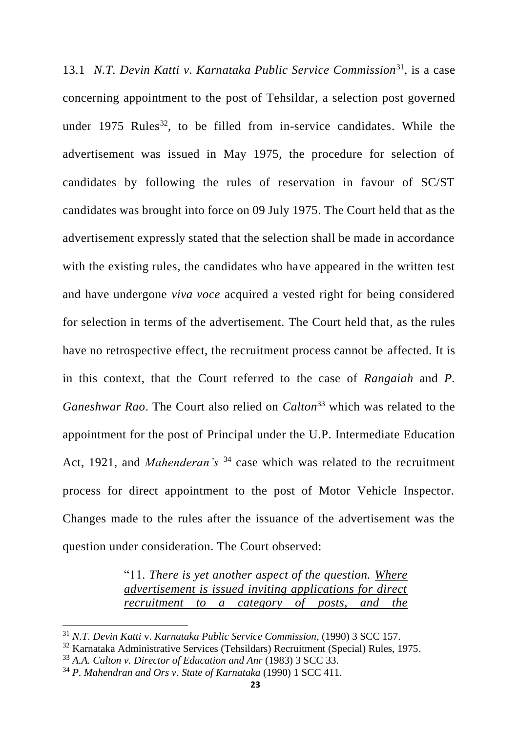13.1 *N.T. Devin Katti v. Karnataka Public Service Commission*[31], is a case concerning appointment to the post of Tehsildar, a selection post governed under 1975 Rules[32], to be filled from in-service candidates. While the advertisement was issued in May 1975, the procedure for selection of candidates by following the rules of reservation in favour of SC/ST candidates was brought into force on 09 July 1975. The Court held that as the advertisement expressly stated that the selection shall be made in accordance with the existing rules, the candidates who have appeared in the written test and have undergone *viva voce* acquired a vested right for being considered for selection in terms of the advertisement. The Court held that, as the rules have no retrospective effect, the recruitment process cannot be affected. It is in this context, that the Court referred to the case of *Rangaiah* and *P. Ganeshwar Rao*. The Court also relied on *Calton*[33] which was related to the appointment for the post of Principal under the U.P. Intermediate Education Act, 1921, and *Mahenderan's* [34] case which was related to the recruitment process for direct appointment to the post of Motor Vehicle Inspector. Changes made to the rules after the issuance of the advertisement was the question under consideration. The Court observed:

> "11. *There is yet another aspect of the question. <u>Where advertisement is issued inviting applications for direct recruitment to a category of posts, and the</u>*

---

[31] *N.T. Devin Katti* v. *Karnataka Public Service Commission*, (1990) 3 SCC 157.

[32] Karnataka Administrative Services (Tehsildars) Recruitment (Special) Rules, 1975.

[33] *A.A. Calton v. Director of Education and Anr* (1983) 3 SCC 33.

[34] *P. Mahendran and Ors v. State of Karnataka* (1990) 1 SCC 411.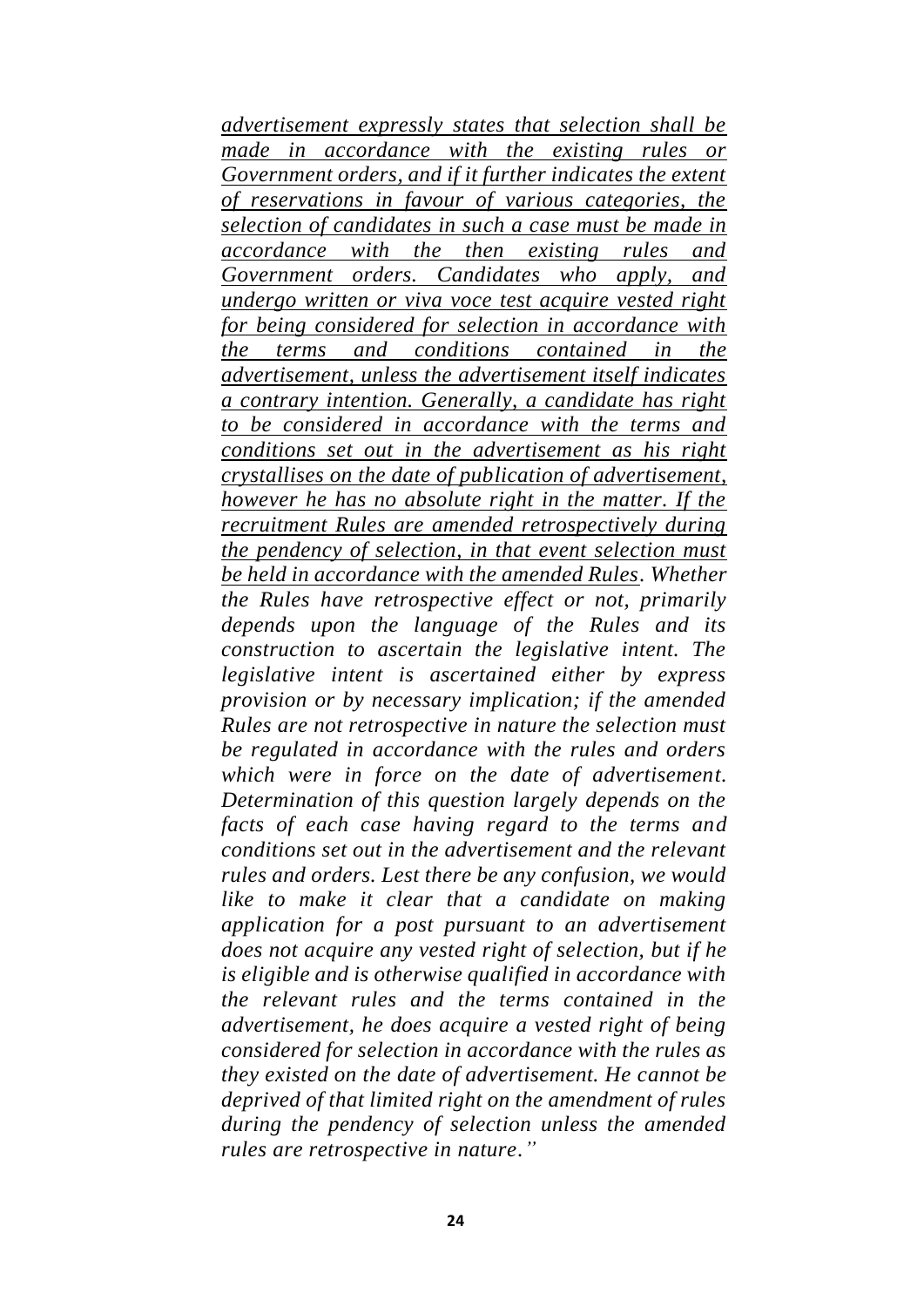*advertisement expressly states that selection shall be made in accordance with the existing rules or Government orders, and if it further indicates the extent of reservations in favour of various categories, the selection of candidates in such a case must be made in accordance with the then existing rules and Government orders. Candidates who apply, and undergo written or viva voce test acquire vested right for being considered for selection in accordance with the terms and conditions contained in the advertisement, unless the advertisement itself indicates a contrary intention. Generally, a candidate has right to be considered in accordance with the terms and conditions set out in the advertisement as his right crystallises on the date of publication of advertisement, however he has no absolute right in the matter. If the recruitment Rules are amended retrospectively during the pendency of selection, in that event selection must be held in accordance with the amended Rules. Whether the Rules have retrospective effect or not, primarily depends upon the language of the Rules and its construction to ascertain the legislative intent. The legislative intent is ascertained either by express provision or by necessary implication; if the amended Rules are not retrospective in nature the selection must be regulated in accordance with the rules and orders which were in force on the date of advertisement. Determination of this question largely depends on the facts of each case having regard to the terms and conditions set out in the advertisement and the relevant rules and orders. Lest there be any confusion, we would like to make it clear that a candidate on making application for a post pursuant to an advertisement does not acquire any vested right of selection, but if he is eligible and is otherwise qualified in accordance with the relevant rules and the terms contained in the advertisement, he does acquire a vested right of being considered for selection in accordance with the rules as they existed on the date of advertisement. He cannot be deprived of that limited right on the amendment of rules during the pendency of selection unless the amended rules are retrospective in nature."*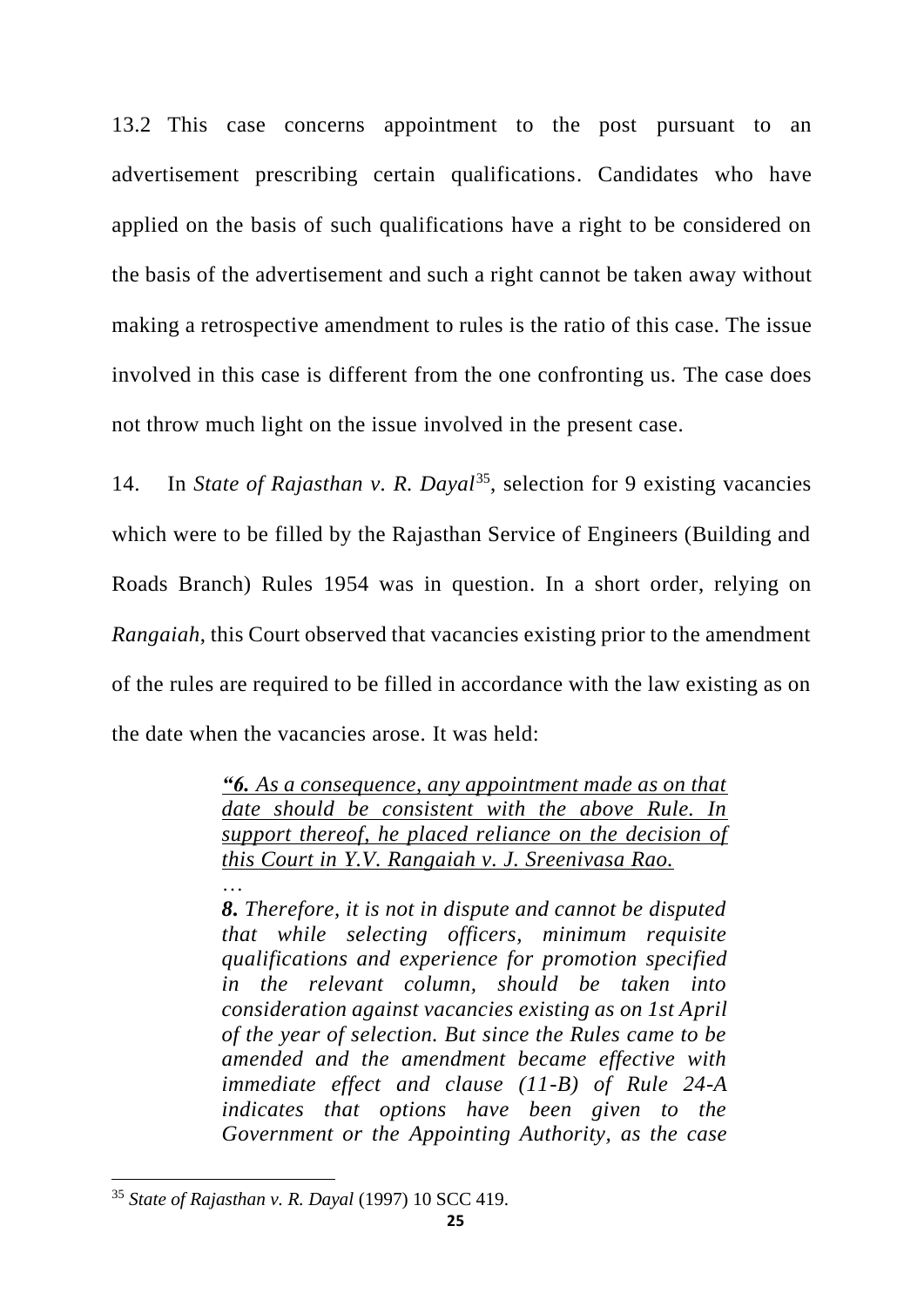13.2 This case concerns appointment to the post pursuant to an advertisement prescribing certain qualifications. Candidates who have applied on the basis of such qualifications have a right to be considered on the basis of the advertisement and such a right cannot be taken away without making a retrospective amendment to rules is the ratio of this case. The issue involved in this case is different from the one confronting us. The case does not throw much light on the issue involved in the present case.

14. In *State of Rajasthan v. R. Dayal*[35], selection for 9 existing vacancies which were to be filled by the Rajasthan Service of Engineers (Building and Roads Branch) Rules 1954 was in question. In a short order, relying on *Rangaiah*, this Court observed that vacancies existing prior to the amendment of the rules are required to be filled in accordance with the law existing as on the date when the vacancies arose. It was held:

> ***"6.** <u>As a consequence, any appointment made as on that date should be consistent with the above Rule. In support thereof, he placed reliance on the decision of this Court in Y.V. Rangaiah v. J. Sreenivasa Rao.</u>*
>
> *…*
>
> ***8.** Therefore, it is not in dispute and cannot be disputed that while selecting officers, minimum requisite qualifications and experience for promotion specified in the relevant column, should be taken into consideration against vacancies existing as on 1st April of the year of selection. But since the Rules came to be amended and the amendment became effective with immediate effect and clause (11-B) of Rule 24-A indicates that options have been given to the Government or the Appointing Authority, as the case*

---

[35] *State of Rajasthan v. R. Dayal* (1997) 10 SCC 419.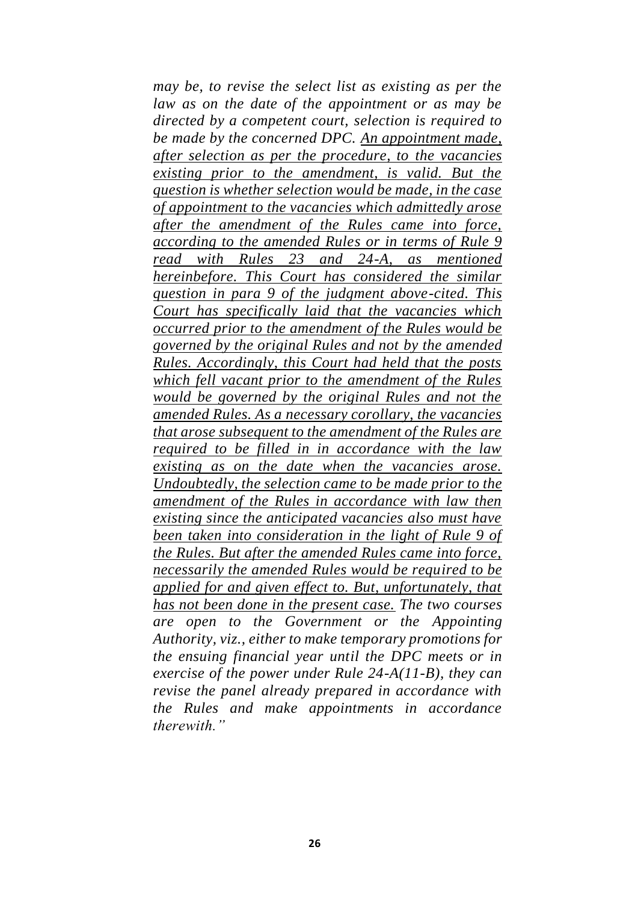*may be, to revise the select list as existing as per the law as on the date of the appointment or as may be directed by a competent court, selection is required to be made by the concerned DPC. <u>An appointment made, after selection as per the procedure, to the vacancies existing prior to the amendment, is valid. But the question is whether selection would be made, in the case of appointment to the vacancies which admittedly arose after the amendment of the Rules came into force, according to the amended Rules or in terms of Rule 9 read with Rules 23 and 24-A, as mentioned hereinbefore. This Court has considered the similar question in para 9 of the judgment above-cited. This Court has specifically laid that the vacancies which occurred prior to the amendment of the Rules would be governed by the original Rules and not by the amended Rules. Accordingly, this Court had held that the posts which fell vacant prior to the amendment of the Rules would be governed by the original Rules and not the amended Rules. As a necessary corollary, the vacancies that arose subsequent to the amendment of the Rules are required to be filled in in accordance with the law existing as on the date when the vacancies arose. Undoubtedly, the selection came to be made prior to the amendment of the Rules in accordance with law then existing since the anticipated vacancies also must have been taken into consideration in the light of Rule 9 of the Rules. But after the amended Rules came into force, necessarily the amended Rules would be required to be applied for and given effect to. But, unfortunately, that has not been done in the present case.</u> The two courses are open to the Government or the Appointing Authority, viz., either to make temporary promotions for the ensuing financial year until the DPC meets or in exercise of the power under Rule 24-A(11-B), they can revise the panel already prepared in accordance with the Rules and make appointments in accordance therewith."*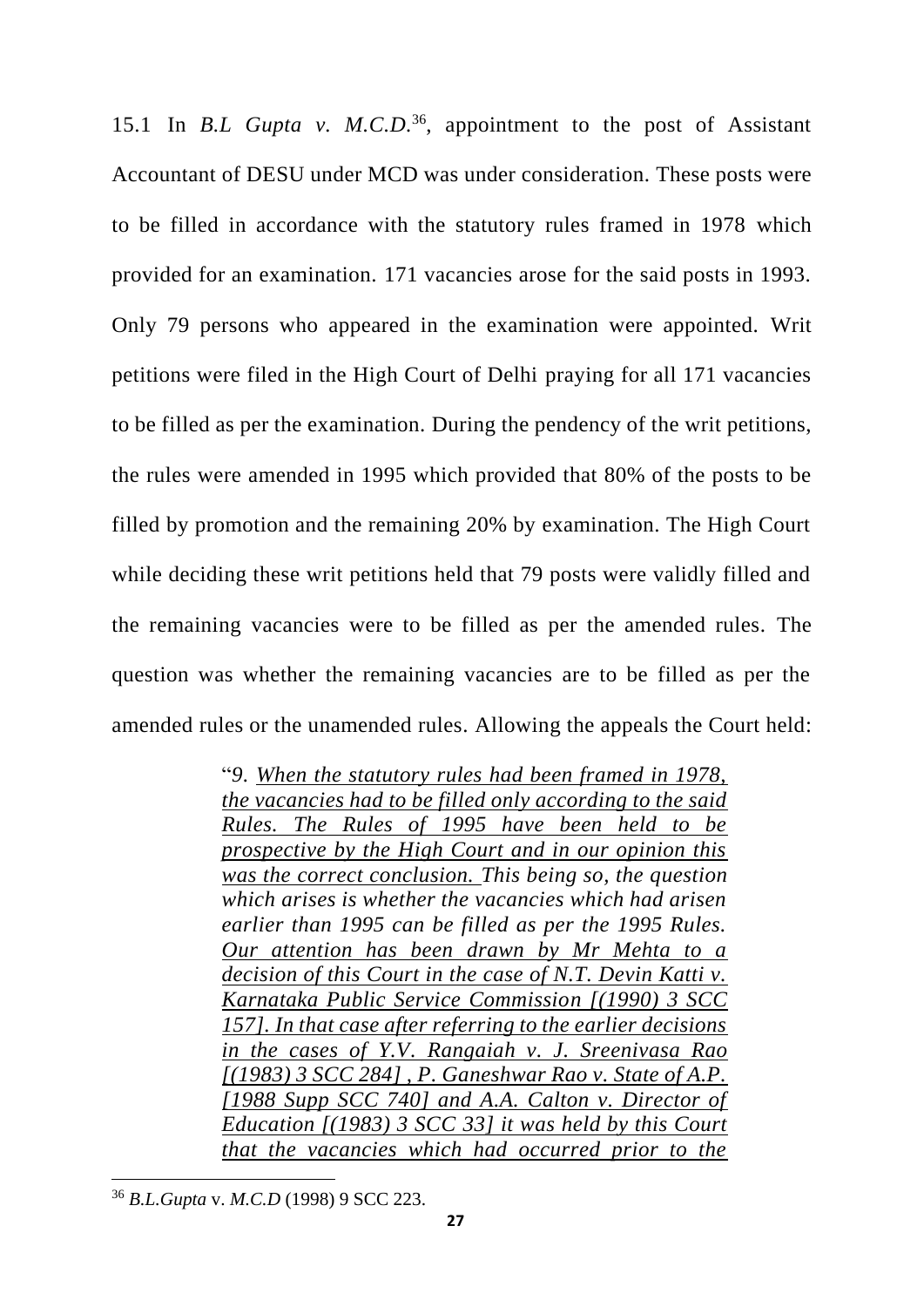15.1 In *B.L Gupta v. M.C.D.*[36], appointment to the post of Assistant Accountant of DESU under MCD was under consideration. These posts were to be filled in accordance with the statutory rules framed in 1978 which provided for an examination. 171 vacancies arose for the said posts in 1993. Only 79 persons who appeared in the examination were appointed. Writ petitions were filed in the High Court of Delhi praying for all 171 vacancies to be filled as per the examination. During the pendency of the writ petitions, the rules were amended in 1995 which provided that 80% of the posts to be filled by promotion and the remaining 20% by examination. The High Court while deciding these writ petitions held that 79 posts were validly filled and the remaining vacancies were to be filled as per the amended rules. The question was whether the remaining vacancies are to be filled as per the amended rules or the unamended rules. Allowing the appeals the Court held:

> "*9. When the statutory rules had been framed in 1978, the vacancies had to be filled only according to the said Rules. The Rules of 1995 have been held to be prospective by the High Court and in our opinion this was the correct conclusion. This being so, the question which arises is whether the vacancies which had arisen earlier than 1995 can be filled as per the 1995 Rules. Our attention has been drawn by Mr Mehta to a decision of this Court in the case of N.T. Devin Katti v. Karnataka Public Service Commission [(1990) 3 SCC 157]. In that case after referring to the earlier decisions in the cases of Y.V. Rangaiah v. J. Sreenivasa Rao [(1983) 3 SCC 284] , P. Ganeshwar Rao v. State of A.P. [1988 Supp SCC 740] and A.A. Calton v. Director of Education [(1983) 3 SCC 33] it was held by this Court that the vacancies which had occurred prior to the*

[36] *B.L.Gupta* v. *M.C.D* (1998) 9 SCC 223.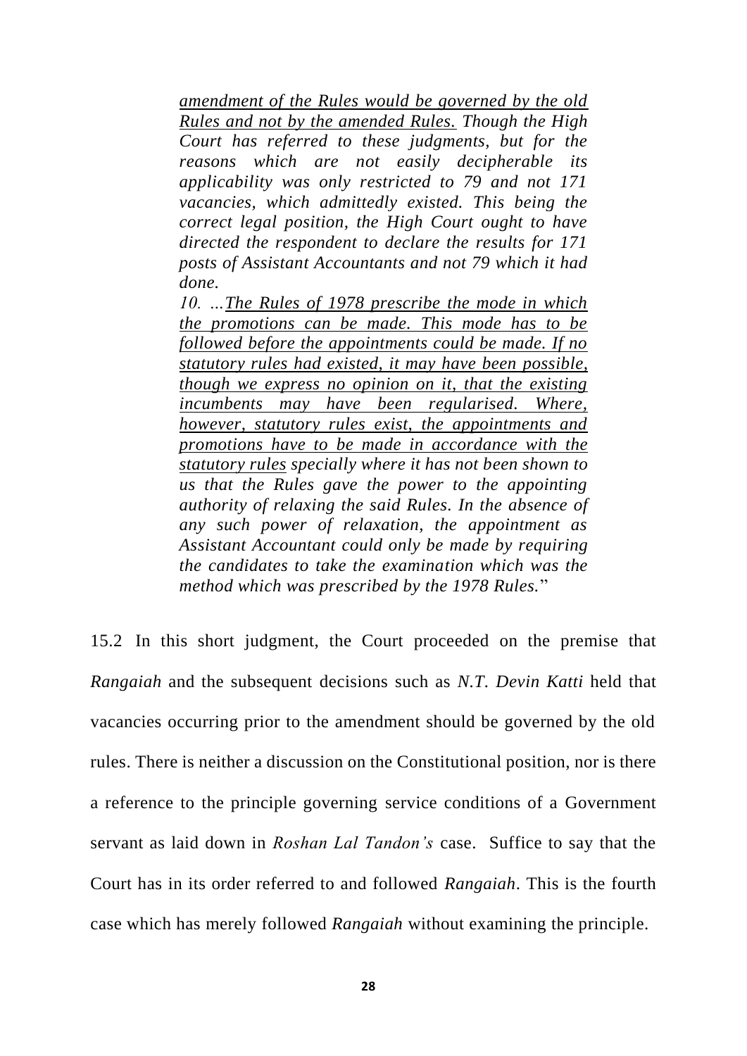> *amendment of the Rules would be governed by the old Rules and not by the amended Rules. Though the High Court has referred to these judgments, but for the reasons which are not easily decipherable its applicability was only restricted to 79 and not 171 vacancies, which admittedly existed. This being the correct legal position, the High Court ought to have directed the respondent to declare the results for 171 posts of Assistant Accountants and not 79 which it had done.*
>
> *10. …The Rules of 1978 prescribe the mode in which the promotions can be made. This mode has to be followed before the appointments could be made. If no statutory rules had existed, it may have been possible, though we express no opinion on it, that the existing incumbents may have been regularised. Where, however, statutory rules exist, the appointments and promotions have to be made in accordance with the statutory rules specially where it has not been shown to us that the Rules gave the power to the appointing authority of relaxing the said Rules. In the absence of any such power of relaxation, the appointment as Assistant Accountant could only be made by requiring the candidates to take the examination which was the method which was prescribed by the 1978 Rules.*"

15.2 In this short judgment, the Court proceeded on the premise that *Rangaiah* and the subsequent decisions such as *N.T. Devin Katti* held that vacancies occurring prior to the amendment should be governed by the old rules. There is neither a discussion on the Constitutional position, nor is there a reference to the principle governing service conditions of a Government servant as laid down in *Roshan Lal Tandon's* case. Suffice to say that the Court has in its order referred to and followed *Rangaiah*. This is the fourth case which has merely followed *Rangaiah* without examining the principle.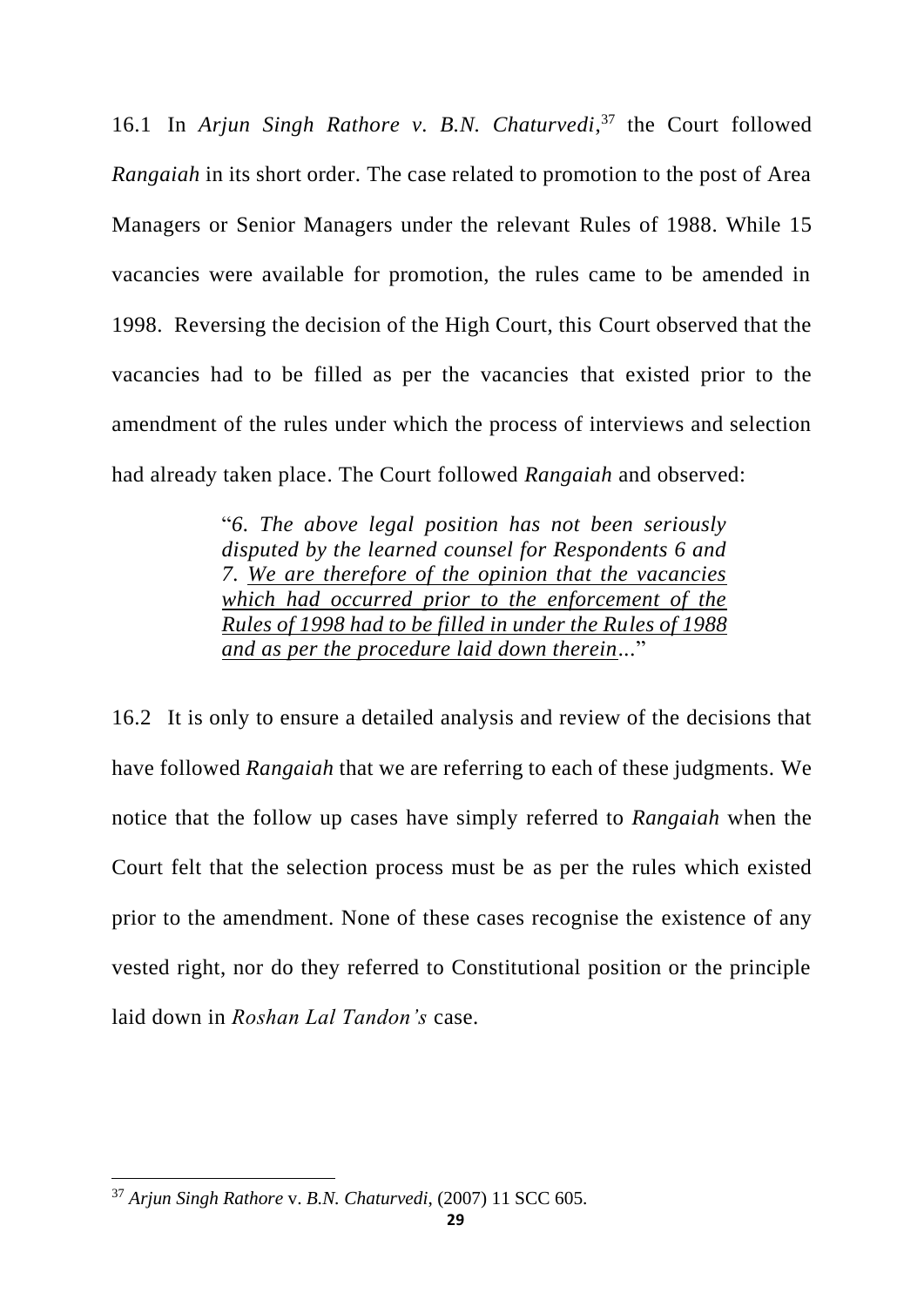16.1 In *Arjun Singh Rathore v. B.N. Chaturvedi*,[37] the Court followed *Rangaiah* in its short order. The case related to promotion to the post of Area Managers or Senior Managers under the relevant Rules of 1988. While 15 vacancies were available for promotion, the rules came to be amended in 1998. Reversing the decision of the High Court, this Court observed that the vacancies had to be filled as per the vacancies that existed prior to the amendment of the rules under which the process of interviews and selection had already taken place. The Court followed *Rangaiah* and observed:

> "*6. The above legal position has not been seriously disputed by the learned counsel for Respondents 6 and 7. <u>We are therefore of the opinion that the vacancies which had occurred prior to the enforcement of the Rules of 1998 had to be filled in under the Rules of 1988 and as per the procedure laid down therein</u>...*"

16.2 It is only to ensure a detailed analysis and review of the decisions that have followed *Rangaiah* that we are referring to each of these judgments. We notice that the follow up cases have simply referred to *Rangaiah* when the Court felt that the selection process must be as per the rules which existed prior to the amendment. None of these cases recognise the existence of any vested right, nor do they referred to Constitutional position or the principle laid down in *Roshan Lal Tandon's* case.

---

[37] *Arjun Singh Rathore* v. *B.N. Chaturvedi*, (2007) 11 SCC 605.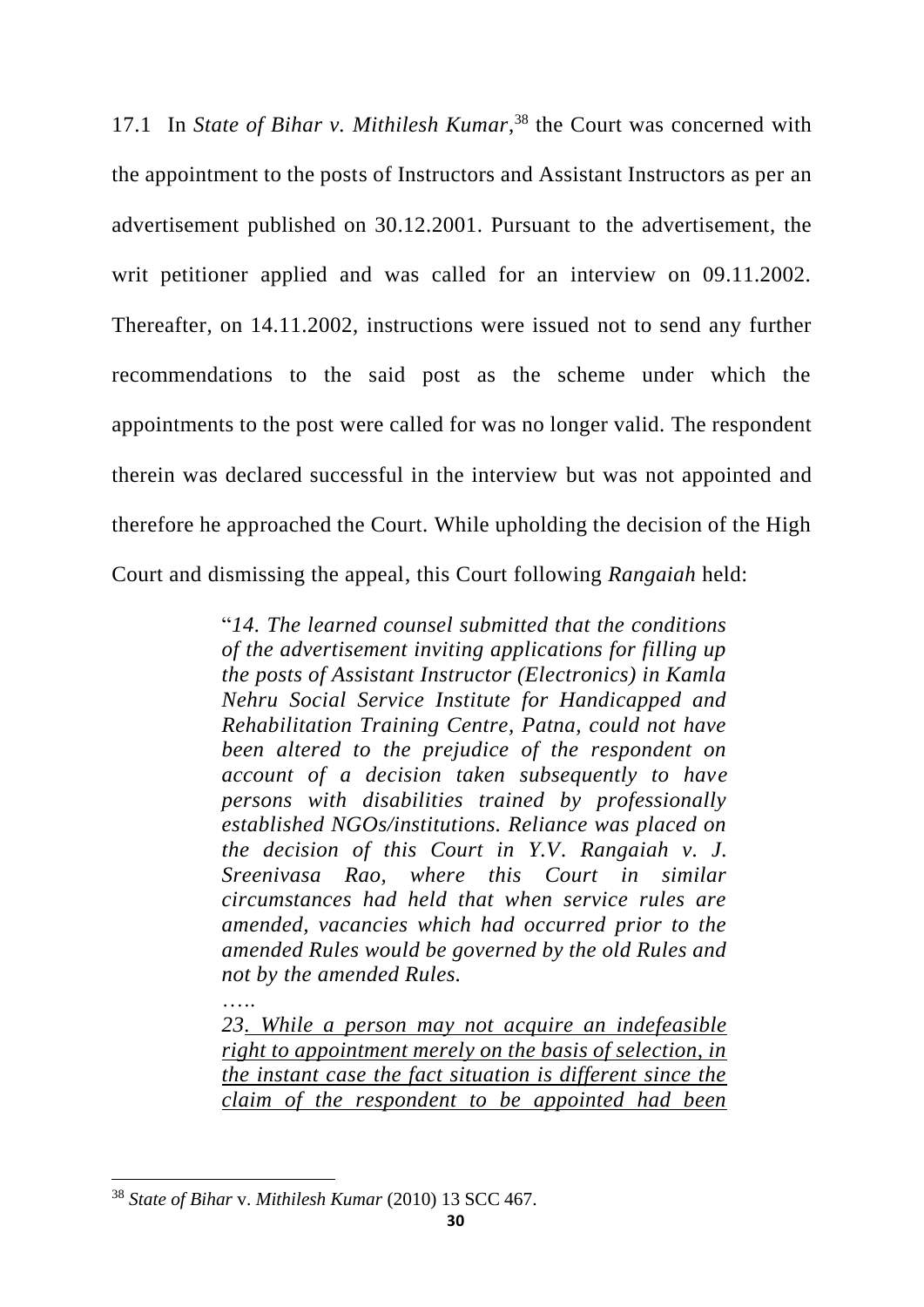17.1 In *State of Bihar v. Mithilesh Kumar*,[38] the Court was concerned with the appointment to the posts of Instructors and Assistant Instructors as per an advertisement published on 30.12.2001. Pursuant to the advertisement, the writ petitioner applied and was called for an interview on 09.11.2002. Thereafter, on 14.11.2002, instructions were issued not to send any further recommendations to the said post as the scheme under which the appointments to the post were called for was no longer valid. The respondent therein was declared successful in the interview but was not appointed and therefore he approached the Court. While upholding the decision of the High Court and dismissing the appeal, this Court following *Rangaiah* held:

> "*14. The learned counsel submitted that the conditions of the advertisement inviting applications for filling up the posts of Assistant Instructor (Electronics) in Kamla Nehru Social Service Institute for Handicapped and Rehabilitation Training Centre, Patna, could not have been altered to the prejudice of the respondent on account of a decision taken subsequently to have persons with disabilities trained by professionally established NGOs/institutions. Reliance was placed on the decision of this Court in Y.V. Rangaiah v. J. Sreenivasa Rao, where this Court in similar circumstances had held that when service rules are amended, vacancies which had occurred prior to the amended Rules would be governed by the old Rules and not by the amended Rules.*
>
> *…..*
>
> *23. <u>While a person may not acquire an indefeasible right to appointment merely on the basis of selection, in the instant case the fact situation is different since the claim of the respondent to be appointed had been</u>*

[38] *State of Bihar* v. *Mithilesh Kumar* (2010) 13 SCC 467.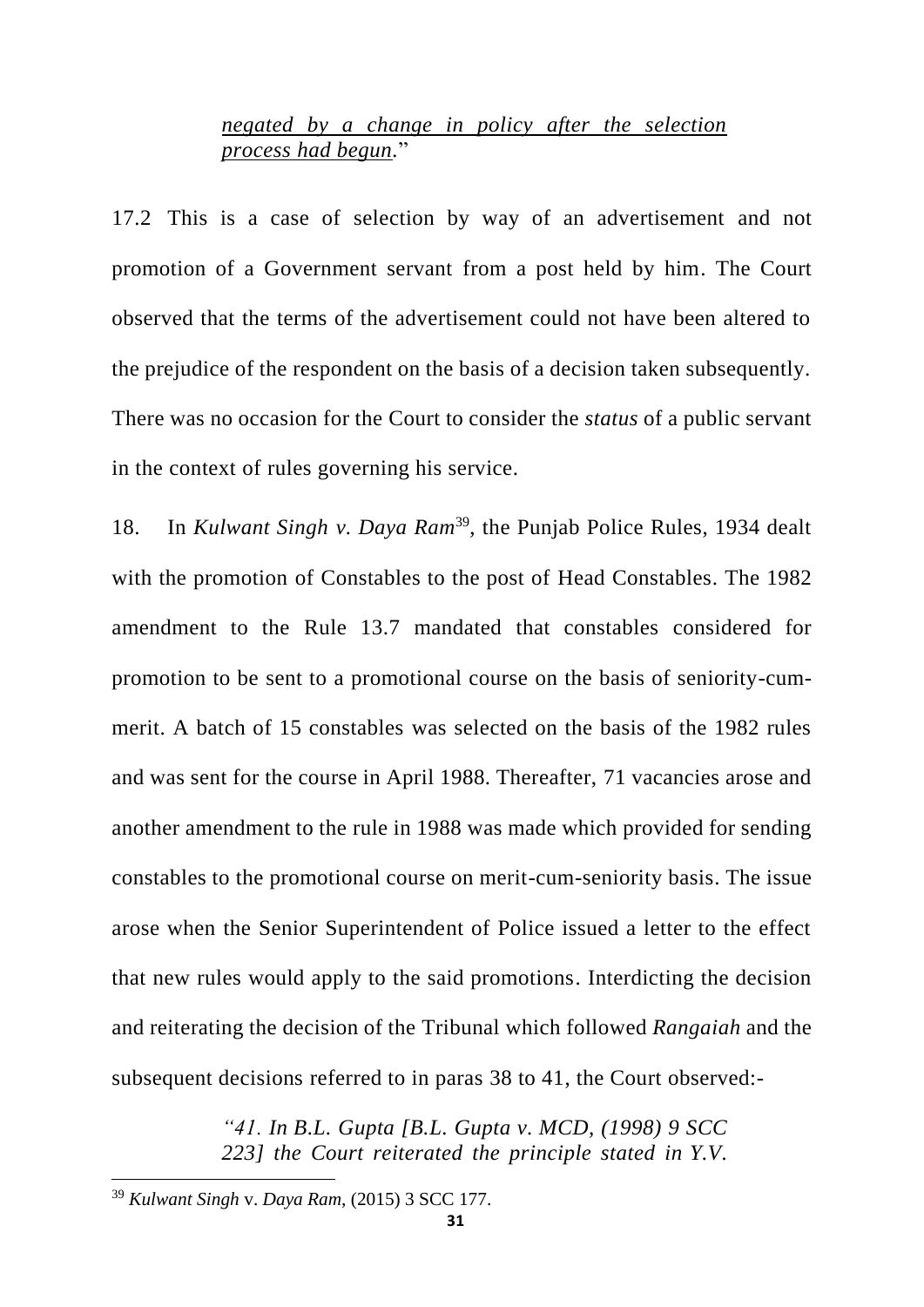> *negated by a change in policy after the selection process had begun*."

17.2 This is a case of selection by way of an advertisement and not promotion of a Government servant from a post held by him. The Court observed that the terms of the advertisement could not have been altered to the prejudice of the respondent on the basis of a decision taken subsequently. There was no occasion for the Court to consider the *status* of a public servant in the context of rules governing his service.

18. In *Kulwant Singh v. Daya Ram*[39], the Punjab Police Rules, 1934 dealt with the promotion of Constables to the post of Head Constables. The 1982 amendment to the Rule 13.7 mandated that constables considered for promotion to be sent to a promotional course on the basis of seniority-cum-merit. A batch of 15 constables was selected on the basis of the 1982 rules and was sent for the course in April 1988. Thereafter, 71 vacancies arose and another amendment to the rule in 1988 was made which provided for sending constables to the promotional course on merit-cum-seniority basis. The issue arose when the Senior Superintendent of Police issued a letter to the effect that new rules would apply to the said promotions. Interdicting the decision and reiterating the decision of the Tribunal which followed *Rangaiah* and the subsequent decisions referred to in paras 38 to 41, the Court observed:-

> *"41. In B.L. Gupta [B.L. Gupta v. MCD, (1998) 9 SCC 223] the Court reiterated the principle stated in Y.V.*

---

[39] *Kulwant Singh* v. *Daya Ram*, (2015) 3 SCC 177.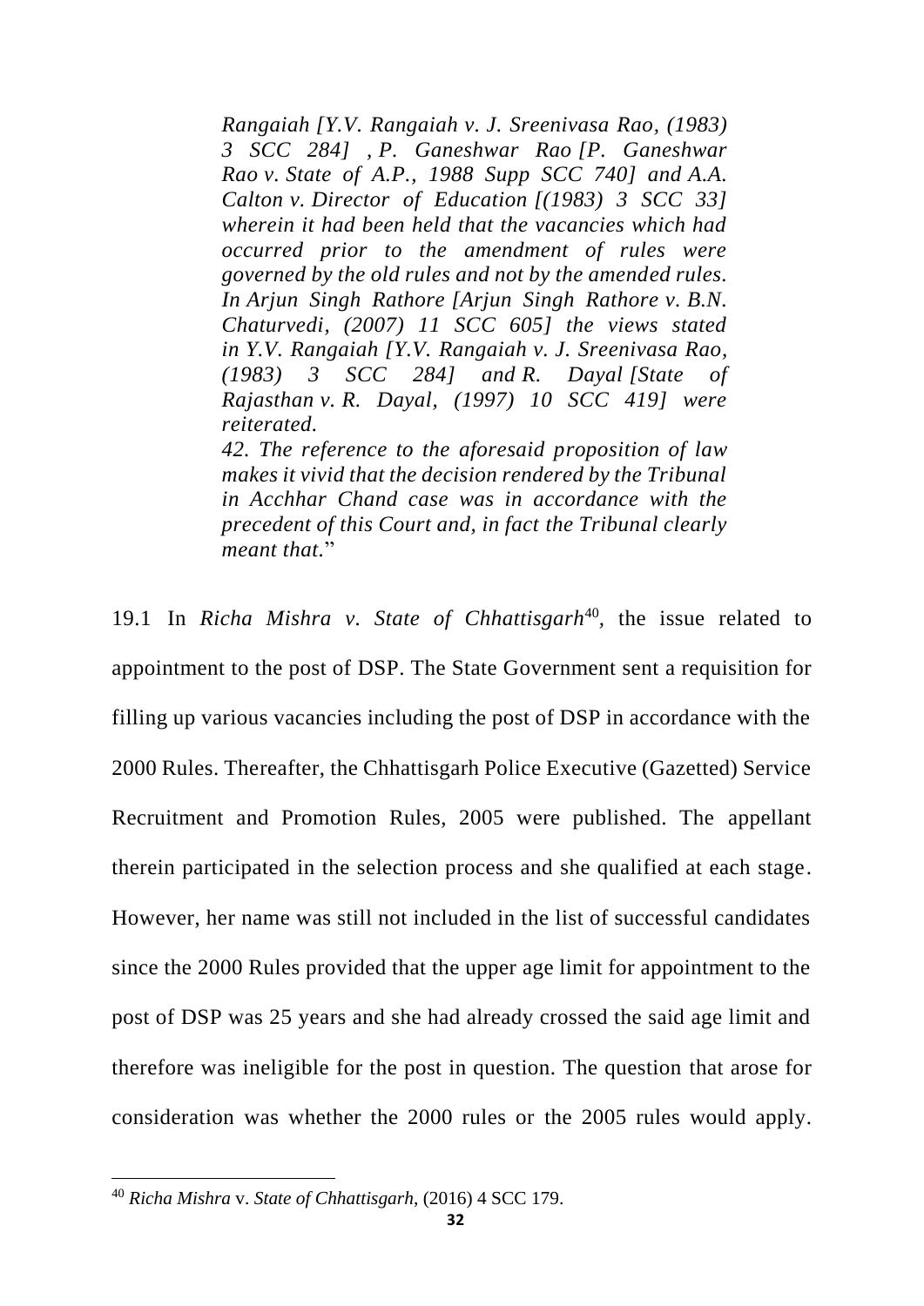> *Rangaiah [Y.V. Rangaiah v. J. Sreenivasa Rao, (1983) 3 SCC 284] , P. Ganeshwar Rao [P. Ganeshwar Rao v. State of A.P., 1988 Supp SCC 740] and A.A. Calton v. Director of Education [(1983) 3 SCC 33] wherein it had been held that the vacancies which had occurred prior to the amendment of rules were governed by the old rules and not by the amended rules. In Arjun Singh Rathore [Arjun Singh Rathore v. B.N. Chaturvedi, (2007) 11 SCC 605] the views stated in Y.V. Rangaiah [Y.V. Rangaiah v. J. Sreenivasa Rao, (1983) 3 SCC 284] and R. Dayal [State of Rajasthan v. R. Dayal, (1997) 10 SCC 419] were reiterated.*
>
> *42. The reference to the aforesaid proposition of law makes it vivid that the decision rendered by the Tribunal in Acchhar Chand case was in accordance with the precedent of this Court and, in fact the Tribunal clearly meant that.*"

19.1 In *Richa Mishra v. State of Chhattisgarh*[40], the issue related to appointment to the post of DSP. The State Government sent a requisition for filling up various vacancies including the post of DSP in accordance with the 2000 Rules. Thereafter, the Chhattisgarh Police Executive (Gazetted) Service Recruitment and Promotion Rules, 2005 were published. The appellant therein participated in the selection process and she qualified at each stage. However, her name was still not included in the list of successful candidates since the 2000 Rules provided that the upper age limit for appointment to the post of DSP was 25 years and she had already crossed the said age limit and therefore was ineligible for the post in question. The question that arose for consideration was whether the 2000 rules or the 2005 rules would apply.

---

[40] *Richa Mishra* v. *State of Chhattisgarh*, (2016) 4 SCC 179.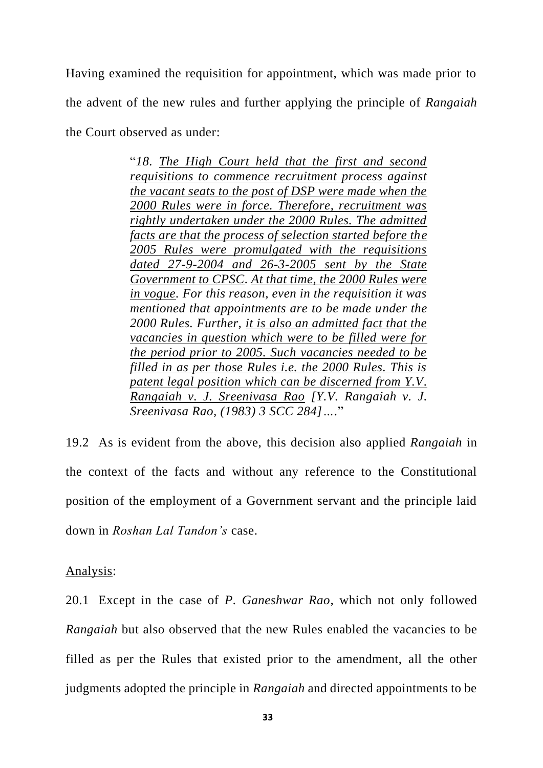Having examined the requisition for appointment, which was made prior to the advent of the new rules and further applying the principle of *Rangaiah* the Court observed as under:

> "*18. The High Court held that the first and second requisitions to commence recruitment process against the vacant seats to the post of DSP were made when the 2000 Rules were in force. Therefore, recruitment was rightly undertaken under the 2000 Rules. The admitted facts are that the process of selection started before the 2005 Rules were promulgated with the requisitions dated 27-9-2004 and 26-3-2005 sent by the State Government to CPSC. At that time, the 2000 Rules were in vogue. For this reason, even in the requisition it was mentioned that appointments are to be made under the 2000 Rules. Further, it is also an admitted fact that the vacancies in question which were to be filled were for the period prior to 2005. Such vacancies needed to be filled in as per those Rules i.e. the 2000 Rules. This is patent legal position which can be discerned from Y.V. Rangaiah v. J. Sreenivasa Rao [Y.V. Rangaiah v. J. Sreenivasa Rao, (1983) 3 SCC 284]….*"

19.2 As is evident from the above, this decision also applied *Rangaiah* in the context of the facts and without any reference to the Constitutional position of the employment of a Government servant and the principle laid down in *Roshan Lal Tandon's* case.

Analysis:

20.1 Except in the case of *P. Ganeshwar Rao*, which not only followed *Rangaiah* but also observed that the new Rules enabled the vacancies to be filled as per the Rules that existed prior to the amendment, all the other judgments adopted the principle in *Rangaiah* and directed appointments to be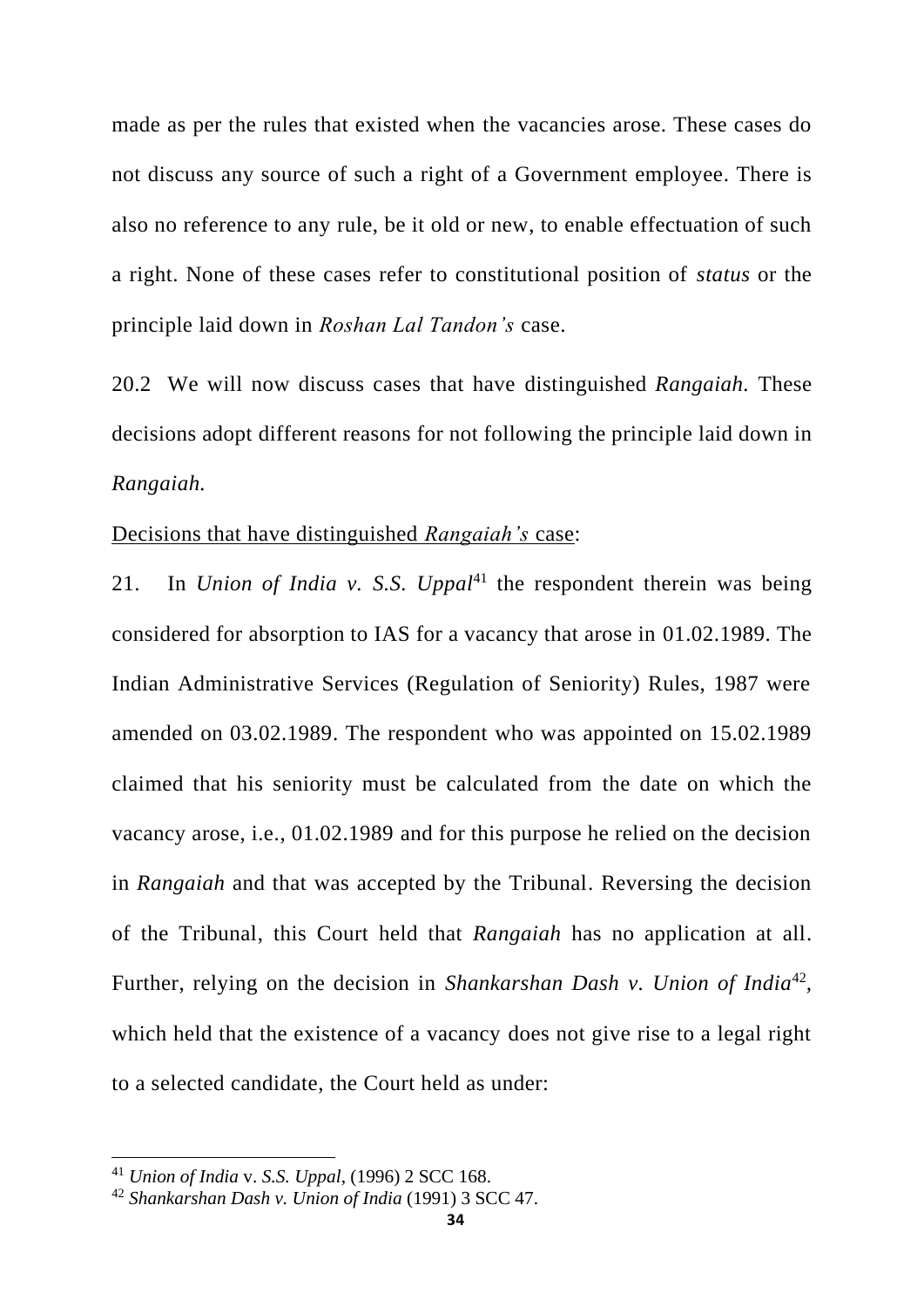made as per the rules that existed when the vacancies arose. These cases do not discuss any source of such a right of a Government employee. There is also no reference to any rule, be it old or new, to enable effectuation of such a right. None of these cases refer to constitutional position of *status* or the principle laid down in *Roshan Lal Tandon's* case.

20.2 We will now discuss cases that have distinguished *Rangaiah.* These decisions adopt different reasons for not following the principle laid down in *Rangaiah.*

<u>Decisions that have distinguished *Rangaiah's* case</u>:

21. In *Union of India v. S.S. Uppal*[41] the respondent therein was being considered for absorption to IAS for a vacancy that arose in 01.02.1989. The Indian Administrative Services (Regulation of Seniority) Rules, 1987 were amended on 03.02.1989. The respondent who was appointed on 15.02.1989 claimed that his seniority must be calculated from the date on which the vacancy arose, i.e., 01.02.1989 and for this purpose he relied on the decision in *Rangaiah* and that was accepted by the Tribunal. Reversing the decision of the Tribunal, this Court held that *Rangaiah* has no application at all. Further, relying on the decision in *Shankarshan Dash v. Union of India*[42], which held that the existence of a vacancy does not give rise to a legal right to a selected candidate, the Court held as under:

---

[41] *Union of India* v. *S.S. Uppal*, (1996) 2 SCC 168.

[42] *Shankarshan Dash v. Union of India* (1991) 3 SCC 47.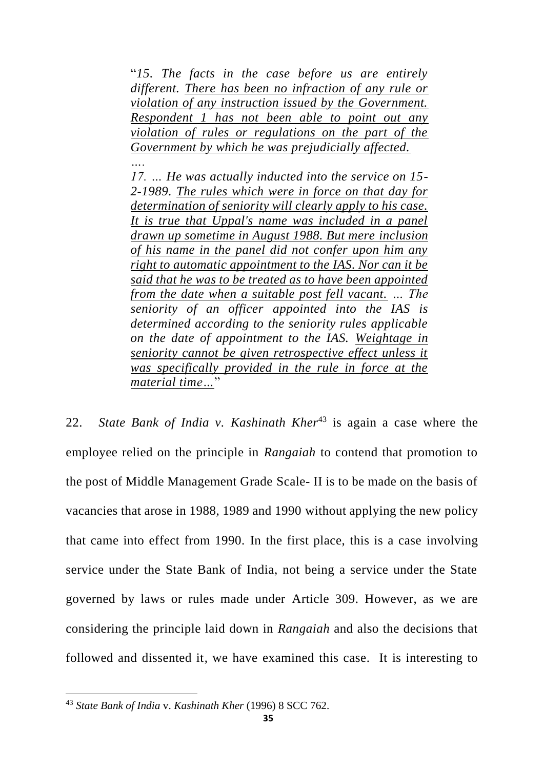> "*15. The facts in the case before us are entirely different. <u>There has been no infraction of any rule or violation of any instruction issued by the Government. Respondent 1 has not been able to point out any violation of rules or regulations on the part of the Government by which he was prejudicially affected.</u>*
>
> *….*
>
> *17. … He was actually inducted into the service on 15-2-1989. <u>The rules which were in force on that day for determination of seniority will clearly apply to his case. It is true that Uppal's name was included in a panel drawn up sometime in August 1988. But mere inclusion of his name in the panel did not confer upon him any right to automatic appointment to the IAS. Nor can it be said that he was to be treated as to have been appointed from the date when a suitable post fell vacant.</u> … The seniority of an officer appointed into the IAS is determined according to the seniority rules applicable on the date of appointment to the IAS. <u>Weightage in seniority cannot be given retrospective effect unless it was specifically provided in the rule in force at the material time…</u>*"

22. *State Bank of India v. Kashinath Kher*[43] is again a case where the employee relied on the principle in *Rangaiah* to contend that promotion to the post of Middle Management Grade Scale- II is to be made on the basis of vacancies that arose in 1988, 1989 and 1990 without applying the new policy that came into effect from 1990. In the first place, this is a case involving service under the State Bank of India, not being a service under the State governed by laws or rules made under Article 309. However, as we are considering the principle laid down in *Rangaiah* and also the decisions that followed and dissented it, we have examined this case. It is interesting to

---

[43] *State Bank of India* v. *Kashinath Kher* (1996) 8 SCC 762.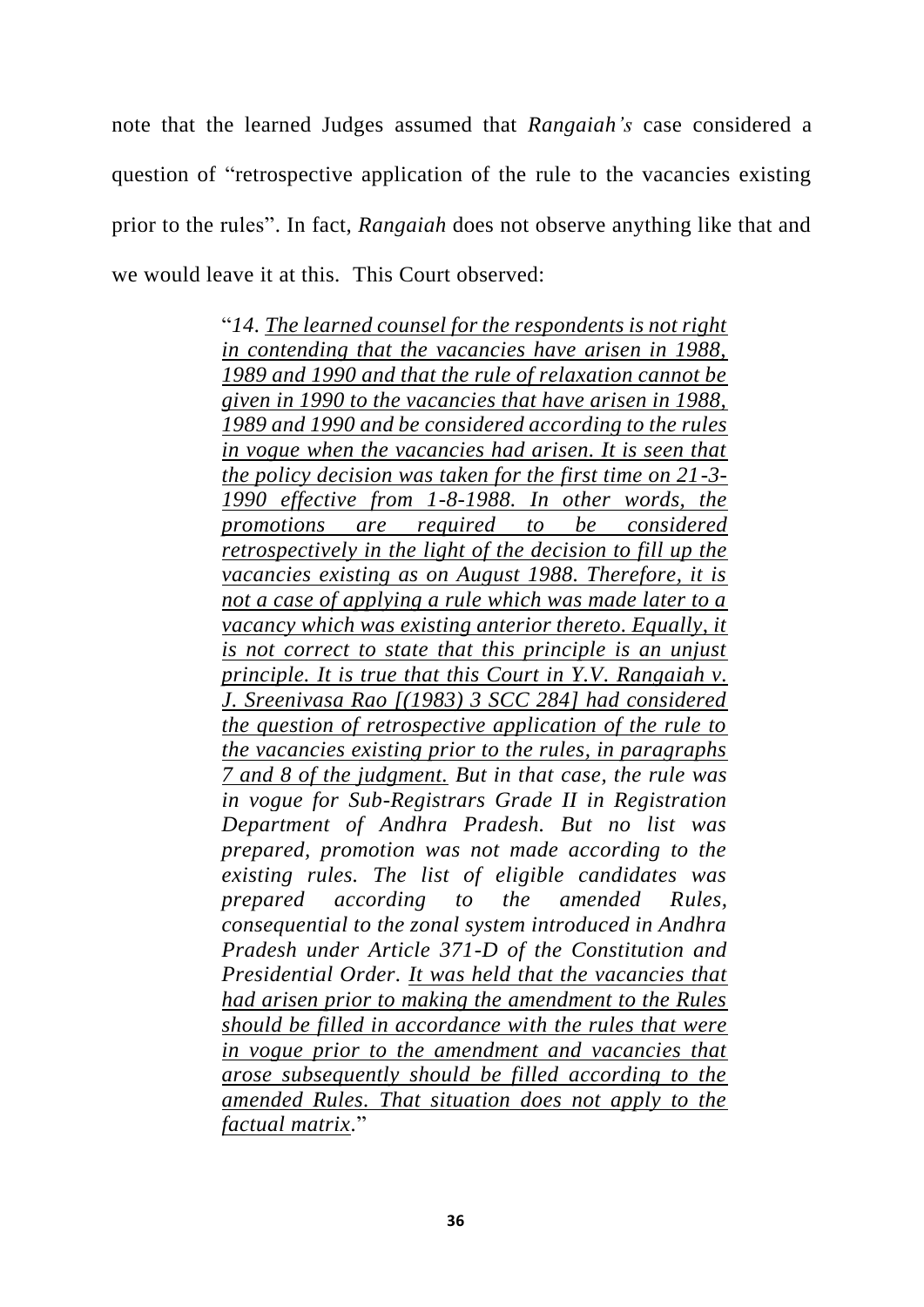note that the learned Judges assumed that *Rangaiah's* case considered a question of "retrospective application of the rule to the vacancies existing prior to the rules". In fact, *Rangaiah* does not observe anything like that and we would leave it at this. This Court observed:

> "*14. <u>The learned counsel for the respondents is not right in contending that the vacancies have arisen in 1988, 1989 and 1990 and that the rule of relaxation cannot be given in 1990 to the vacancies that have arisen in 1988, 1989 and 1990 and be considered according to the rules in vogue when the vacancies had arisen. It is seen that the policy decision was taken for the first time on 21-3-1990 effective from 1-8-1988. In other words, the promotions are required to be considered retrospectively in the light of the decision to fill up the vacancies existing as on August 1988. Therefore, it is not a case of applying a rule which was made later to a vacancy which was existing anterior thereto. Equally, it is not correct to state that this principle is an unjust principle. It is true that this Court in Y.V. Rangaiah v. J. Sreenivasa Rao [(1983) 3 SCC 284] had considered the question of retrospective application of the rule to the vacancies existing prior to the rules, in paragraphs 7 and 8 of the judgment.</u> But in that case, the rule was in vogue for Sub-Registrars Grade II in Registration Department of Andhra Pradesh. But no list was prepared, promotion was not made according to the existing rules. The list of eligible candidates was prepared according to the amended Rules, consequential to the zonal system introduced in Andhra Pradesh under Article 371-D of the Constitution and Presidential Order. <u>It was held that the vacancies that had arisen prior to making the amendment to the Rules should be filled in accordance with the rules that were in vogue prior to the amendment and vacancies that arose subsequently should be filled according to the amended Rules. That situation does not apply to the factual matrix</u>.*"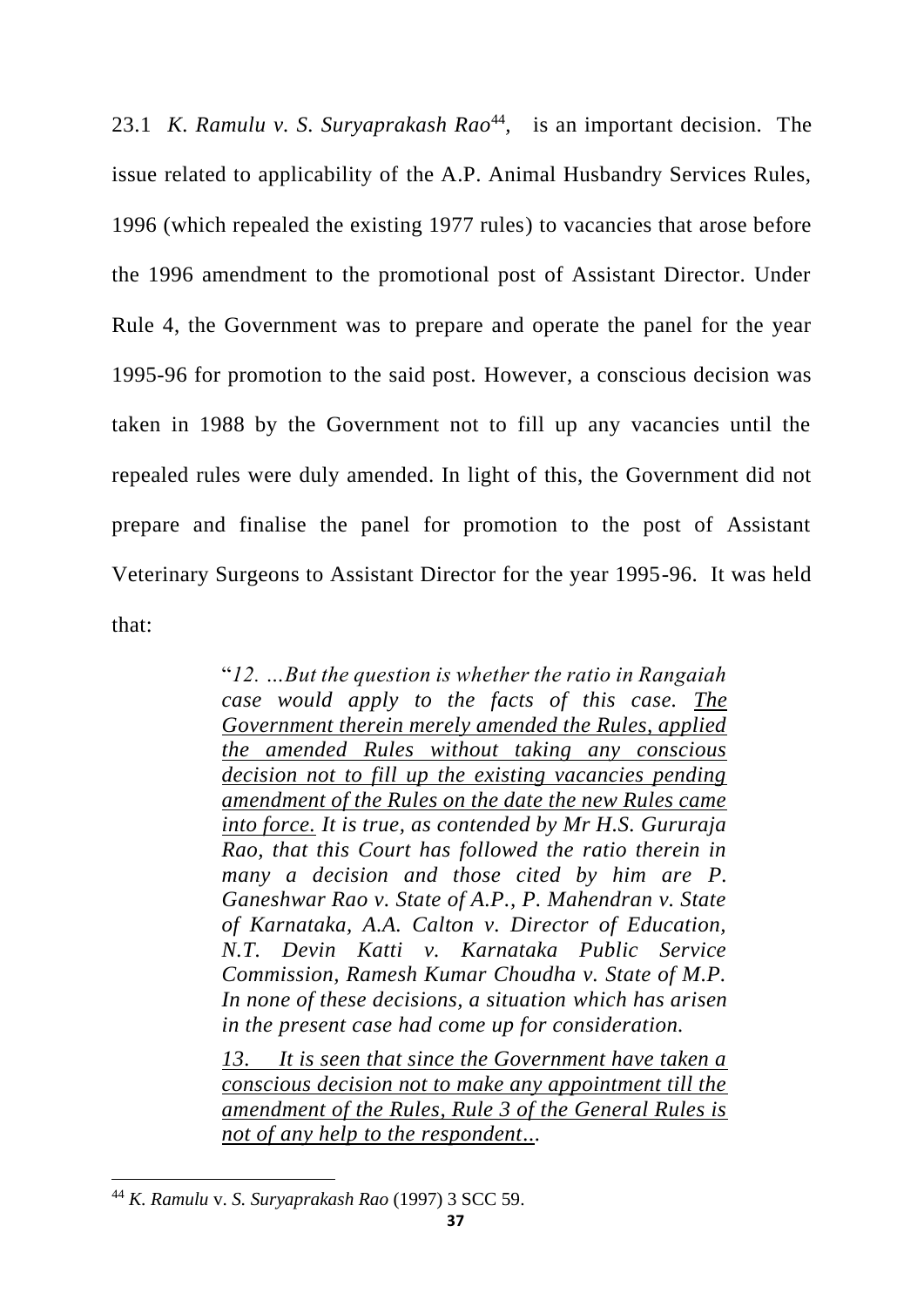23.1 *K. Ramulu v. S. Suryaprakash Rao*[44], is an important decision. The issue related to applicability of the A.P. Animal Husbandry Services Rules, 1996 (which repealed the existing 1977 rules) to vacancies that arose before the 1996 amendment to the promotional post of Assistant Director. Under Rule 4, the Government was to prepare and operate the panel for the year 1995-96 for promotion to the said post. However, a conscious decision was taken in 1988 by the Government not to fill up any vacancies until the repealed rules were duly amended. In light of this, the Government did not prepare and finalise the panel for promotion to the post of Assistant Veterinary Surgeons to Assistant Director for the year 1995-96. It was held that:

> "*12. …But the question is whether the ratio in Rangaiah case would apply to the facts of this case. <u>The Government therein merely amended the Rules, applied the amended Rules without taking any conscious decision not to fill up the existing vacancies pending amendment of the Rules on the date the new Rules came into force.</u> It is true, as contended by Mr H.S. Gururaja Rao, that this Court has followed the ratio therein in many a decision and those cited by him are P. Ganeshwar Rao v. State of A.P., P. Mahendran v. State of Karnataka, A.A. Calton v. Director of Education, N.T. Devin Katti v. Karnataka Public Service Commission, Ramesh Kumar Choudha v. State of M.P. In none of these decisions, a situation which has arisen in the present case had come up for consideration.*
>
> *<u>13. It is seen that since the Government have taken a conscious decision not to make any appointment till the amendment of the Rules, Rule 3 of the General Rules is not of any help to the respondent…</u>*

---

[44] *K. Ramulu* v. *S. Suryaprakash Rao* (1997) 3 SCC 59.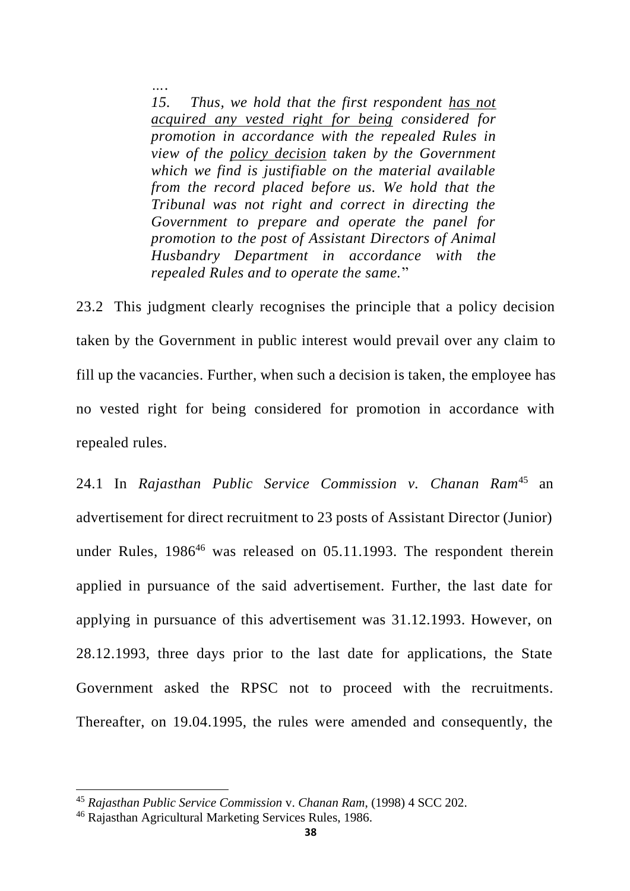> *….*
>
> *15. Thus, we hold that the first respondent has not acquired any vested right for being considered for promotion in accordance with the repealed Rules in view of the policy decision taken by the Government which we find is justifiable on the material available from the record placed before us. We hold that the Tribunal was not right and correct in directing the Government to prepare and operate the panel for promotion to the post of Assistant Directors of Animal Husbandry Department in accordance with the repealed Rules and to operate the same.*"

23.2 This judgment clearly recognises the principle that a policy decision taken by the Government in public interest would prevail over any claim to fill up the vacancies. Further, when such a decision is taken, the employee has no vested right for being considered for promotion in accordance with repealed rules.

24.1 In *Rajasthan Public Service Commission v. Chanan Ram*[45] an advertisement for direct recruitment to 23 posts of Assistant Director (Junior) under Rules, 1986[46] was released on 05.11.1993. The respondent therein applied in pursuance of the said advertisement. Further, the last date for applying in pursuance of this advertisement was 31.12.1993. However, on 28.12.1993, three days prior to the last date for applications, the State Government asked the RPSC not to proceed with the recruitments. Thereafter, on 19.04.1995, the rules were amended and consequently, the

---

[45] *Rajasthan Public Service Commission* v. *Chanan Ram*, (1998) 4 SCC 202.

[46] Rajasthan Agricultural Marketing Services Rules, 1986.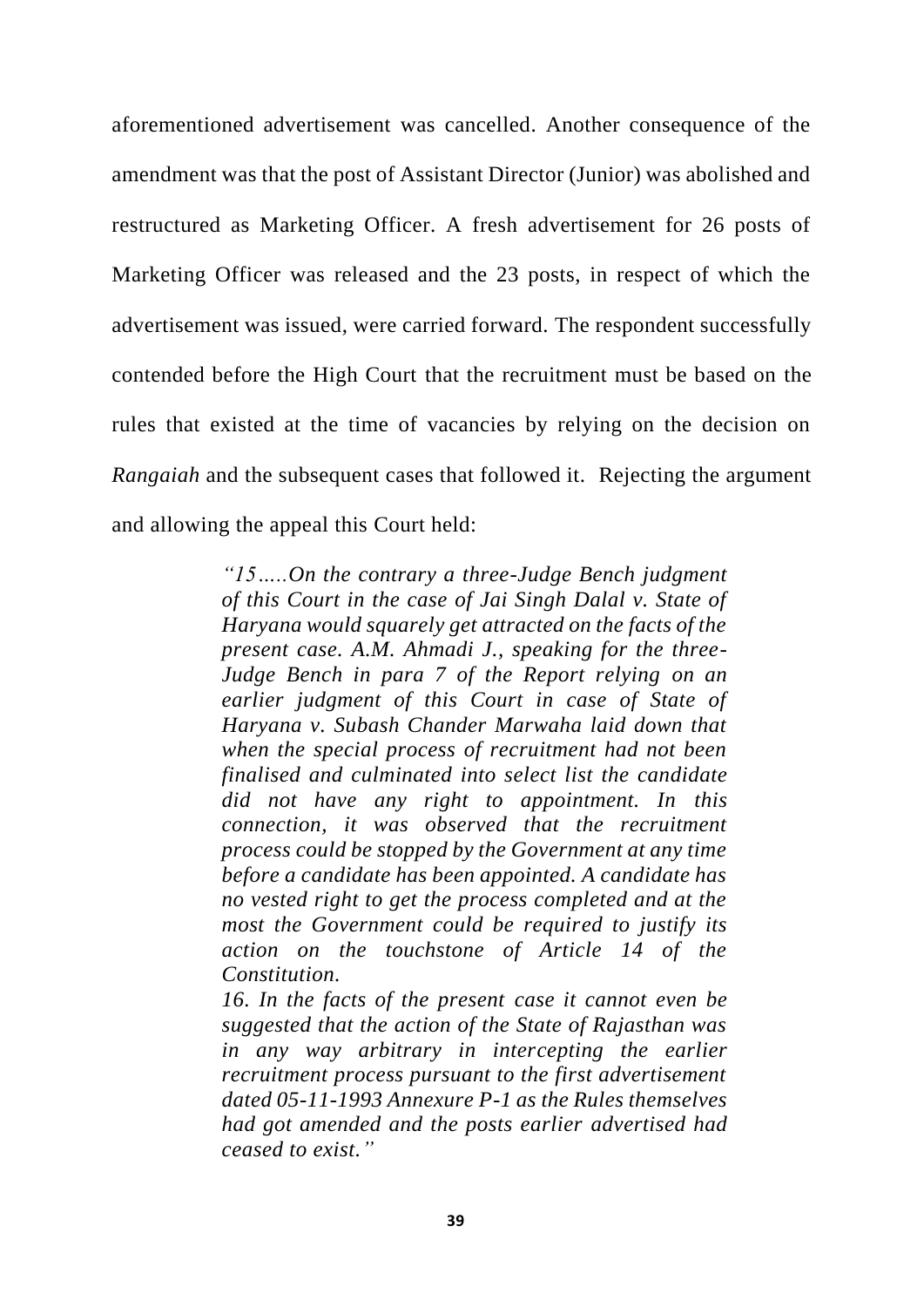aforementioned advertisement was cancelled. Another consequence of the amendment was that the post of Assistant Director (Junior) was abolished and restructured as Marketing Officer. A fresh advertisement for 26 posts of Marketing Officer was released and the 23 posts, in respect of which the advertisement was issued, were carried forward. The respondent successfully contended before the High Court that the recruitment must be based on the rules that existed at the time of vacancies by relying on the decision on *Rangaiah* and the subsequent cases that followed it. Rejecting the argument and allowing the appeal this Court held:

> *"15…..On the contrary a three-Judge Bench judgment of this Court in the case of Jai Singh Dalal v. State of Haryana would squarely get attracted on the facts of the present case. A.M. Ahmadi J., speaking for the three-Judge Bench in para 7 of the Report relying on an earlier judgment of this Court in case of State of Haryana v. Subash Chander Marwaha laid down that when the special process of recruitment had not been finalised and culminated into select list the candidate did not have any right to appointment. In this connection, it was observed that the recruitment process could be stopped by the Government at any time before a candidate has been appointed. A candidate has no vested right to get the process completed and at the most the Government could be required to justify its action on the touchstone of Article 14 of the Constitution.*
>
> *16. In the facts of the present case it cannot even be suggested that the action of the State of Rajasthan was in any way arbitrary in intercepting the earlier recruitment process pursuant to the first advertisement dated 05-11-1993 Annexure P-1 as the Rules themselves had got amended and the posts earlier advertised had ceased to exist."*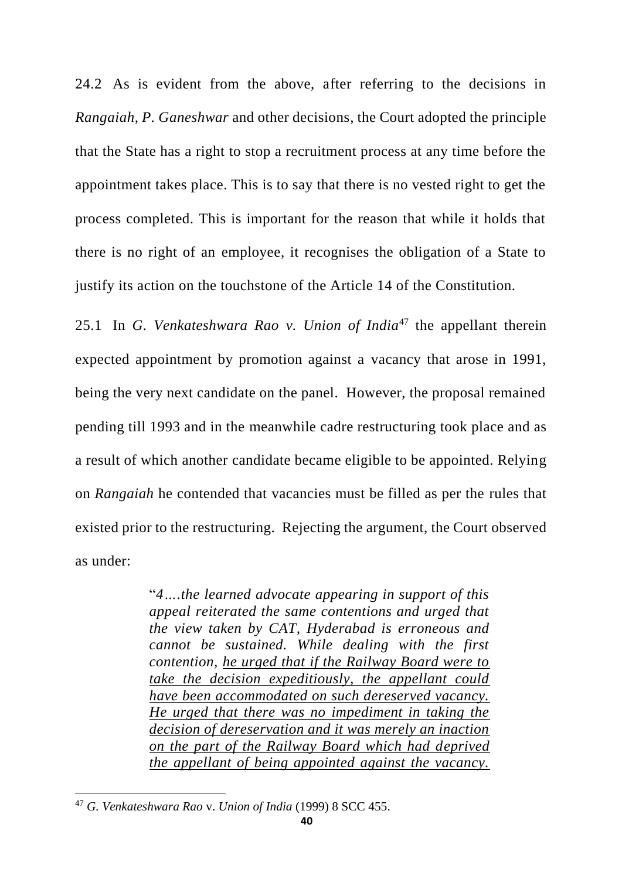24.2 As is evident from the above, after referring to the decisions in *Rangaiah, P. Ganeshwar* and other decisions, the Court adopted the principle that the State has a right to stop a recruitment process at any time before the appointment takes place. This is to say that there is no vested right to get the process completed. This is important for the reason that while it holds that there is no right of an employee, it recognises the obligation of a State to justify its action on the touchstone of the Article 14 of the Constitution.

25.1 In *G. Venkateshwara Rao v. Union of India*[47] the appellant therein expected appointment by promotion against a vacancy that arose in 1991, being the very next candidate on the panel. However, the proposal remained pending till 1993 and in the meanwhile cadre restructuring took place and as a result of which another candidate became eligible to be appointed. Relying on *Rangaiah* he contended that vacancies must be filled as per the rules that existed prior to the restructuring. Rejecting the argument, the Court observed as under:

> "*4….the learned advocate appearing in support of this appeal reiterated the same contentions and urged that the view taken by CAT, Hyderabad is erroneous and cannot be sustained. While dealing with the first contention, <u>he urged that if the Railway Board were to take the decision expeditiously, the appellant could have been accommodated on such dereserved vacancy. He urged that there was no impediment in taking the decision of dereservation and it was merely an inaction on the part of the Railway Board which had deprived the appellant of being appointed against the vacancy.</u>*

[47] *G. Venkateshwara Rao* v. *Union of India* (1999) 8 SCC 455.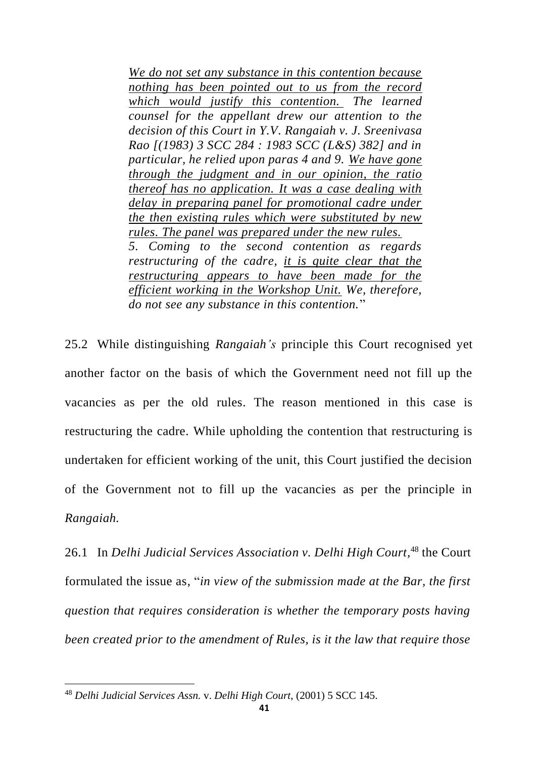> *<u>We do not set any substance in this contention because nothing has been pointed out to us from the record which would justify this contention.</u> The learned counsel for the appellant drew our attention to the decision of this Court in Y.V. Rangaiah v. J. Sreenivasa Rao [(1983) 3 SCC 284 : 1983 SCC (L&S) 382] and in particular, he relied upon paras 4 and 9. <u>We have gone through the judgment and in our opinion, the ratio thereof has no application. It was a case dealing with delay in preparing panel for promotional cadre under the then existing rules which were substituted by new rules. The panel was prepared under the new rules.</u>*
>
> *5. Coming to the second contention as regards restructuring of the cadre, <u>it is quite clear that the restructuring appears to have been made for the efficient working in the Workshop Unit.</u> We, therefore, do not see any substance in this contention.*"

25.2 While distinguishing *Rangaiah's* principle this Court recognised yet another factor on the basis of which the Government need not fill up the vacancies as per the old rules. The reason mentioned in this case is restructuring the cadre. While upholding the contention that restructuring is undertaken for efficient working of the unit, this Court justified the decision of the Government not to fill up the vacancies as per the principle in *Rangaiah.*

26.1 In *Delhi Judicial Services Association v. Delhi High Court,*[48] the Court formulated the issue as, "*in view of the submission made at the Bar, the first question that requires consideration is whether the temporary posts having been created prior to the amendment of Rules, is it the law that require those*

---

[48] *Delhi Judicial Services Assn.* v. *Delhi High Court*, (2001) 5 SCC 145.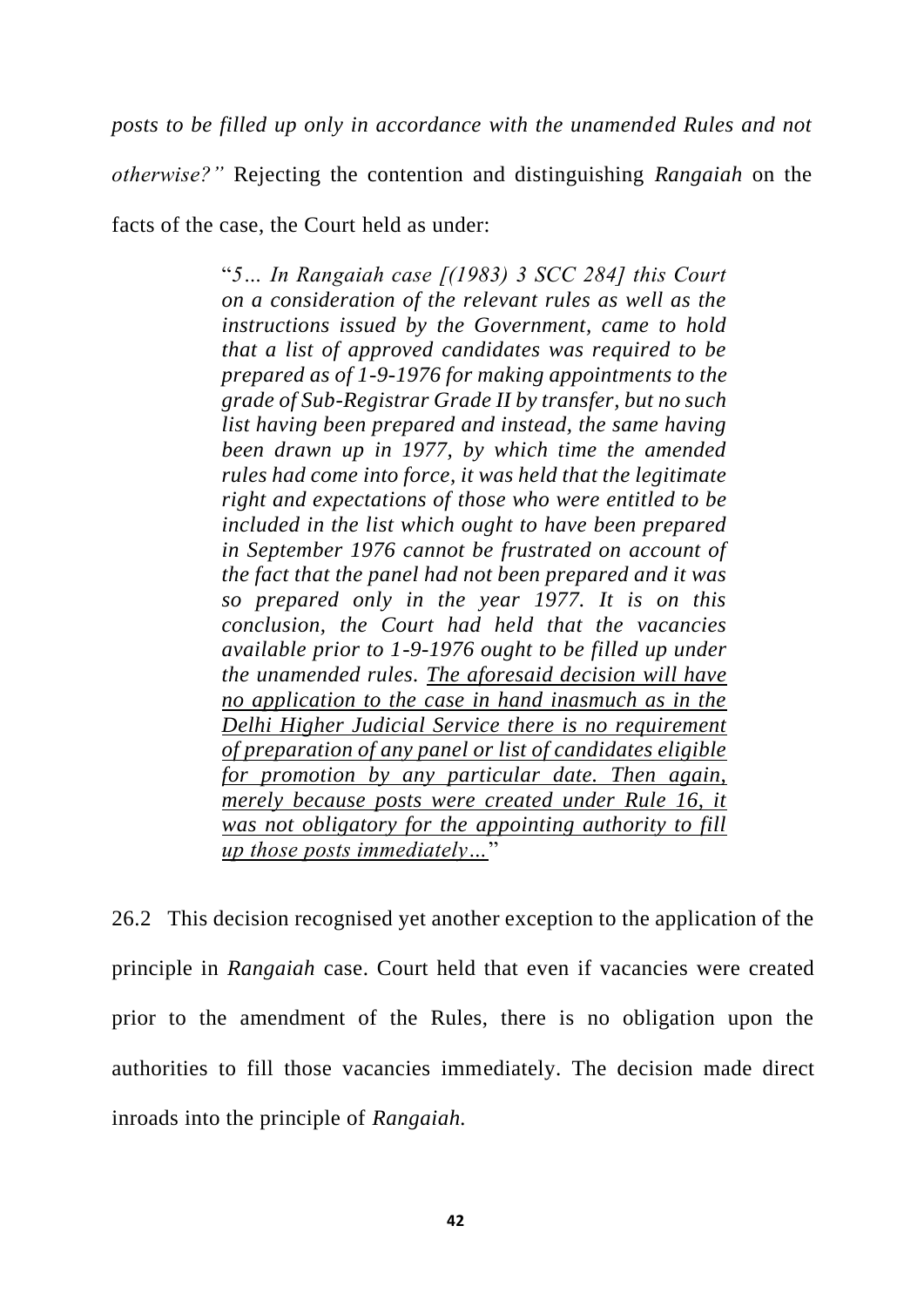*posts to be filled up only in accordance with the unamended Rules and not otherwise?"* Rejecting the contention and distinguishing *Rangaiah* on the facts of the case, the Court held as under:

> "*5… In Rangaiah case [(1983) 3 SCC 284] this Court on a consideration of the relevant rules as well as the instructions issued by the Government, came to hold that a list of approved candidates was required to be prepared as of 1-9-1976 for making appointments to the grade of Sub-Registrar Grade II by transfer, but no such list having been prepared and instead, the same having been drawn up in 1977, by which time the amended rules had come into force, it was held that the legitimate right and expectations of those who were entitled to be included in the list which ought to have been prepared in September 1976 cannot be frustrated on account of the fact that the panel had not been prepared and it was so prepared only in the year 1977. It is on this conclusion, the Court had held that the vacancies available prior to 1-9-1976 ought to be filled up under the unamended rules. <u>The aforesaid decision will have no application to the case in hand inasmuch as in the Delhi Higher Judicial Service there is no requirement of preparation of any panel or list of candidates eligible for promotion by any particular date. Then again, merely because posts were created under Rule 16, it was not obligatory for the appointing authority to fill up those posts immediately…</u>*"

26.2 This decision recognised yet another exception to the application of the principle in *Rangaiah* case. Court held that even if vacancies were created prior to the amendment of the Rules, there is no obligation upon the authorities to fill those vacancies immediately. The decision made direct inroads into the principle of *Rangaiah.*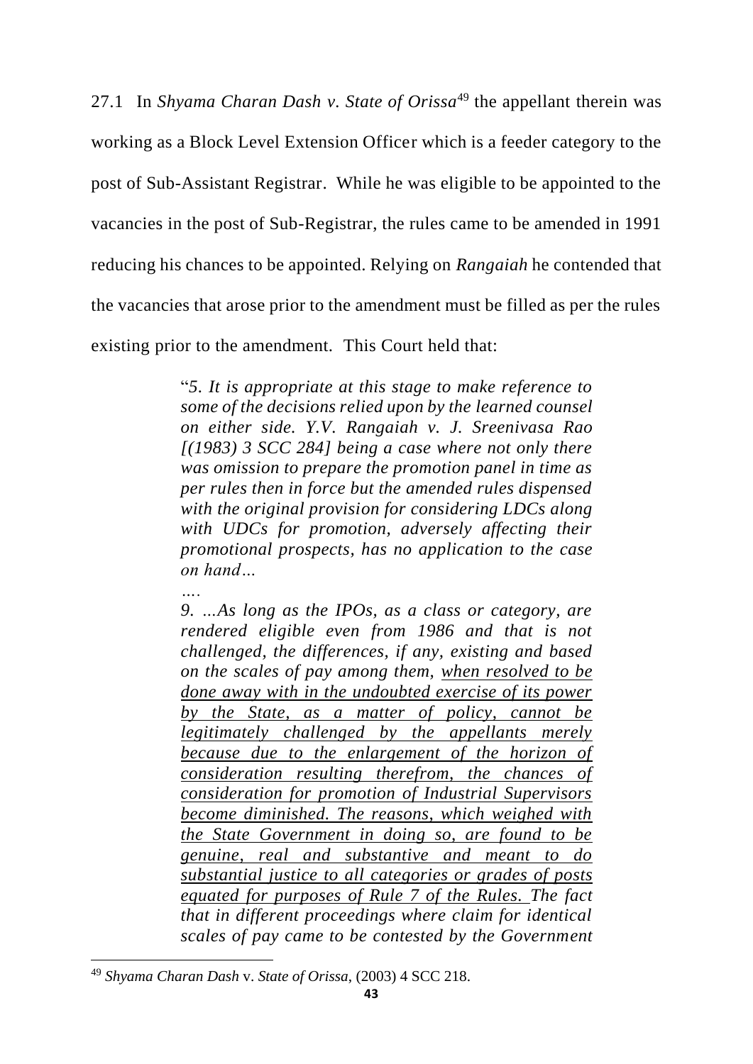27.1 In *Shyama Charan Dash v. State of Orissa*[49] the appellant therein was working as a Block Level Extension Officer which is a feeder category to the post of Sub-Assistant Registrar. While he was eligible to be appointed to the vacancies in the post of Sub-Registrar, the rules came to be amended in 1991 reducing his chances to be appointed. Relying on *Rangaiah* he contended that the vacancies that arose prior to the amendment must be filled as per the rules existing prior to the amendment. This Court held that:

> "*5. It is appropriate at this stage to make reference to some of the decisions relied upon by the learned counsel on either side. Y.V. Rangaiah v. J. Sreenivasa Rao [(1983) 3 SCC 284] being a case where not only there was omission to prepare the promotion panel in time as per rules then in force but the amended rules dispensed with the original provision for considering LDCs along with UDCs for promotion, adversely affecting their promotional prospects, has no application to the case on hand…*
>
> *….*
>
> *9. …As long as the IPOs, as a class or category, are rendered eligible even from 1986 and that is not challenged, the differences, if any, existing and based on the scales of pay among them, <u>when resolved to be done away with in the undoubted exercise of its power by the State, as a matter of policy, cannot be legitimately challenged by the appellants merely because due to the enlargement of the horizon of consideration resulting therefrom, the chances of consideration for promotion of Industrial Supervisors become diminished. The reasons, which weighed with the State Government in doing so, are found to be genuine, real and substantive and meant to do substantial justice to all categories or grades of posts equated for purposes of Rule 7 of the Rules.</u> The fact that in different proceedings where claim for identical scales of pay came to be contested by the Government*

[49] *Shyama Charan Dash* v. *State of Orissa*, (2003) 4 SCC 218.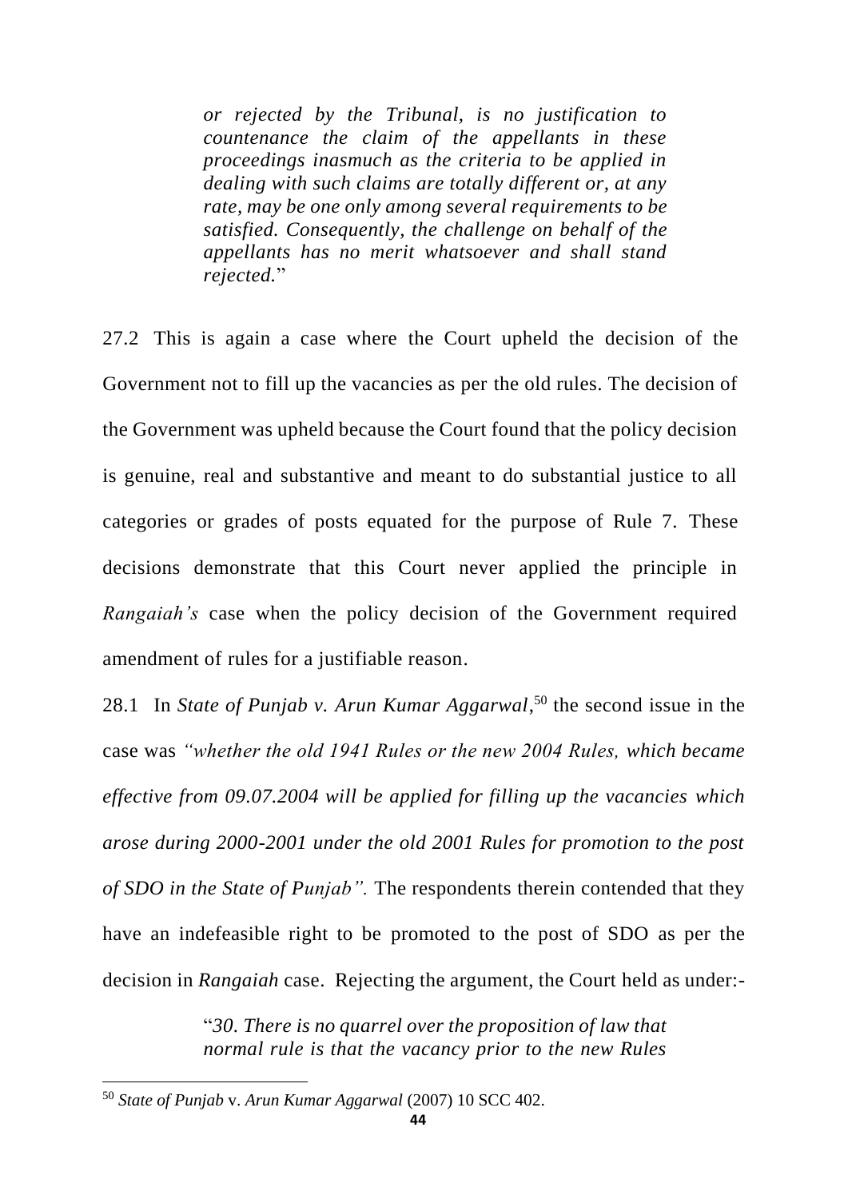> *or rejected by the Tribunal, is no justification to countenance the claim of the appellants in these proceedings inasmuch as the criteria to be applied in dealing with such claims are totally different or, at any rate, may be one only among several requirements to be satisfied. Consequently, the challenge on behalf of the appellants has no merit whatsoever and shall stand rejected.*"

27.2 This is again a case where the Court upheld the decision of the Government not to fill up the vacancies as per the old rules. The decision of the Government was upheld because the Court found that the policy decision is genuine, real and substantive and meant to do substantial justice to all categories or grades of posts equated for the purpose of Rule 7. These decisions demonstrate that this Court never applied the principle in *Rangaiah's* case when the policy decision of the Government required amendment of rules for a justifiable reason.

28.1 In *State of Punjab v. Arun Kumar Aggarwal*,[50] the second issue in the case was *"whether the old 1941 Rules or the new 2004 Rules, which became effective from 09.07.2004 will be applied for filling up the vacancies which arose during 2000-2001 under the old 2001 Rules for promotion to the post of SDO in the State of Punjab".* The respondents therein contended that they have an indefeasible right to be promoted to the post of SDO as per the decision in *Rangaiah* case. Rejecting the argument, the Court held as under:-

> "*30. There is no quarrel over the proposition of law that normal rule is that the vacancy prior to the new Rules*

---

[50] *State of Punjab* v. *Arun Kumar Aggarwal* (2007) 10 SCC 402.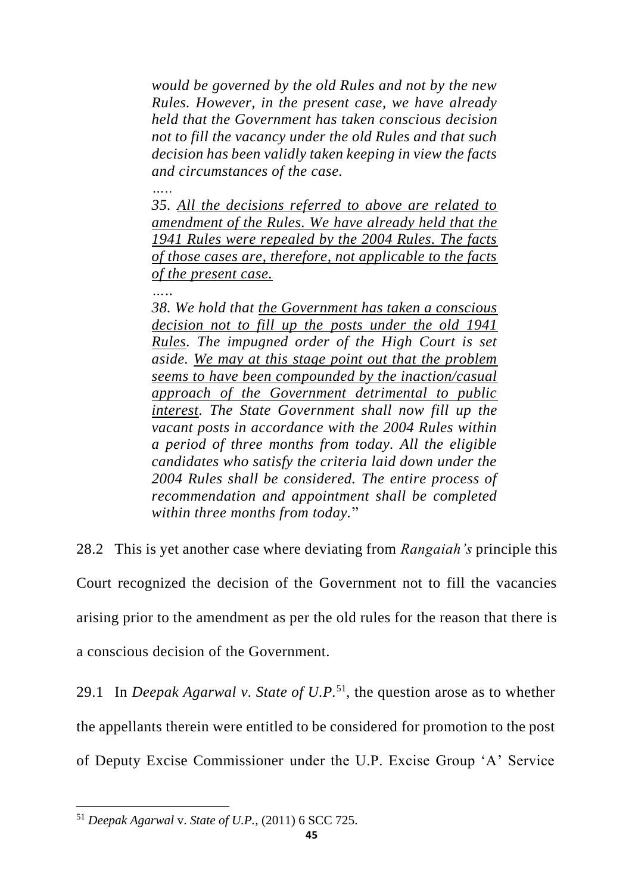> *would be governed by the old Rules and not by the new Rules. However, in the present case, we have already held that the Government has taken conscious decision not to fill the vacancy under the old Rules and that such decision has been validly taken keeping in view the facts and circumstances of the case.*
>
> *.....*
>
> *35. <u>All the decisions referred to above are related to amendment of the Rules. We have already held that the 1941 Rules were repealed by the 2004 Rules. The facts of those cases are, therefore, not applicable to the facts of the present case.</u>*
>
> *.....*
>
> *38. We hold that <u>the Government has taken a conscious decision not to fill up the posts under the old 1941 Rules</u>. The impugned order of the High Court is set aside. <u>We may at this stage point out that the problem seems to have been compounded by the inaction/casual approach of the Government detrimental to public interest</u>. The State Government shall now fill up the vacant posts in accordance with the 2004 Rules within a period of three months from today. All the eligible candidates who satisfy the criteria laid down under the 2004 Rules shall be considered. The entire process of recommendation and appointment shall be completed within three months from today.*"

28.2 This is yet another case where deviating from *Rangaiah's* principle this Court recognized the decision of the Government not to fill the vacancies arising prior to the amendment as per the old rules for the reason that there is a conscious decision of the Government.

29.1 In *Deepak Agarwal v. State of U.P.*[51], the question arose as to whether the appellants therein were entitled to be considered for promotion to the post of Deputy Excise Commissioner under the U.P. Excise Group 'A' Service

---

[51] *Deepak Agarwal* v. *State of U.P.*, (2011) 6 SCC 725.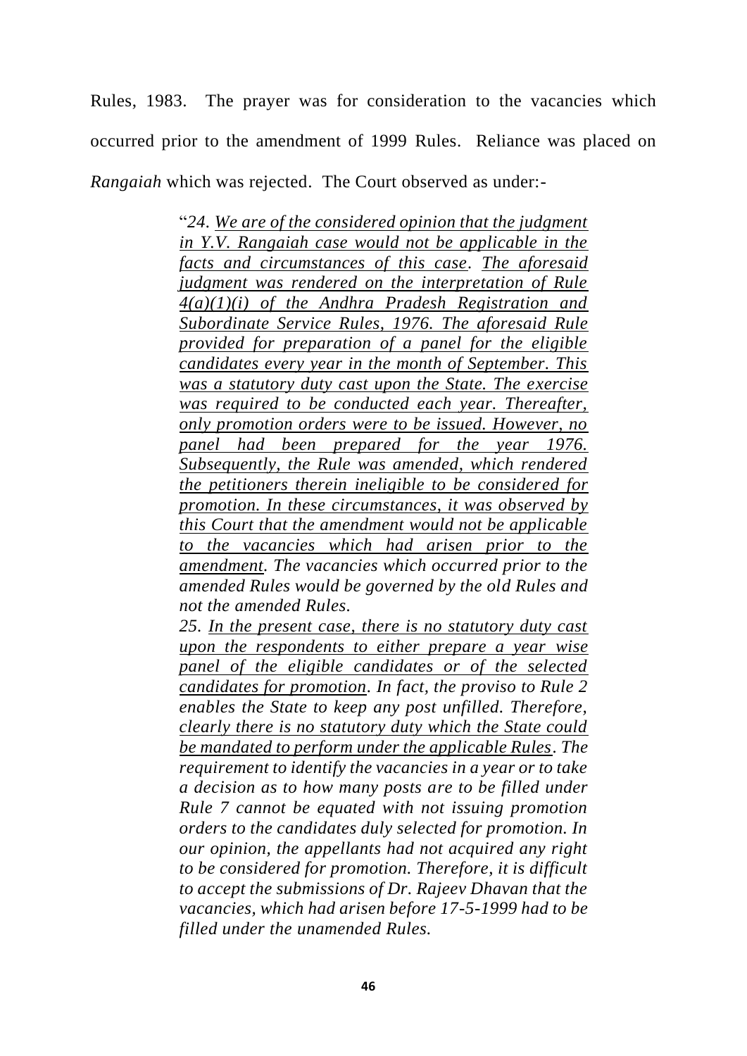Rules, 1983. The prayer was for consideration to the vacancies which occurred prior to the amendment of 1999 Rules. Reliance was placed on *Rangaiah* which was rejected. The Court observed as under:-

> "*24. <u>We are of the considered opinion that the judgment in Y.V. Rangaiah case would not be applicable in the facts and circumstances of this case</u>. <u>The aforesaid judgment was rendered on the interpretation of Rule 4(a)(1)(i) of the Andhra Pradesh Registration and Subordinate Service Rules, 1976. The aforesaid Rule provided for preparation of a panel for the eligible candidates every year in the month of September. This was a statutory duty cast upon the State. The exercise was required to be conducted each year. Thereafter, only promotion orders were to be issued. However, no panel had been prepared for the year 1976. Subsequently, the Rule was amended, which rendered the petitioners therein ineligible to be considered for promotion. In these circumstances, it was observed by this Court that the amendment would not be applicable to the vacancies which had arisen prior to the amendment</u>. The vacancies which occurred prior to the amended Rules would be governed by the old Rules and not the amended Rules.*
>
> *25. <u>In the present case, there is no statutory duty cast upon the respondents to either prepare a year wise panel of the eligible candidates or of the selected candidates for promotion</u>. In fact, the proviso to Rule 2 enables the State to keep any post unfilled. Therefore, <u>clearly there is no statutory duty which the State could be mandated to perform under the applicable Rules</u>. The requirement to identify the vacancies in a year or to take a decision as to how many posts are to be filled under Rule 7 cannot be equated with not issuing promotion orders to the candidates duly selected for promotion. In our opinion, the appellants had not acquired any right to be considered for promotion. Therefore, it is difficult to accept the submissions of Dr. Rajeev Dhavan that the vacancies, which had arisen before 17-5-1999 had to be filled under the unamended Rules.*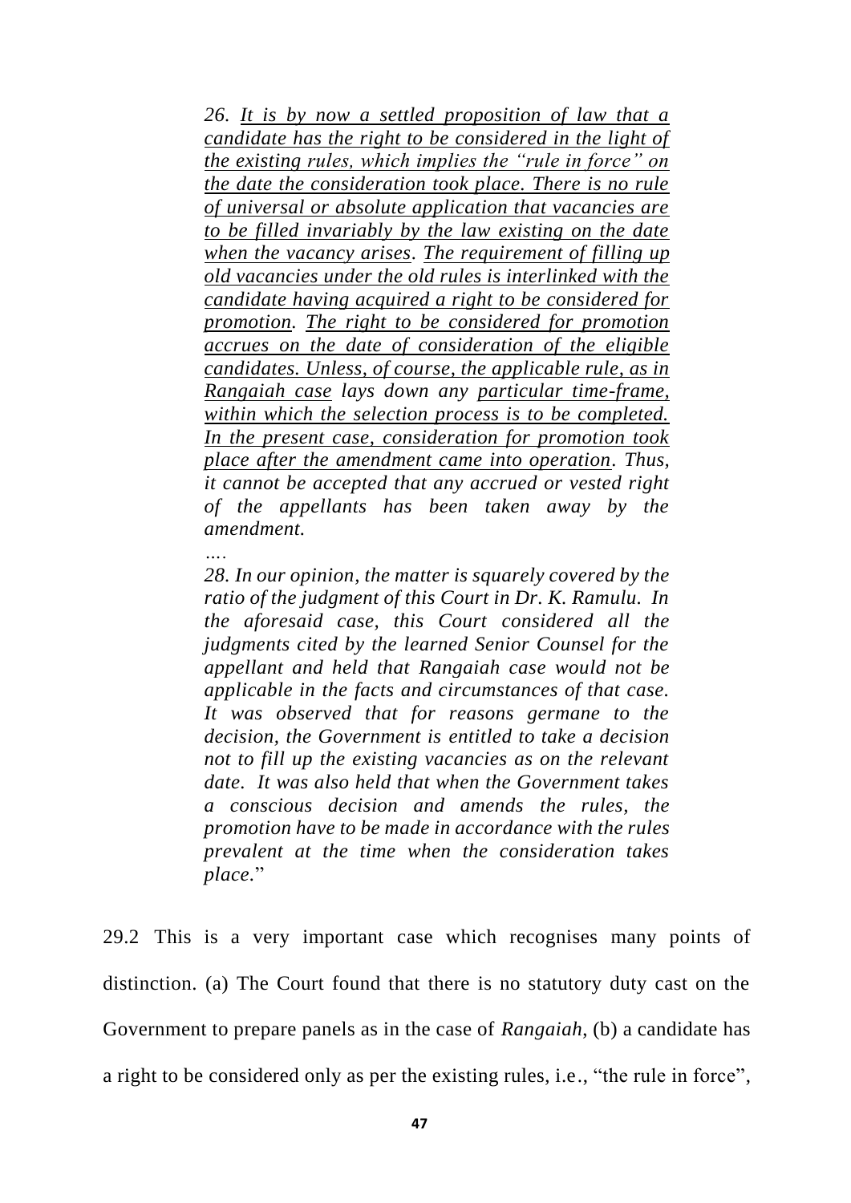> *26. It is by now a settled proposition of law that a candidate has the right to be considered in the light of the existing rules, which implies the "rule in force" on the date the consideration took place. There is no rule of universal or absolute application that vacancies are to be filled invariably by the law existing on the date when the vacancy arises. The requirement of filling up old vacancies under the old rules is interlinked with the candidate having acquired a right to be considered for promotion. The right to be considered for promotion accrues on the date of consideration of the eligible candidates. Unless, of course, the applicable rule, as in Rangaiah case lays down any particular time-frame, within which the selection process is to be completed. In the present case, consideration for promotion took place after the amendment came into operation. Thus, it cannot be accepted that any accrued or vested right of the appellants has been taken away by the amendment.*
>
> *….*
>
> *28. In our opinion, the matter is squarely covered by the ratio of the judgment of this Court in Dr. K. Ramulu. In the aforesaid case, this Court considered all the judgments cited by the learned Senior Counsel for the appellant and held that Rangaiah case would not be applicable in the facts and circumstances of that case. It was observed that for reasons germane to the decision, the Government is entitled to take a decision not to fill up the existing vacancies as on the relevant date. It was also held that when the Government takes a conscious decision and amends the rules, the promotion have to be made in accordance with the rules prevalent at the time when the consideration takes place.*"

29.2 This is a very important case which recognises many points of distinction. (a) The Court found that there is no statutory duty cast on the Government to prepare panels as in the case of *Rangaiah*, (b) a candidate has a right to be considered only as per the existing rules, i.e., "the rule in force",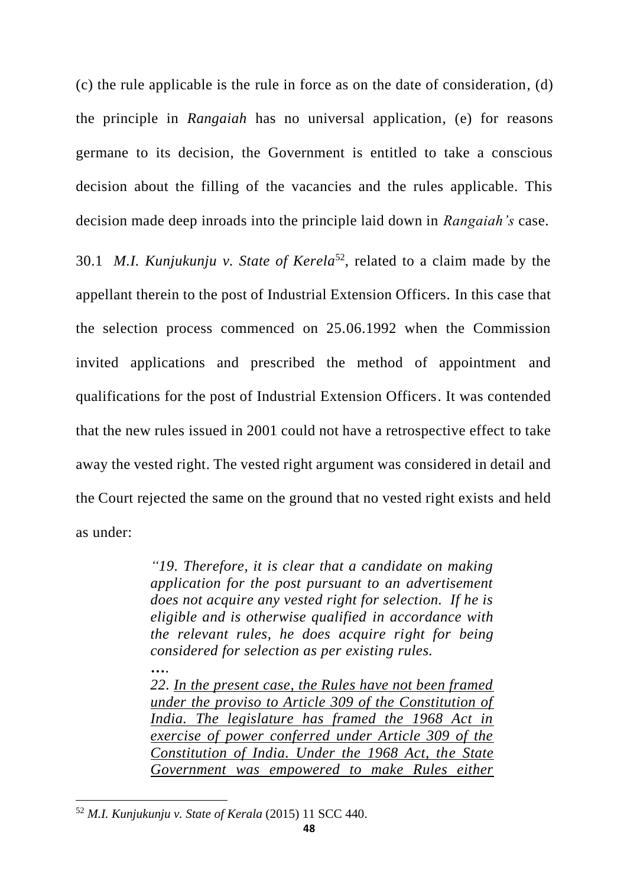(c) the rule applicable is the rule in force as on the date of consideration, (d) the principle in *Rangaiah* has no universal application, (e) for reasons germane to its decision, the Government is entitled to take a conscious decision about the filling of the vacancies and the rules applicable. This decision made deep inroads into the principle laid down in *Rangaiah's* case.

30.1 *M.I. Kunjukunju v. State of Kerela*[52], related to a claim made by the appellant therein to the post of Industrial Extension Officers. In this case that the selection process commenced on 25.06.1992 when the Commission invited applications and prescribed the method of appointment and qualifications for the post of Industrial Extension Officers. It was contended that the new rules issued in 2001 could not have a retrospective effect to take away the vested right. The vested right argument was considered in detail and the Court rejected the same on the ground that no vested right exists and held as under:

> *"19. Therefore, it is clear that a candidate on making application for the post pursuant to an advertisement does not acquire any vested right for selection. If he is eligible and is otherwise qualified in accordance with the relevant rules, he does acquire right for being considered for selection as per existing rules.*
>
> *….*
>
> *22. <u>In the present case, the Rules have not been framed under the proviso to Article 309 of the Constitution of India. The legislature has framed the 1968 Act in exercise of power conferred under Article 309 of the Constitution of India. Under the 1968 Act, the State Government was empowered to make Rules either</u>*

---

[52] *M.I. Kunjukunju v. State of Kerala* (2015) 11 SCC 440.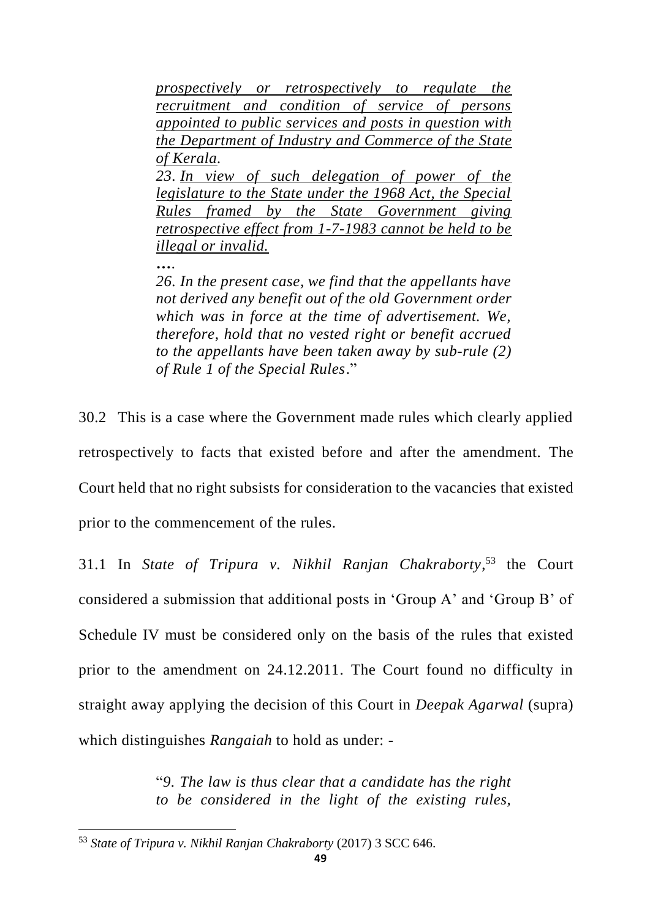> *prospectively or retrospectively to regulate the recruitment and condition of service of persons appointed to public services and posts in question with the Department of Industry and Commerce of the State of Kerala.*
>
> *23. In view of such delegation of power of the legislature to the State under the 1968 Act, the Special Rules framed by the State Government giving retrospective effect from 1-7-1983 cannot be held to be illegal or invalid.*
>
> *….*
>
> *26. In the present case, we find that the appellants have not derived any benefit out of the old Government order which was in force at the time of advertisement. We, therefore, hold that no vested right or benefit accrued to the appellants have been taken away by sub-rule (2) of Rule 1 of the Special Rules*."

30.2 This is a case where the Government made rules which clearly applied retrospectively to facts that existed before and after the amendment. The Court held that no right subsists for consideration to the vacancies that existed prior to the commencement of the rules.

31.1 In *State of Tripura v. Nikhil Ranjan Chakraborty*,[53] the Court considered a submission that additional posts in 'Group A' and 'Group B' of Schedule IV must be considered only on the basis of the rules that existed prior to the amendment on 24.12.2011. The Court found no difficulty in straight away applying the decision of this Court in *Deepak Agarwal* (supra) which distinguishes *Rangaiah* to hold as under: -

> "*9. The law is thus clear that a candidate has the right to be considered in the light of the existing rules,*

---

[53] *State of Tripura v. Nikhil Ranjan Chakraborty* (2017) 3 SCC 646.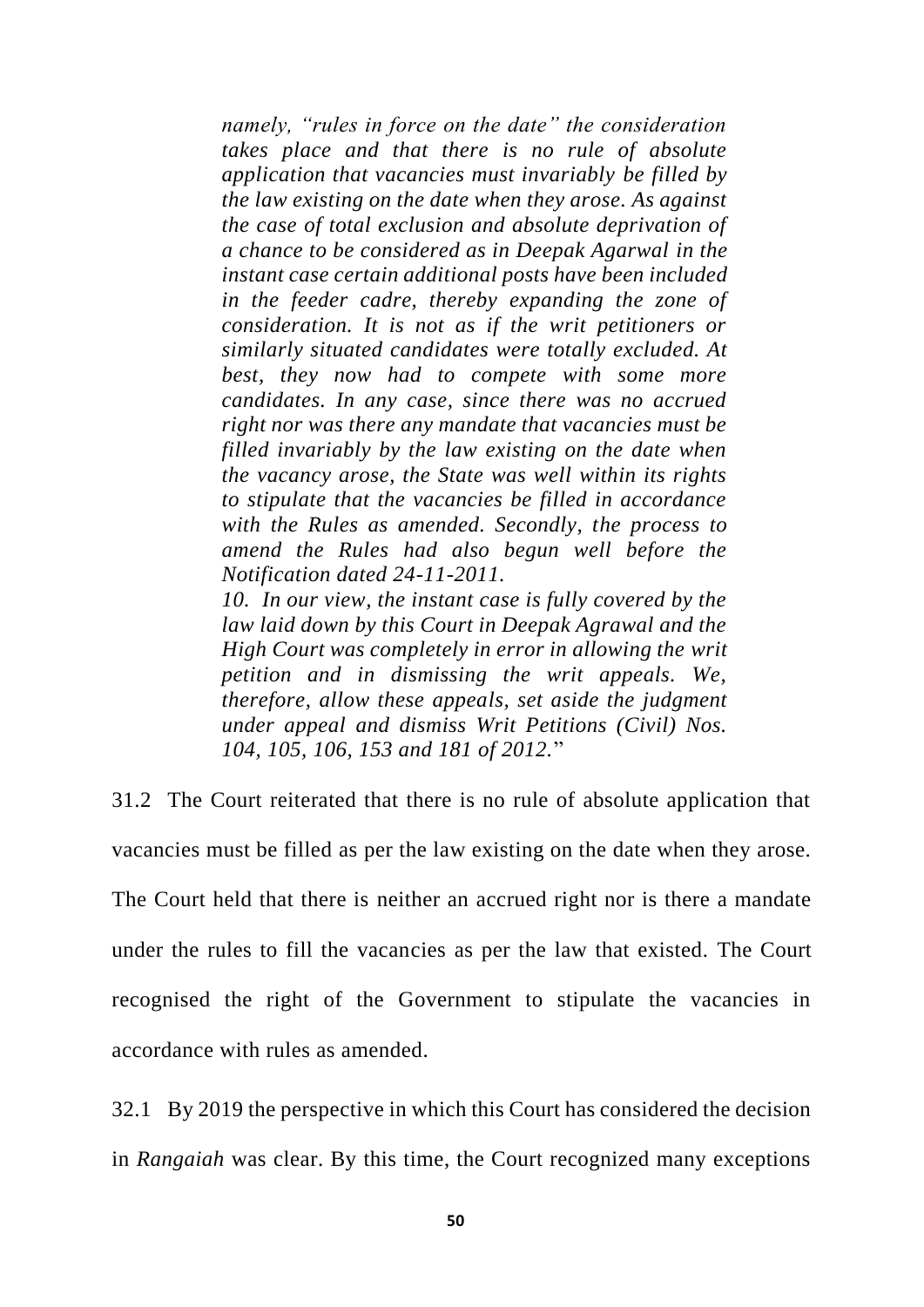> *namely, "rules in force on the date" the consideration takes place and that there is no rule of absolute application that vacancies must invariably be filled by the law existing on the date when they arose. As against the case of total exclusion and absolute deprivation of a chance to be considered as in Deepak Agarwal in the instant case certain additional posts have been included in the feeder cadre, thereby expanding the zone of consideration. It is not as if the writ petitioners or similarly situated candidates were totally excluded. At best, they now had to compete with some more candidates. In any case, since there was no accrued right nor was there any mandate that vacancies must be filled invariably by the law existing on the date when the vacancy arose, the State was well within its rights to stipulate that the vacancies be filled in accordance with the Rules as amended. Secondly, the process to amend the Rules had also begun well before the Notification dated 24-11-2011.*
>
> *10. In our view, the instant case is fully covered by the law laid down by this Court in Deepak Agrawal and the High Court was completely in error in allowing the writ petition and in dismissing the writ appeals. We, therefore, allow these appeals, set aside the judgment under appeal and dismiss Writ Petitions (Civil) Nos. 104, 105, 106, 153 and 181 of 2012.*"

31.2 The Court reiterated that there is no rule of absolute application that vacancies must be filled as per the law existing on the date when they arose. The Court held that there is neither an accrued right nor is there a mandate under the rules to fill the vacancies as per the law that existed. The Court recognised the right of the Government to stipulate the vacancies in accordance with rules as amended.

32.1 By 2019 the perspective in which this Court has considered the decision in *Rangaiah* was clear. By this time, the Court recognized many exceptions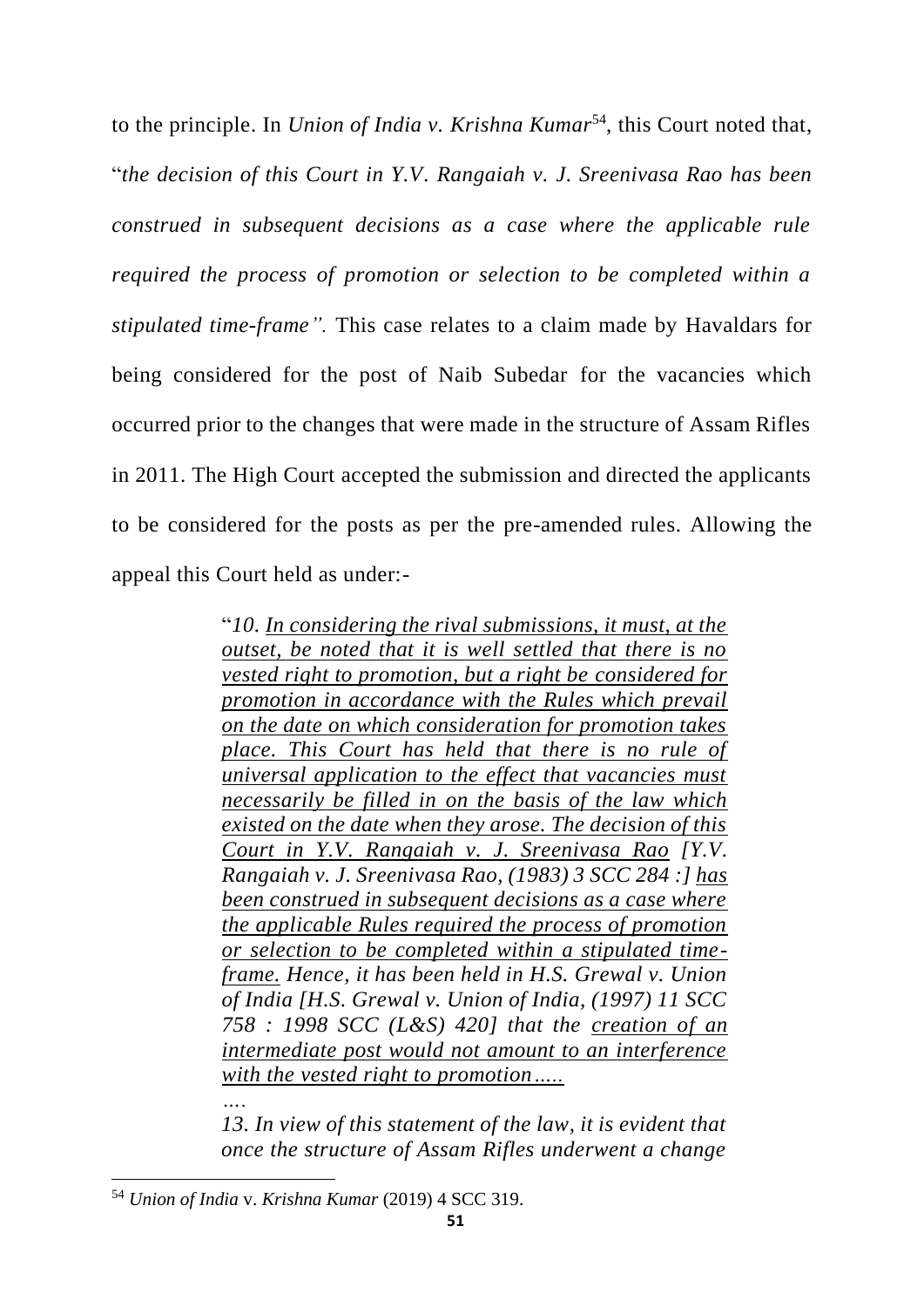to the principle. In *Union of India v. Krishna Kumar*[54], this Court noted that, "*the decision of this Court in Y.V. Rangaiah v. J. Sreenivasa Rao has been construed in subsequent decisions as a case where the applicable rule required the process of promotion or selection to be completed within a stipulated time-frame".* This case relates to a claim made by Havaldars for being considered for the post of Naib Subedar for the vacancies which occurred prior to the changes that were made in the structure of Assam Rifles in 2011. The High Court accepted the submission and directed the applicants to be considered for the posts as per the pre-amended rules. Allowing the appeal this Court held as under:-

> "*10. <u>In considering the rival submissions, it must, at the outset, be noted that it is well settled that there is no vested right to promotion, but a right be considered for promotion in accordance with the Rules which prevail on the date on which consideration for promotion takes place. This Court has held that there is no rule of universal application to the effect that vacancies must necessarily be filled in on the basis of the law which existed on the date when they arose. The decision of this Court in Y.V. Rangaiah v. J. Sreenivasa Rao</u> [Y.V. Rangaiah v. J. Sreenivasa Rao, (1983) 3 SCC 284 :] <u>has been construed in subsequent decisions as a case where the applicable Rules required the process of promotion or selection to be completed within a stipulated time-frame.</u> Hence, it has been held in H.S. Grewal v. Union of India [H.S. Grewal v. Union of India, (1997) 11 SCC 758 : 1998 SCC (L&S) 420] that the <u>creation of an intermediate post would not amount to an interference with the vested right to promotion.....</u>*
>
> *….*
>
> *13. In view of this statement of the law, it is evident that once the structure of Assam Rifles underwent a change*

---

[54] *Union of India* v. *Krishna Kumar* (2019) 4 SCC 319.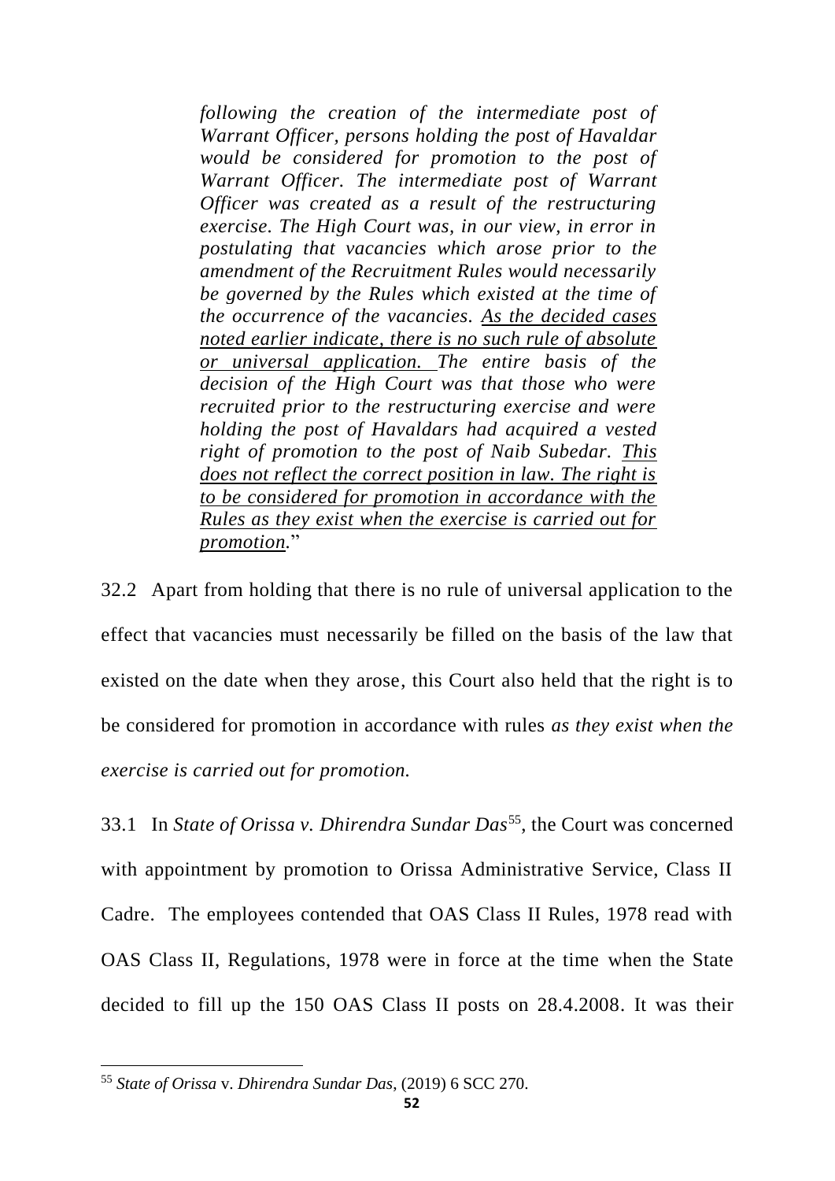> *following the creation of the intermediate post of Warrant Officer, persons holding the post of Havaldar would be considered for promotion to the post of Warrant Officer. The intermediate post of Warrant Officer was created as a result of the restructuring exercise. The High Court was, in our view, in error in postulating that vacancies which arose prior to the amendment of the Recruitment Rules would necessarily be governed by the Rules which existed at the time of the occurrence of the vacancies. <u>As the decided cases noted earlier indicate, there is no such rule of absolute or universal application.</u> The entire basis of the decision of the High Court was that those who were recruited prior to the restructuring exercise and were holding the post of Havaldars had acquired a vested right of promotion to the post of Naib Subedar. <u>This does not reflect the correct position in law. The right is to be considered for promotion in accordance with the Rules as they exist when the exercise is carried out for promotion</u>.*"

32.2 Apart from holding that there is no rule of universal application to the effect that vacancies must necessarily be filled on the basis of the law that existed on the date when they arose, this Court also held that the right is to be considered for promotion in accordance with rules *as they exist when the exercise is carried out for promotion.*

33.1 In *State of Orissa v. Dhirendra Sundar Das*[55], the Court was concerned with appointment by promotion to Orissa Administrative Service, Class II Cadre. The employees contended that OAS Class II Rules, 1978 read with OAS Class II, Regulations, 1978 were in force at the time when the State decided to fill up the 150 OAS Class II posts on 28.4.2008. It was their

---

[55] *State of Orissa* v. *Dhirendra Sundar Das*, (2019) 6 SCC 270.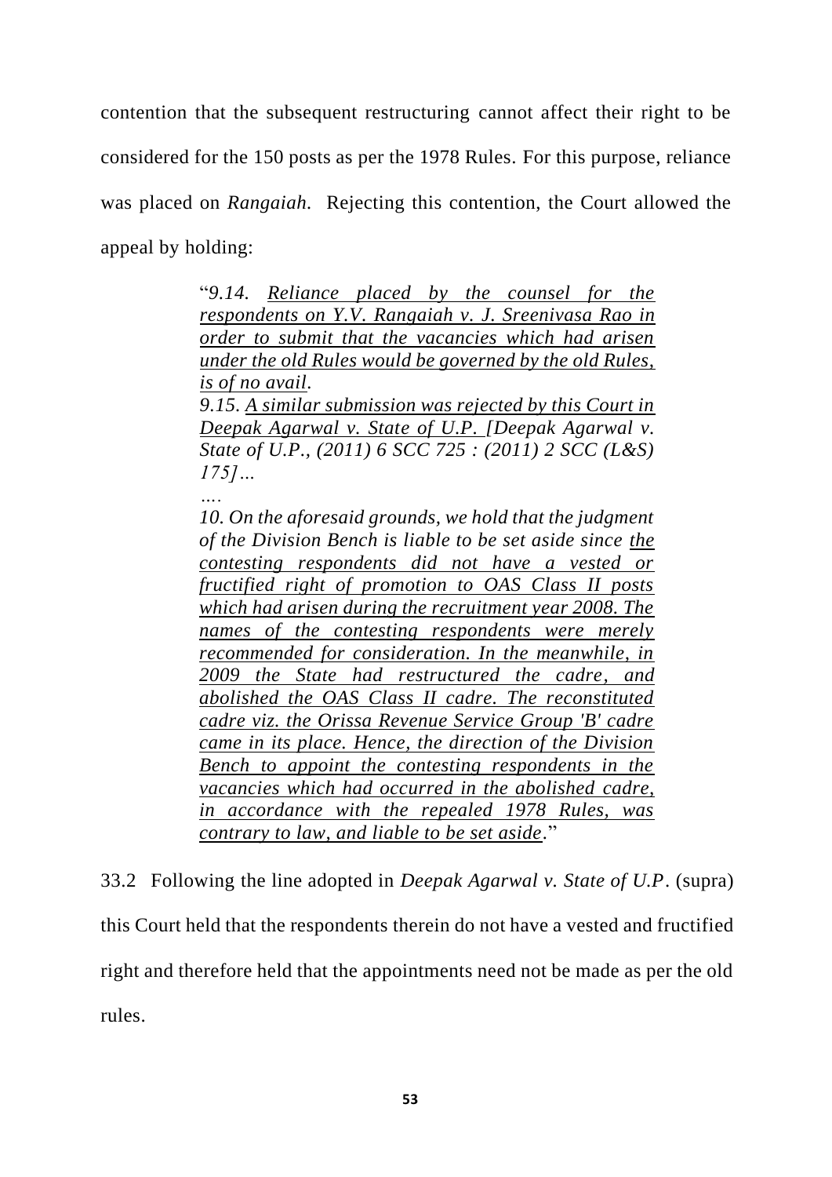contention that the subsequent restructuring cannot affect their right to be considered for the 150 posts as per the 1978 Rules. For this purpose, reliance was placed on *Rangaiah.* Rejecting this contention, the Court allowed the appeal by holding:

> "*9.14. <u>Reliance placed by the counsel for the respondents on Y.V. Rangaiah v. J. Sreenivasa Rao in order to submit that the vacancies which had arisen under the old Rules would be governed by the old Rules, is of no avail</u>.*
>
> *9.15. <u>A similar submission was rejected by this Court in Deepak Agarwal v. State of U.P.</u> [Deepak Agarwal v. State of U.P., (2011) 6 SCC 725 : (2011) 2 SCC (L&S) 175]…*
>
> *….*
>
> *10. On the aforesaid grounds, we hold that the judgment of the Division Bench is liable to be set aside since <u>the contesting respondents did not have a vested or fructified right of promotion to OAS Class II posts which had arisen during the recruitment year 2008. The names of the contesting respondents were merely recommended for consideration. In the meanwhile, in 2009 the State had restructured the cadre, and abolished the OAS Class II cadre. The reconstituted cadre viz. the Orissa Revenue Service Group 'B' cadre came in its place. Hence, the direction of the Division Bench to appoint the contesting respondents in the vacancies which had occurred in the abolished cadre, in accordance with the repealed 1978 Rules, was contrary to law, and liable to be set aside</u>.*"

33.2 Following the line adopted in *Deepak Agarwal v. State of U.P*. (supra) this Court held that the respondents therein do not have a vested and fructified right and therefore held that the appointments need not be made as per the old rules.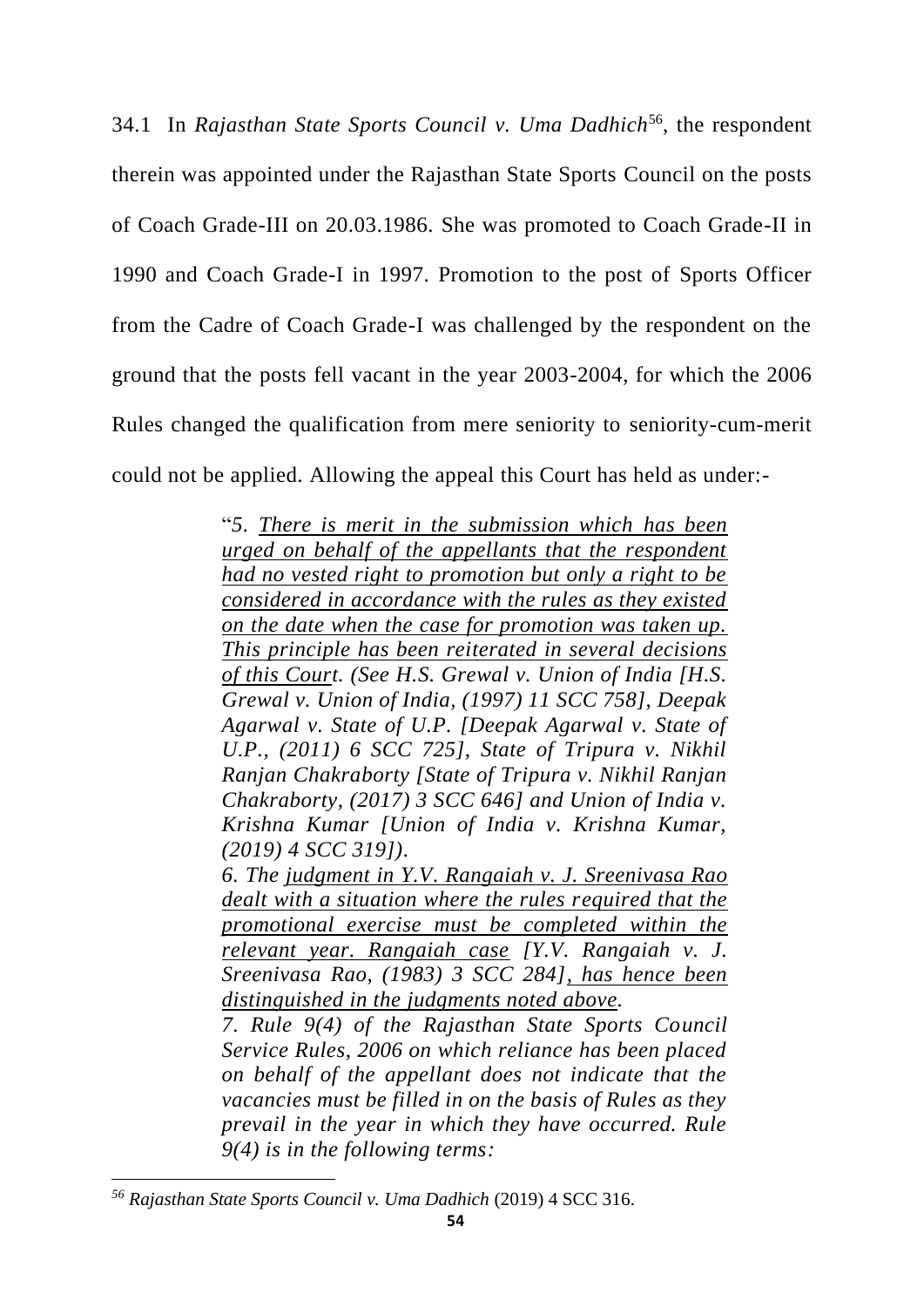34.1 In *Rajasthan State Sports Council v. Uma Dadhich*[56], the respondent therein was appointed under the Rajasthan State Sports Council on the posts of Coach Grade-III on 20.03.1986. She was promoted to Coach Grade-II in 1990 and Coach Grade-I in 1997. Promotion to the post of Sports Officer from the Cadre of Coach Grade-I was challenged by the respondent on the ground that the posts fell vacant in the year 2003-2004, for which the 2006 Rules changed the qualification from mere seniority to seniority-cum-merit could not be applied. Allowing the appeal this Court has held as under:-

> "*5. There is merit in the submission which has been urged on behalf of the appellants that the respondent had no vested right to promotion but only a right to be considered in accordance with the rules as they existed on the date when the case for promotion was taken up. This principle has been reiterated in several decisions of this Court. (See H.S. Grewal v. Union of India [H.S. Grewal v. Union of India, (1997) 11 SCC 758], Deepak Agarwal v. State of U.P. [Deepak Agarwal v. State of U.P., (2011) 6 SCC 725], State of Tripura v. Nikhil Ranjan Chakraborty [State of Tripura v. Nikhil Ranjan Chakraborty, (2017) 3 SCC 646] and Union of India v. Krishna Kumar [Union of India v. Krishna Kumar, (2019) 4 SCC 319]).*
>
> *6. The judgment in Y.V. Rangaiah v. J. Sreenivasa Rao dealt with a situation where the rules required that the promotional exercise must be completed within the relevant year. Rangaiah case [Y.V. Rangaiah v. J. Sreenivasa Rao, (1983) 3 SCC 284], has hence been distinguished in the judgments noted above.*
>
> *7. Rule 9(4) of the Rajasthan State Sports Council Service Rules, 2006 on which reliance has been placed on behalf of the appellant does not indicate that the vacancies must be filled in on the basis of Rules as they prevail in the year in which they have occurred. Rule 9(4) is in the following terms:*

---

[56] *Rajasthan State Sports Council v. Uma Dadhich* (2019) 4 SCC 316.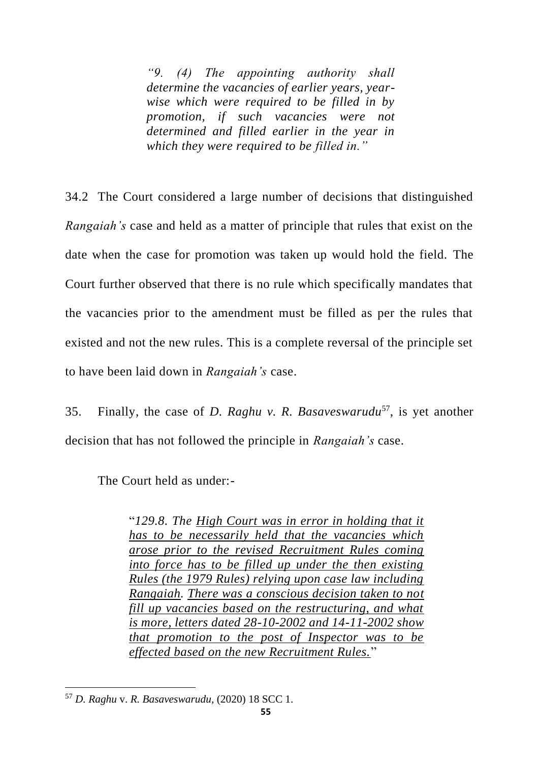> *"9. (4) The appointing authority shall determine the vacancies of earlier years, year-wise which were required to be filled in by promotion, if such vacancies were not determined and filled earlier in the year in which they were required to be filled in."*

34.2 The Court considered a large number of decisions that distinguished *Rangaiah's* case and held as a matter of principle that rules that exist on the date when the case for promotion was taken up would hold the field. The Court further observed that there is no rule which specifically mandates that the vacancies prior to the amendment must be filled as per the rules that existed and not the new rules. This is a complete reversal of the principle set to have been laid down in *Rangaiah's* case.

35. Finally, the case of *D. Raghu v. R. Basaveswarudu*[57], is yet another decision that has not followed the principle in *Rangaiah's* case.

The Court held as under:-

> "*129.8. The <u>High Court was in error in holding that it has to be necessarily held that the vacancies which arose prior to the revised Recruitment Rules coming into force has to be filled up under the then existing Rules (the 1979 Rules) relying upon case law including Rangaiah</u>. <u>There was a conscious decision taken to not fill up vacancies based on the restructuring, and what is more, letters dated 28-10-2002 and 14-11-2002 show that promotion to the post of Inspector was to be effected based on the new Recruitment Rules.</u>*"

---

[57] *D. Raghu* v. *R. Basaveswarudu*, (2020) 18 SCC 1.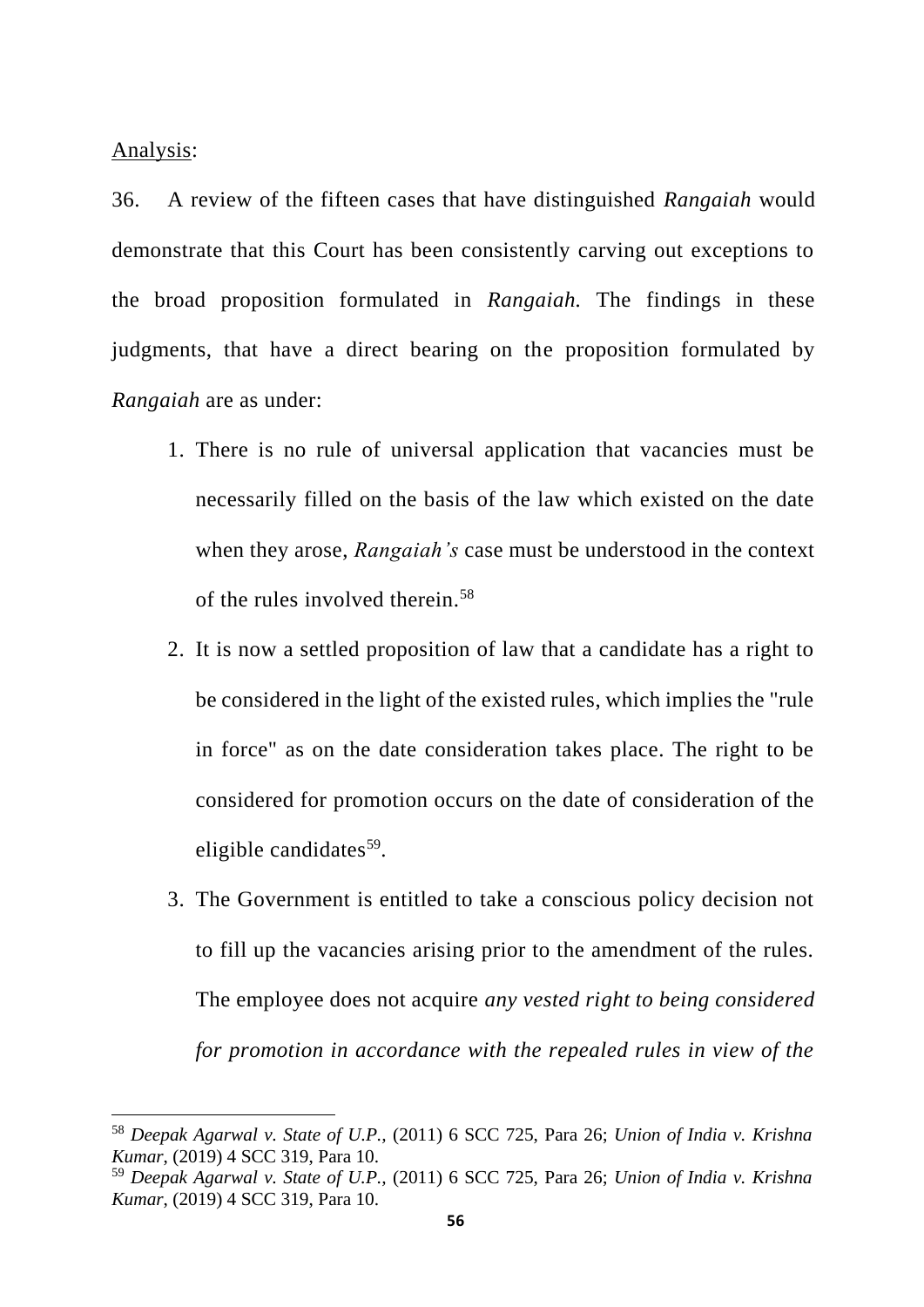Analysis:

36. A review of the fifteen cases that have distinguished *Rangaiah* would demonstrate that this Court has been consistently carving out exceptions to the broad proposition formulated in *Rangaiah.* The findings in these judgments, that have a direct bearing on the proposition formulated by *Rangaiah* are as under:

1. There is no rule of universal application that vacancies must be necessarily filled on the basis of the law which existed on the date when they arose, *Rangaiah's* case must be understood in the context of the rules involved therein.[58]
2. It is now a settled proposition of law that a candidate has a right to be considered in the light of the existed rules, which implies the "rule in force" as on the date consideration takes place. The right to be considered for promotion occurs on the date of consideration of the eligible candidates[59].
3. The Government is entitled to take a conscious policy decision not to fill up the vacancies arising prior to the amendment of the rules. The employee does not acquire *any vested right to being considered for promotion in accordance with the repealed rules in view of the*

---

[58] *Deepak Agarwal v. State of U.P.,* (2011) 6 SCC 725, Para 26; *Union of India v. Krishna Kumar*, (2019) 4 SCC 319, Para 10.

[59] *Deepak Agarwal v. State of U.P.,* (2011) 6 SCC 725, Para 26; *Union of India v. Krishna Kumar*, (2019) 4 SCC 319, Para 10.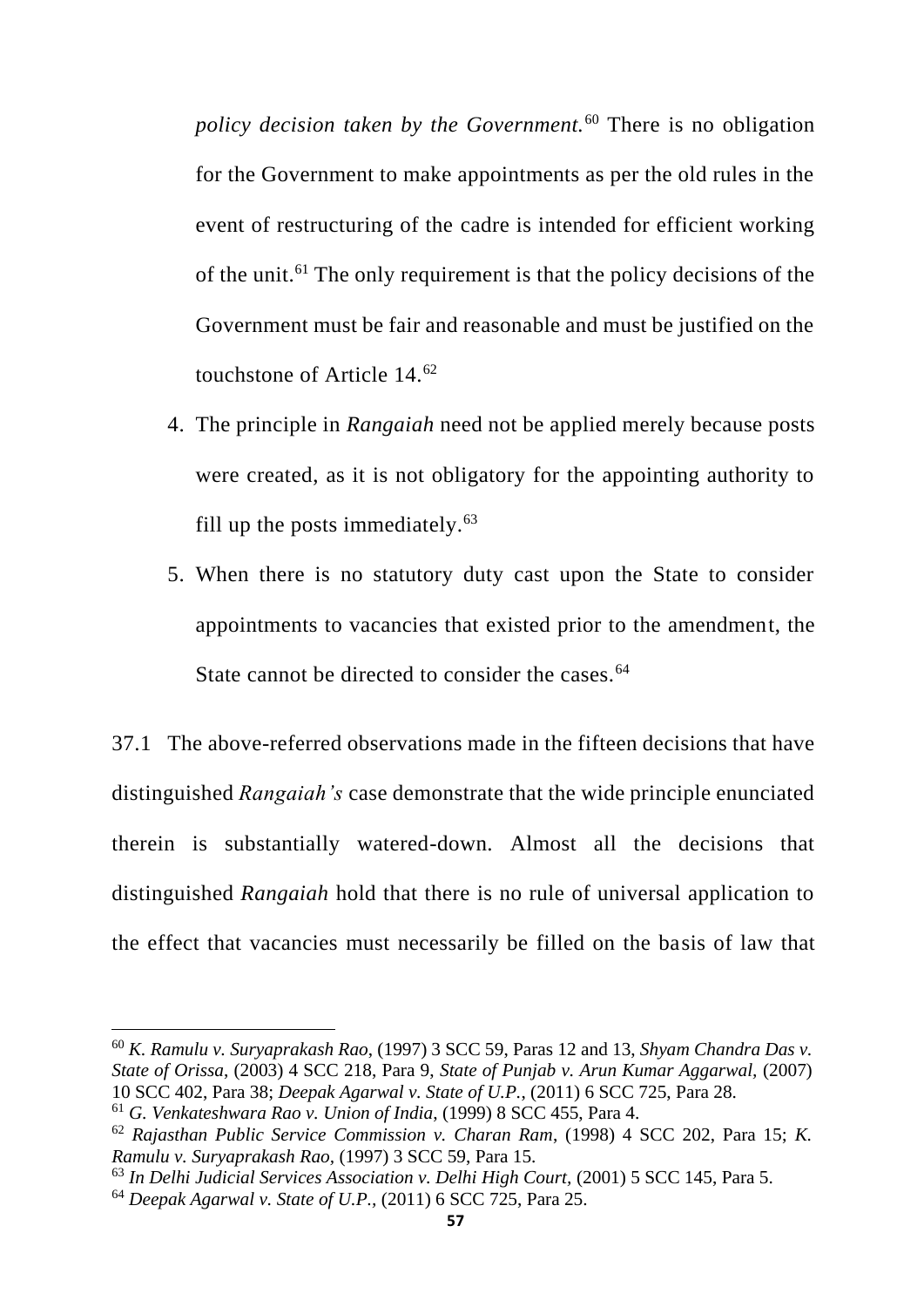*policy decision taken by the Government.*[60] There is no obligation for the Government to make appointments as per the old rules in the event of restructuring of the cadre is intended for efficient working of the unit.[61] The only requirement is that the policy decisions of the Government must be fair and reasonable and must be justified on the touchstone of Article 14.[62]

4. The principle in *Rangaiah* need not be applied merely because posts were created, as it is not obligatory for the appointing authority to fill up the posts immediately.[63]

5. When there is no statutory duty cast upon the State to consider appointments to vacancies that existed prior to the amendment, the State cannot be directed to consider the cases.[64]

37.1 The above-referred observations made in the fifteen decisions that have distinguished *Rangaiah's* case demonstrate that the wide principle enunciated therein is substantially watered-down. Almost all the decisions that distinguished *Rangaiah* hold that there is no rule of universal application to the effect that vacancies must necessarily be filled on the basis of law that

---

[60] *K. Ramulu v. Suryaprakash Rao*, (1997) 3 SCC 59, Paras 12 and 13, *Shyam Chandra Das v. State of Orissa*, (2003) 4 SCC 218, Para 9, *State of Punjab v. Arun Kumar Aggarwal,* (2007) 10 SCC 402, Para 38; *Deepak Agarwal v. State of U.P.,* (2011) 6 SCC 725, Para 28.

[61] *G. Venkateshwara Rao v. Union of India,* (1999) 8 SCC 455, Para 4.

[62] *Rajasthan Public Service Commission v. Charan Ram*, (1998) 4 SCC 202, Para 15; *K. Ramulu v. Suryaprakash Rao,* (1997) 3 SCC 59, Para 15.

[63] *In Delhi Judicial Services Association v. Delhi High Court,* (2001) 5 SCC 145, Para 5.

[64] *Deepak Agarwal v. State of U.P.,* (2011) 6 SCC 725, Para 25.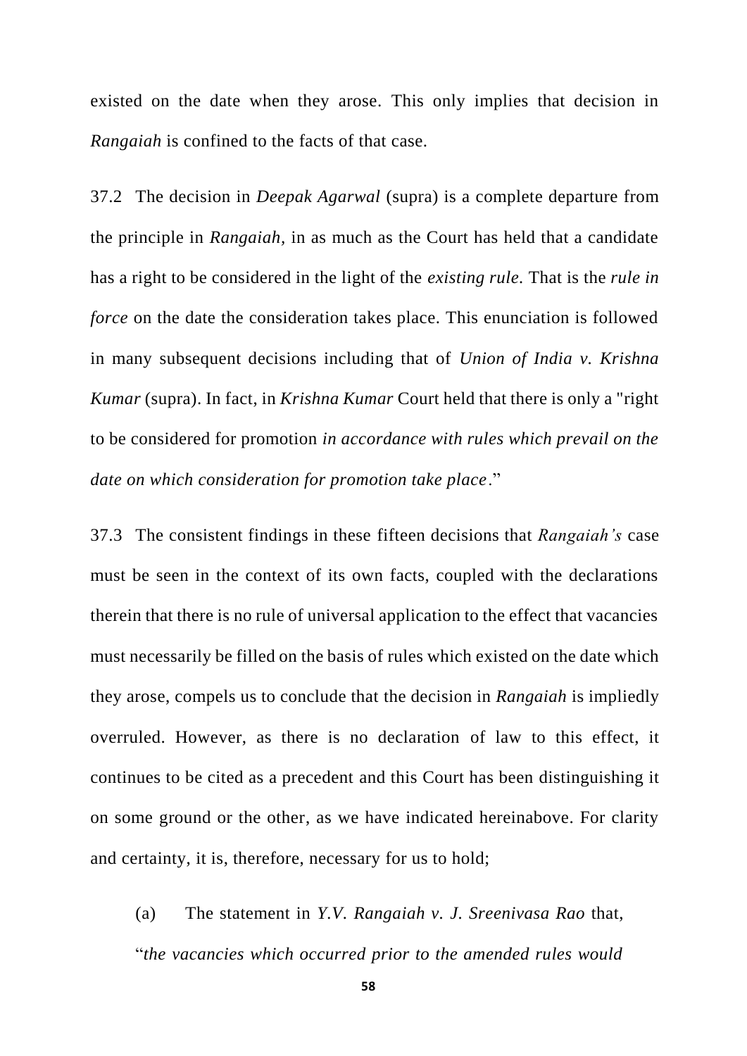existed on the date when they arose. This only implies that decision in *Rangaiah* is confined to the facts of that case.

37.2 The decision in *Deepak Agarwal* (supra) is a complete departure from the principle in *Rangaiah*, in as much as the Court has held that a candidate has a right to be considered in the light of the *existing rule*. That is the *rule in force* on the date the consideration takes place. This enunciation is followed in many subsequent decisions including that of *Union of India v. Krishna Kumar* (supra). In fact, in *Krishna Kumar* Court held that there is only a "right to be considered for promotion *in accordance with rules which prevail on the date on which consideration for promotion take place*."

37.3 The consistent findings in these fifteen decisions that *Rangaiah's* case must be seen in the context of its own facts, coupled with the declarations therein that there is no rule of universal application to the effect that vacancies must necessarily be filled on the basis of rules which existed on the date which they arose, compels us to conclude that the decision in *Rangaiah* is impliedly overruled. However, as there is no declaration of law to this effect, it continues to be cited as a precedent and this Court has been distinguishing it on some ground or the other, as we have indicated hereinabove. For clarity and certainty, it is, therefore, necessary for us to hold;

(a) The statement in *Y.V. Rangaiah v. J. Sreenivasa Rao* that, "*the vacancies which occurred prior to the amended rules would*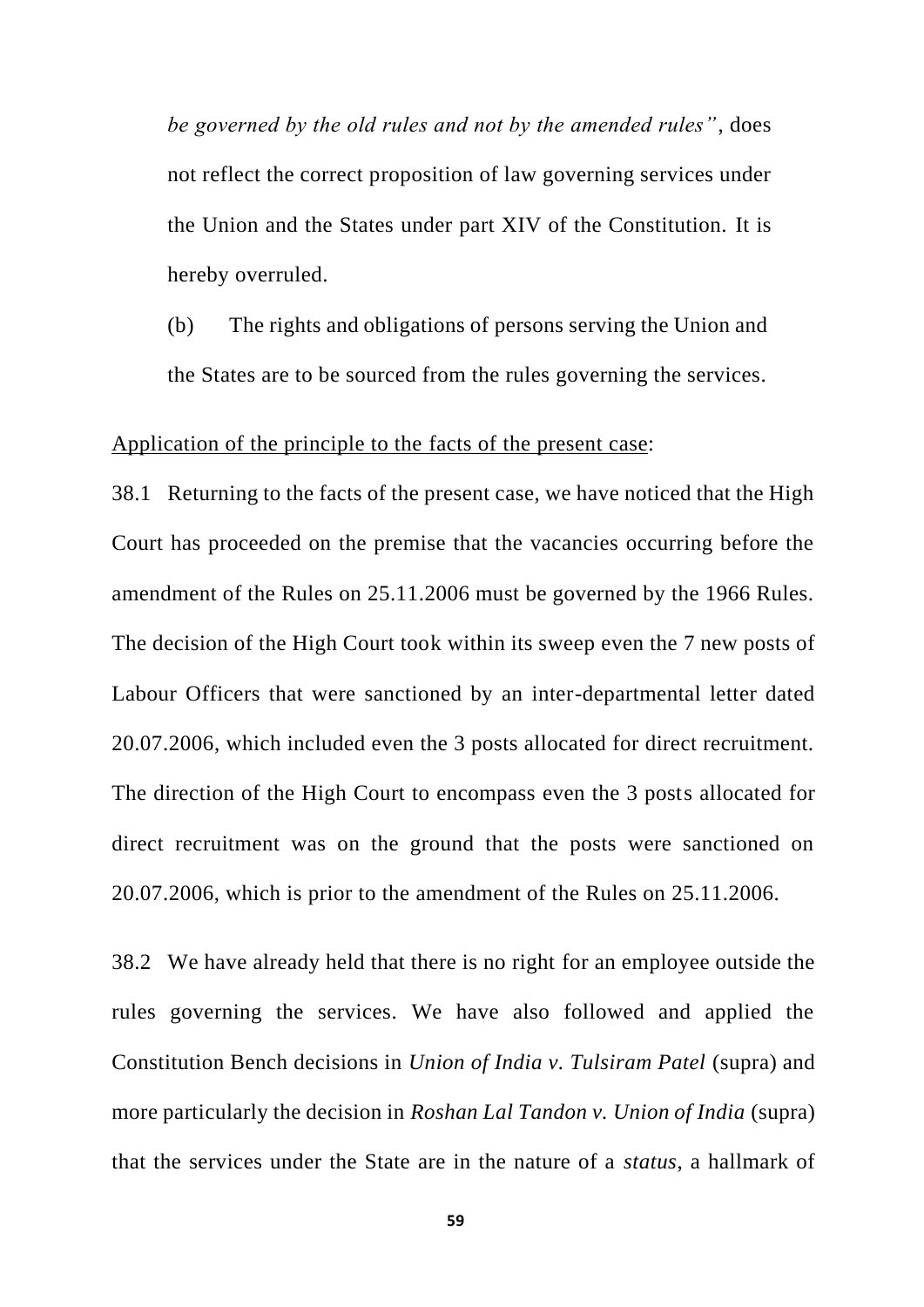*be governed by the old rules and not by the amended rules"*, does not reflect the correct proposition of law governing services under the Union and the States under part XIV of the Constitution. It is hereby overruled.

(b) The rights and obligations of persons serving the Union and the States are to be sourced from the rules governing the services.

<u>Application of the principle to the facts of the present case</u>:

38.1 Returning to the facts of the present case, we have noticed that the High Court has proceeded on the premise that the vacancies occurring before the amendment of the Rules on 25.11.2006 must be governed by the 1966 Rules. The decision of the High Court took within its sweep even the 7 new posts of Labour Officers that were sanctioned by an inter-departmental letter dated 20.07.2006, which included even the 3 posts allocated for direct recruitment. The direction of the High Court to encompass even the 3 posts allocated for direct recruitment was on the ground that the posts were sanctioned on 20.07.2006, which is prior to the amendment of the Rules on 25.11.2006.

38.2 We have already held that there is no right for an employee outside the rules governing the services. We have also followed and applied the Constitution Bench decisions in *Union of India v. Tulsiram Patel* (supra) and more particularly the decision in *Roshan Lal Tandon v. Union of India* (supra) that the services under the State are in the nature of a *status*, a hallmark of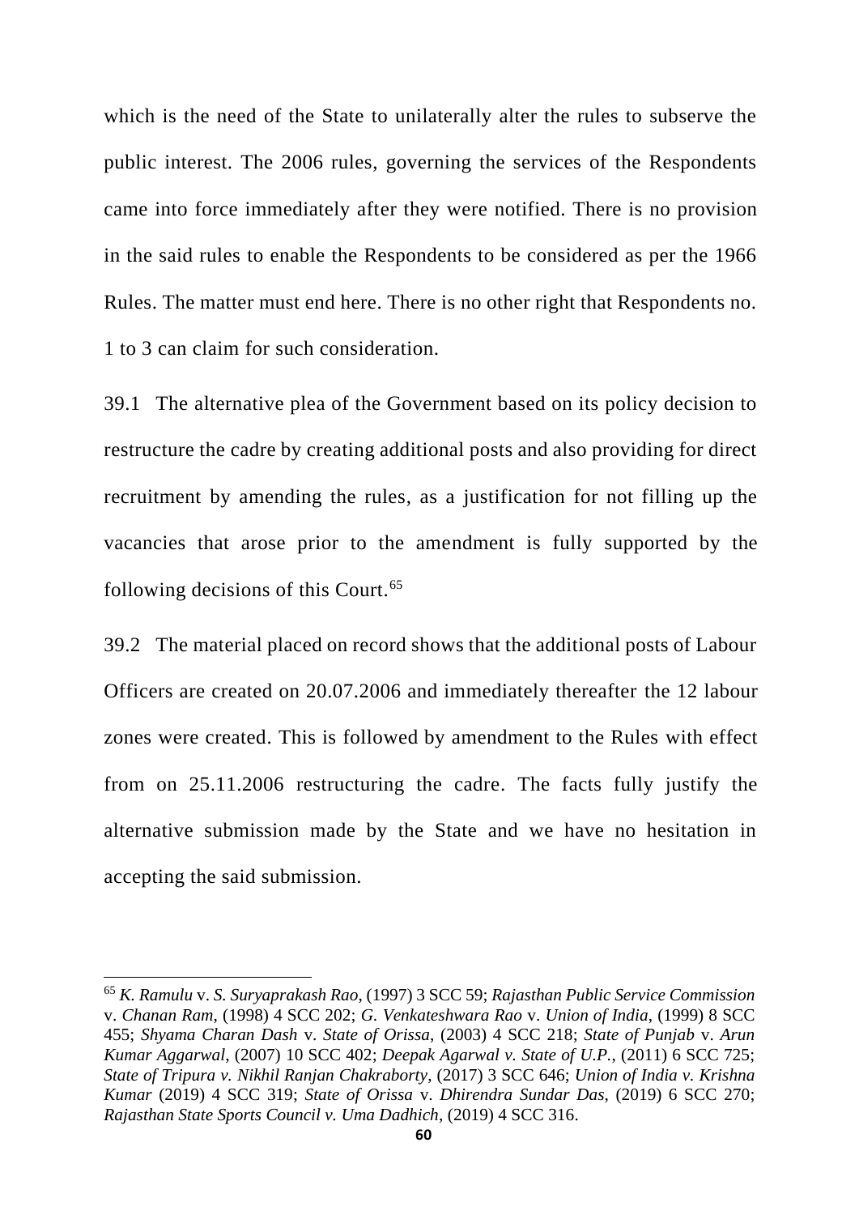which is the need of the State to unilaterally alter the rules to subserve the public interest. The 2006 rules, governing the services of the Respondents came into force immediately after they were notified. There is no provision in the said rules to enable the Respondents to be considered as per the 1966 Rules. The matter must end here. There is no other right that Respondents no. 1 to 3 can claim for such consideration.

39.1 The alternative plea of the Government based on its policy decision to restructure the cadre by creating additional posts and also providing for direct recruitment by amending the rules, as a justification for not filling up the vacancies that arose prior to the amendment is fully supported by the following decisions of this Court.[65]

39.2 The material placed on record shows that the additional posts of Labour Officers are created on 20.07.2006 and immediately thereafter the 12 labour zones were created. This is followed by amendment to the Rules with effect from on 25.11.2006 restructuring the cadre. The facts fully justify the alternative submission made by the State and we have no hesitation in accepting the said submission.

---

[65] *K. Ramulu* v. *S. Suryaprakash Rao*, (1997) 3 SCC 59; *Rajasthan Public Service Commission* v. *Chanan Ram*, (1998) 4 SCC 202; *G. Venkateshwara Rao* v. *Union of India*, (1999) 8 SCC 455; *Shyama Charan Dash* v. *State of Orissa*, (2003) 4 SCC 218; *State of Punjab* v. *Arun Kumar Aggarwal*, (2007) 10 SCC 402; *Deepak Agarwal v. State of U.P.*, (2011) 6 SCC 725; *State of Tripura v. Nikhil Ranjan Chakraborty*, (2017) 3 SCC 646; *Union of India v. Krishna Kumar* (2019) 4 SCC 319; *State of Orissa* v. *Dhirendra Sundar Das*, (2019) 6 SCC 270; *Rajasthan State Sports Council v. Uma Dadhich*, (2019) 4 SCC 316.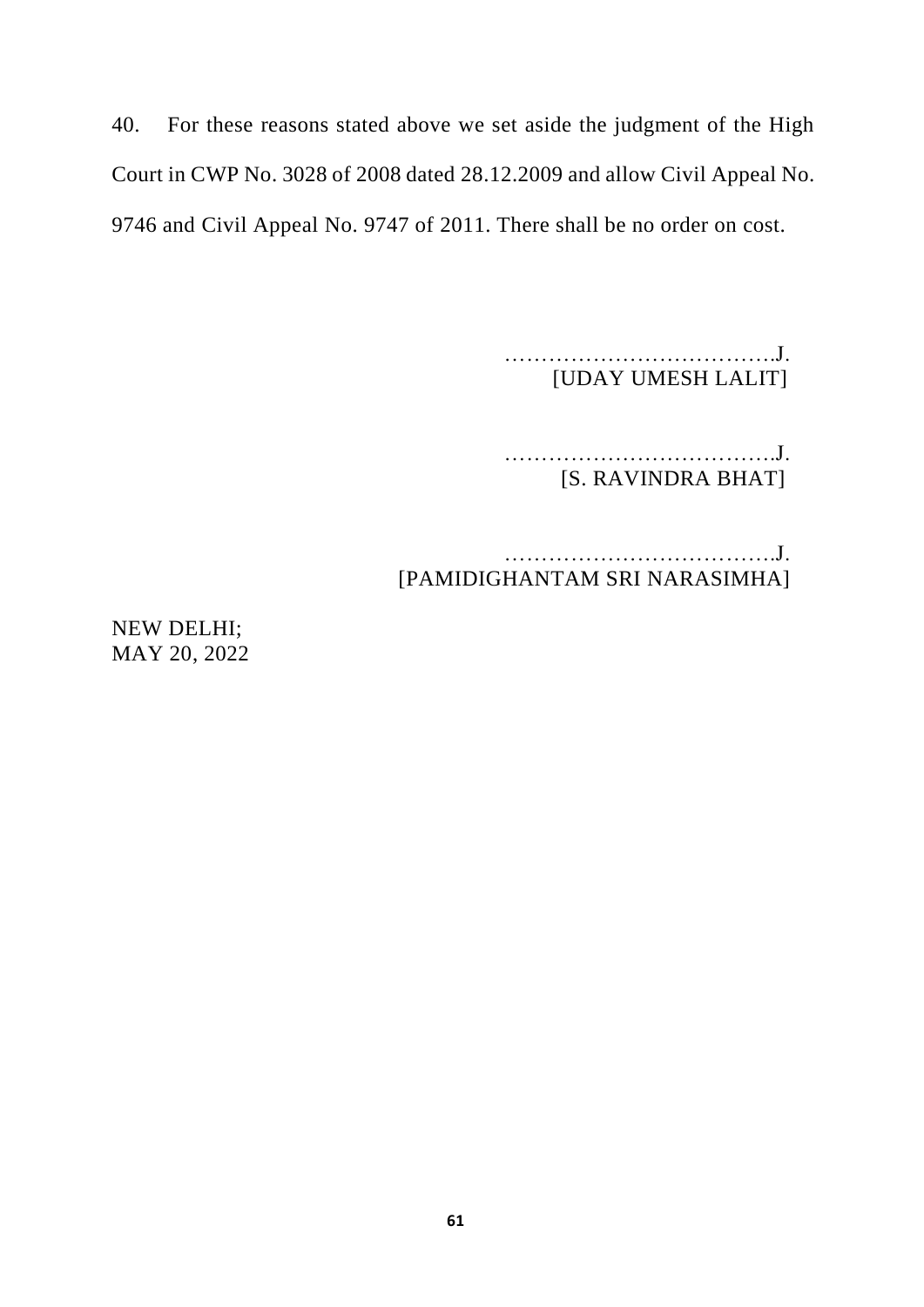40. For these reasons stated above we set aside the judgment of the High Court in CWP No. 3028 of 2008 dated 28.12.2009 and allow Civil Appeal No. 9746 and Civil Appeal No. 9747 of 2011. There shall be no order on cost.

……………………………….J.
[UDAY UMESH LALIT]

……………………………….J.
[S. RAVINDRA BHAT]

……………………………….J.
[PAMIDIGHANTAM SRI NARASIMHA]

NEW DELHI;
MAY 20, 2022